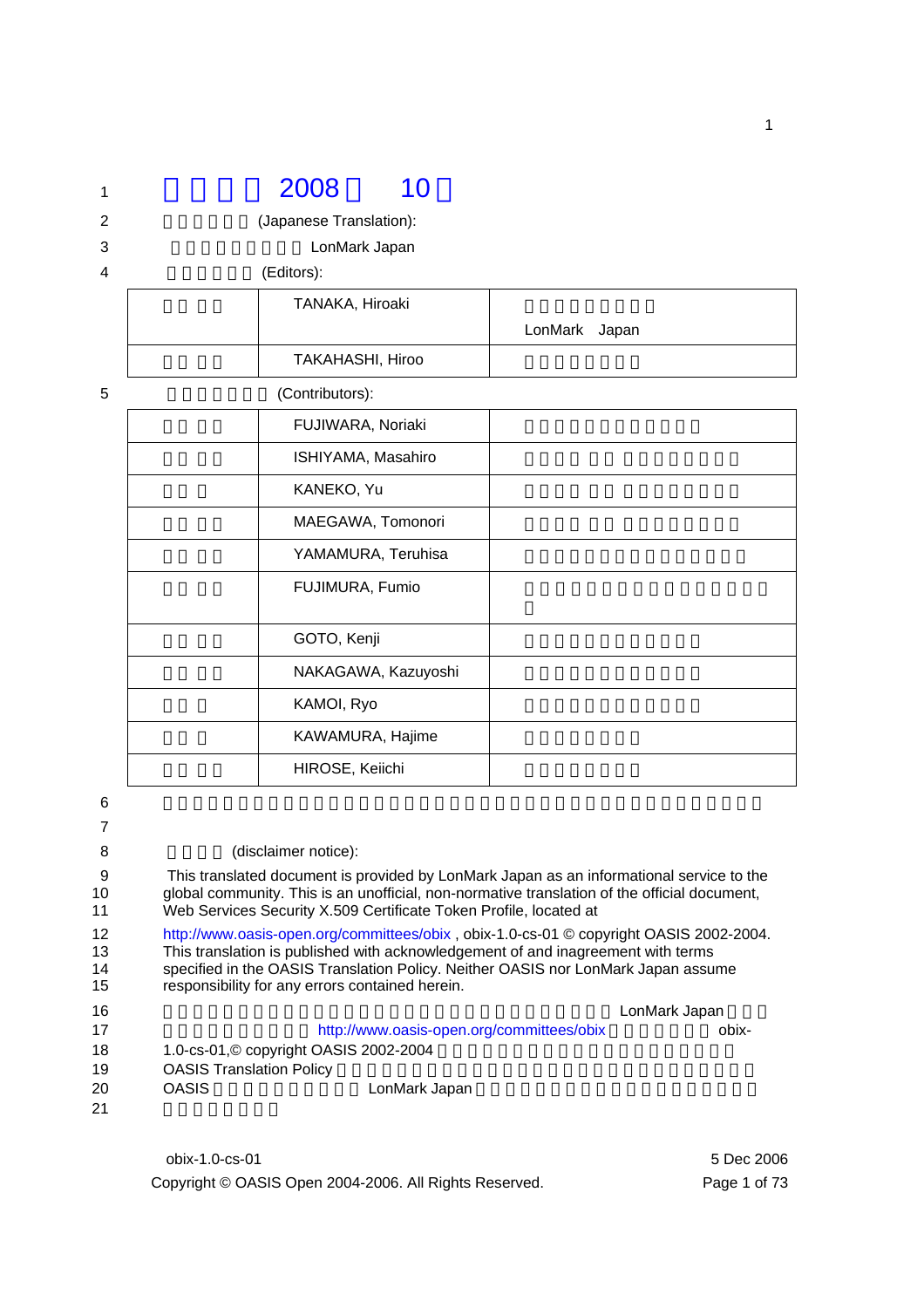# 2008 10

(Japanese Translation):

LonMark Japan

(Editors):

| | | |
|---|---|---|
| | TANAKA, Hiroaki | LonMark Japan |
| | TAKAHASHI, Hiroo | |

(Contributors):

| | | |
|---|---|---|
| | FUJIWARA, Noriaki | |
| | ISHIYAMA, Masahiro | |
| | KANEKO, Yu | |
| | MAEGAWA, Tomonori | |
| | YAMAMURA, Teruhisa | |
| | FUJIMURA, Fumio | |
| | GOTO, Kenji | |
| | NAKAGAWA, Kazuyoshi | |
| | KAMOI, Ryo | |
| | KAWAMURA, Hajime | |
| | HIROSE, Keiichi | |

(disclaimer notice):

This translated document is provided by LonMark Japan as an informational service to the global community. This is an unofficial, non-normative translation of the official document, Web Services Security X.509 Certificate Token Profile, located at http://www.oasis-open.org/committees/obix , obix-1.0-cs-01 © copyright OASIS 2002-2004. This translation is published with acknowledgement of and inagreement with terms specified in the OASIS Translation Policy. Neither OASIS nor LonMark Japan assume responsibility for any errors contained herein.

LonMark Japan http://www.oasis-open.org/committees/obix obix-1.0-cs-01,© copyright OASIS 2002-2004 OASIS Translation Policy OASIS LonMark Japan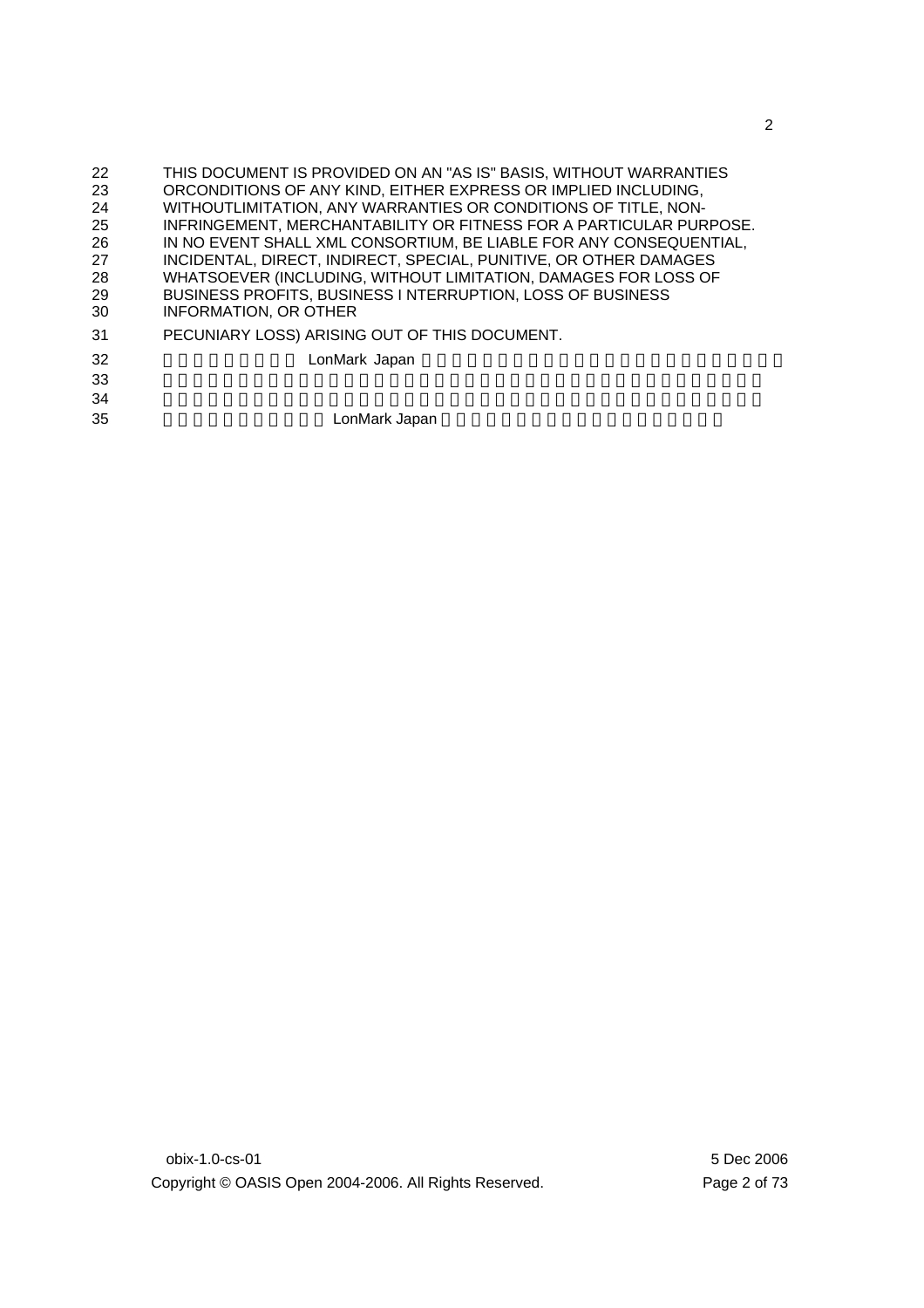THIS DOCUMENT IS PROVIDED ON AN "AS IS" BASIS, WITHOUT WARRANTIES ORCONDITIONS OF ANY KIND, EITHER EXPRESS OR IMPLIED INCLUDING, WITHOUTLIMITATION, ANY WARRANTIES OR CONDITIONS OF TITLE, NON-INFRINGEMENT, MERCHANTABILITY OR FITNESS FOR A PARTICULAR PURPOSE. IN NO EVENT SHALL XML CONSORTIUM, BE LIABLE FOR ANY CONSEQUENTIAL, INCIDENTAL, DIRECT, INDIRECT, SPECIAL, PUNITIVE, OR OTHER DAMAGES WHATSOEVER (INCLUDING, WITHOUT LIMITATION, DAMAGES FOR LOSS OF BUSINESS PROFITS, BUSINESS I NTERRUPTION, LOSS OF BUSINESS INFORMATION, OR OTHER

PECUNIARY LOSS) ARISING OUT OF THIS DOCUMENT.

LonMark Japan

LonMark Japan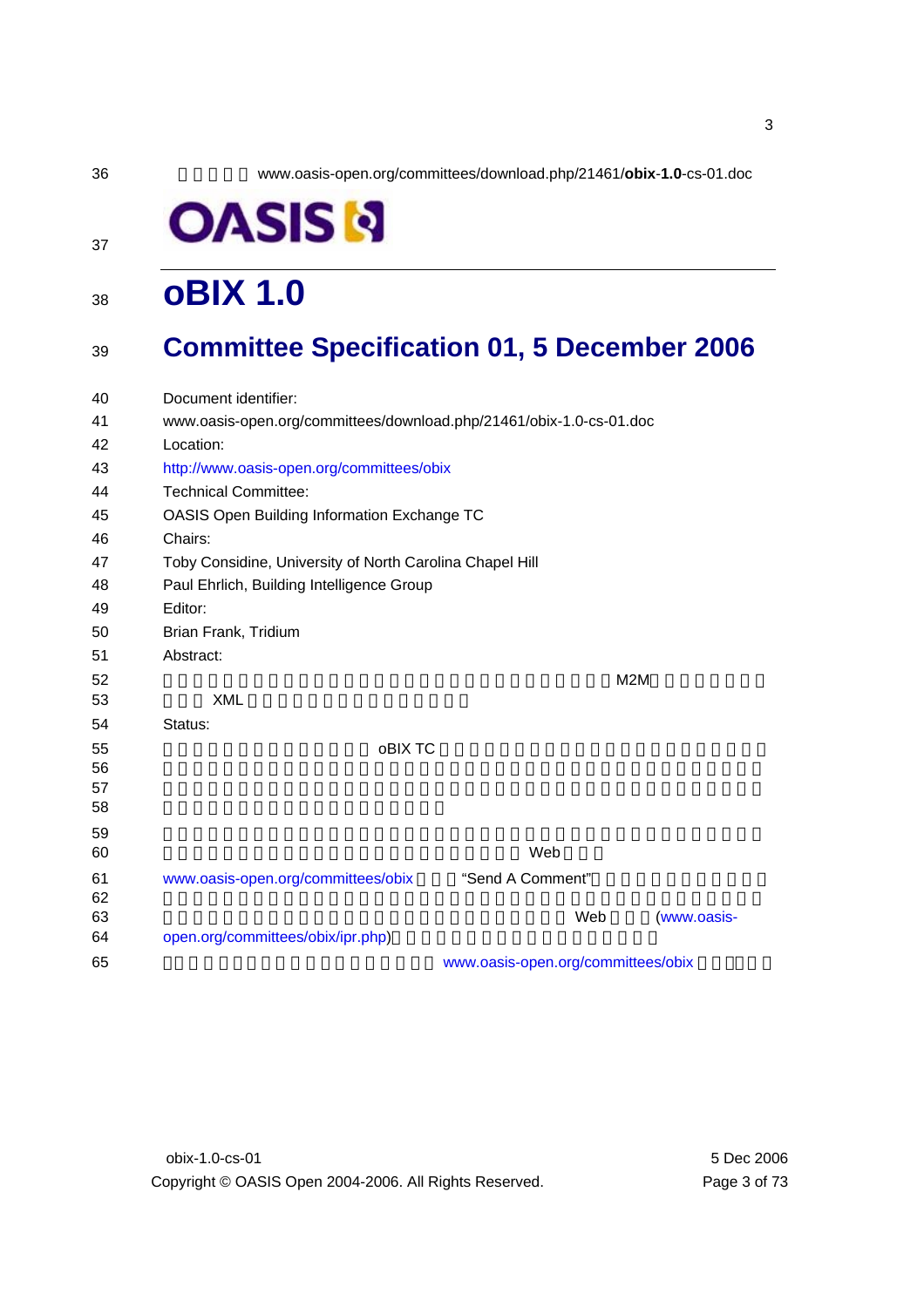www.oasis-open.org/committees/download.php/21461/**obix**-**1.0**-cs-01.doc

OASIS

# oBIX 1.0

## Committee Specification 01, 5 December 2006

Document identifier:

www.oasis-open.org/committees/download.php/21461/obix-1.0-cs-01.doc

Location:

http://www.oasis-open.org/committees/obix

Technical Committee:

OASIS Open Building Information Exchange TC

Chairs:

Toby Considine, University of North Carolina Chapel Hill

Paul Ehrlich, Building Intelligence Group

Editor:

Brian Frank, Tridium

Abstract:

M2M

XML

Status:

oBIX TC

Web

www.oasis-open.org/committees/obix "Send A Comment"

Web (www.oasis-open.org/committees/obix/ipr.php)

www.oasis-open.org/committees/obix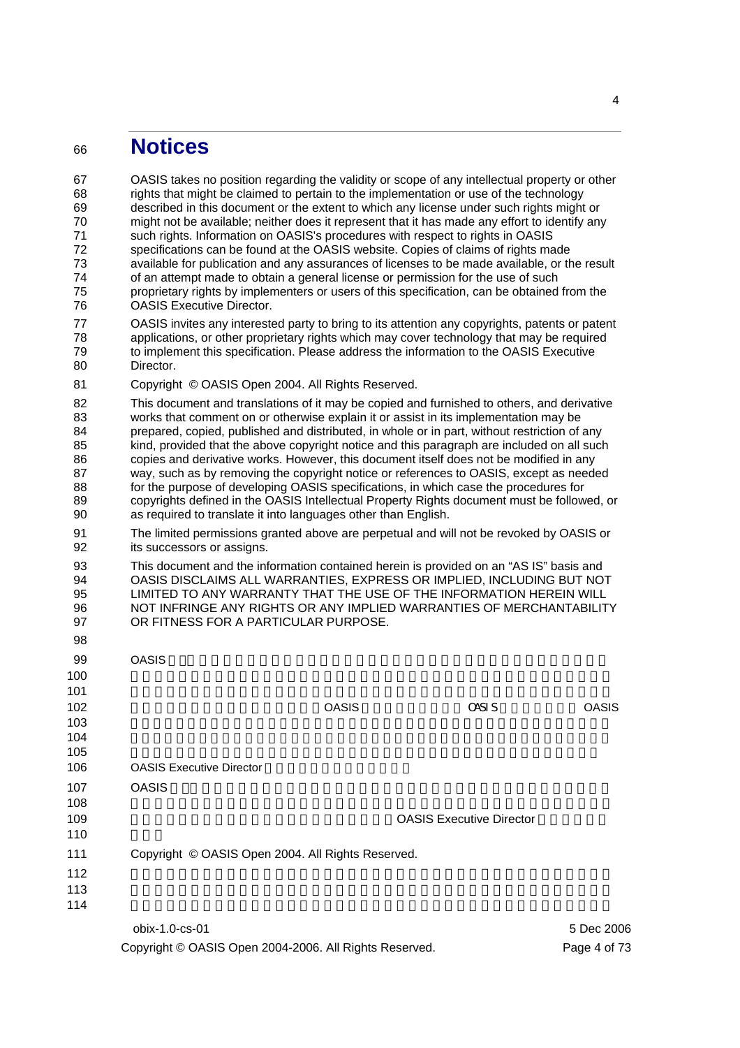# Notices

OASIS takes no position regarding the validity or scope of any intellectual property or other rights that might be claimed to pertain to the implementation or use of the technology described in this document or the extent to which any license under such rights might or might not be available; neither does it represent that it has made any effort to identify any such rights. Information on OASIS's procedures with respect to rights in OASIS specifications can be found at the OASIS website. Copies of claims of rights made available for publication and any assurances of licenses to be made available, or the result of an attempt made to obtain a general license or permission for the use of such proprietary rights by implementers or users of this specification, can be obtained from the OASIS Executive Director.

OASIS invites any interested party to bring to its attention any copyrights, patents or patent applications, or other proprietary rights which may cover technology that may be required to implement this specification. Please address the information to the OASIS Executive Director.

Copyright © OASIS Open 2004. All Rights Reserved.

This document and translations of it may be copied and furnished to others, and derivative works that comment on or otherwise explain it or assist in its implementation may be prepared, copied, published and distributed, in whole or in part, without restriction of any kind, provided that the above copyright notice and this paragraph are included on all such copies and derivative works. However, this document itself does not be modified in any way, such as by removing the copyright notice or references to OASIS, except as needed for the purpose of developing OASIS specifications, in which case the procedures for copyrights defined in the OASIS Intellectual Property Rights document must be followed, or as required to translate it into languages other than English.

The limited permissions granted above are perpetual and will not be revoked by OASIS or its successors or assigns.

This document and the information contained herein is provided on an "AS IS" basis and OASIS DISCLAIMS ALL WARRANTIES, EXPRESS OR IMPLIED, INCLUDING BUT NOT LIMITED TO ANY WARRANTY THAT THE USE OF THE INFORMATION HEREIN WILL NOT INFRINGE ANY RIGHTS OR ANY IMPLIED WARRANTIES OF MERCHANTABILITY OR FITNESS FOR A PARTICULAR PURPOSE.

OASIS

OASIS OASIS OASIS

OASIS Executive Director

OASIS

OASIS Executive Director

Copyright © OASIS Open 2004. All Rights Reserved.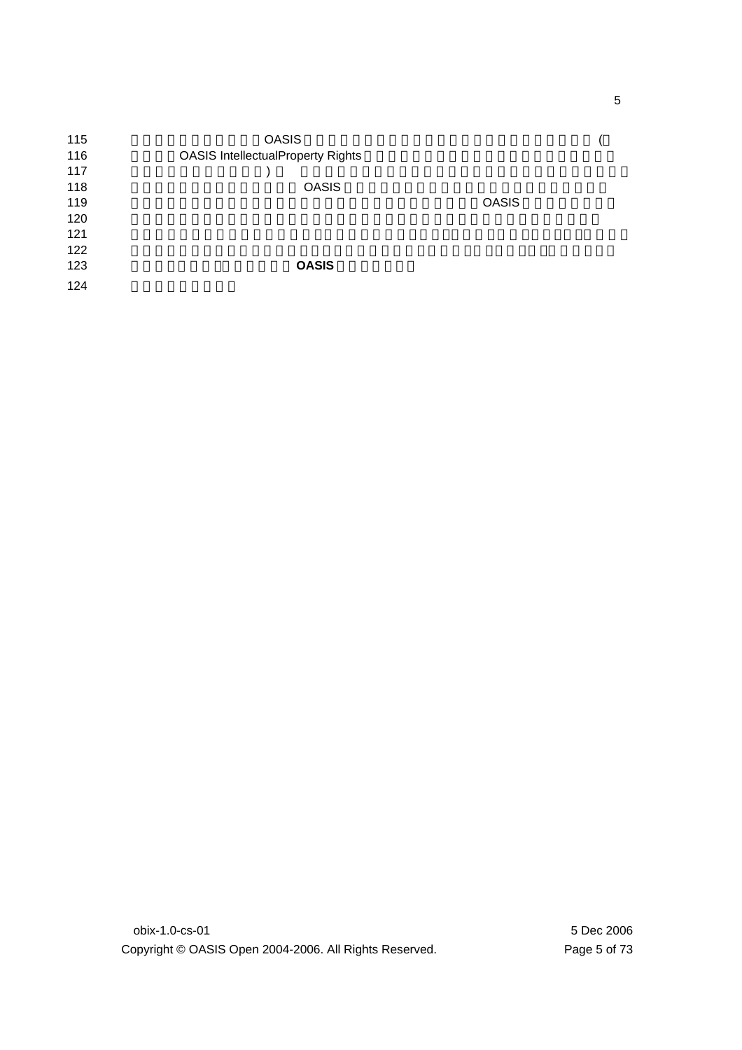OASIS (

OASIS IntellectualProperty Rights

)

OASIS

OASIS

**OASIS**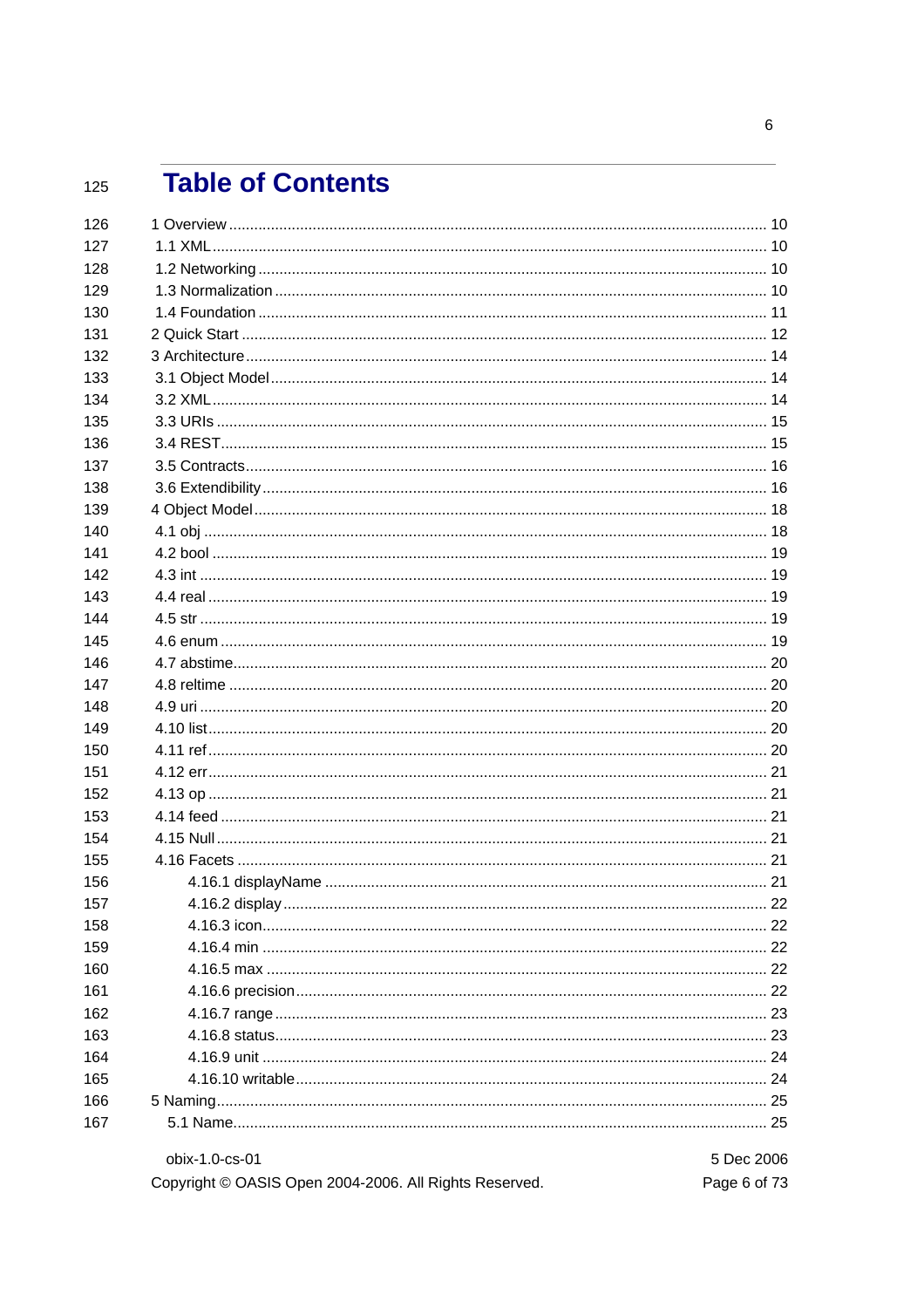# Table of Contents

1 Overview ........................................................ 10
  1.1 XML ........................................................ 10
  1.2 Networking ................................................. 10
  1.3 Normalization .............................................. 10
  1.4 Foundation ................................................. 11
2 Quick Start ..................................................... 12
3 Architecture .................................................... 14
  3.1 Object Model ............................................... 14
  3.2 XML ........................................................ 14
  3.3 URIs ....................................................... 15
  3.4 REST ....................................................... 15
  3.5 Contracts .................................................. 16
  3.6 Extendibility .............................................. 16
4 Object Model .................................................... 18
  4.1 obj ........................................................ 18
  4.2 bool ....................................................... 19
  4.3 int ........................................................ 19
  4.4 real ....................................................... 19
  4.5 str ........................................................ 19
  4.6 enum ....................................................... 19
  4.7 abstime .................................................... 20
  4.8 reltime .................................................... 20
  4.9 uri ........................................................ 20
  4.10 list ...................................................... 20
  4.11 ref ....................................................... 20
  4.12 err ....................................................... 21
  4.13 op ........................................................ 21
  4.14 feed ...................................................... 21
  4.15 Null ...................................................... 21
  4.16 Facets .................................................... 21
    4.16.1 displayName ........................................... 21
    4.16.2 display ............................................... 22
    4.16.3 icon .................................................. 22
    4.16.4 min ................................................... 22
    4.16.5 max ................................................... 22
    4.16.6 precision ............................................. 22
    4.16.7 range ................................................. 23
    4.16.8 status ................................................ 23
    4.16.9 unit .................................................. 24
    4.16.10 writable ............................................. 24
5 Naming .......................................................... 25
  5.1 Name ....................................................... 25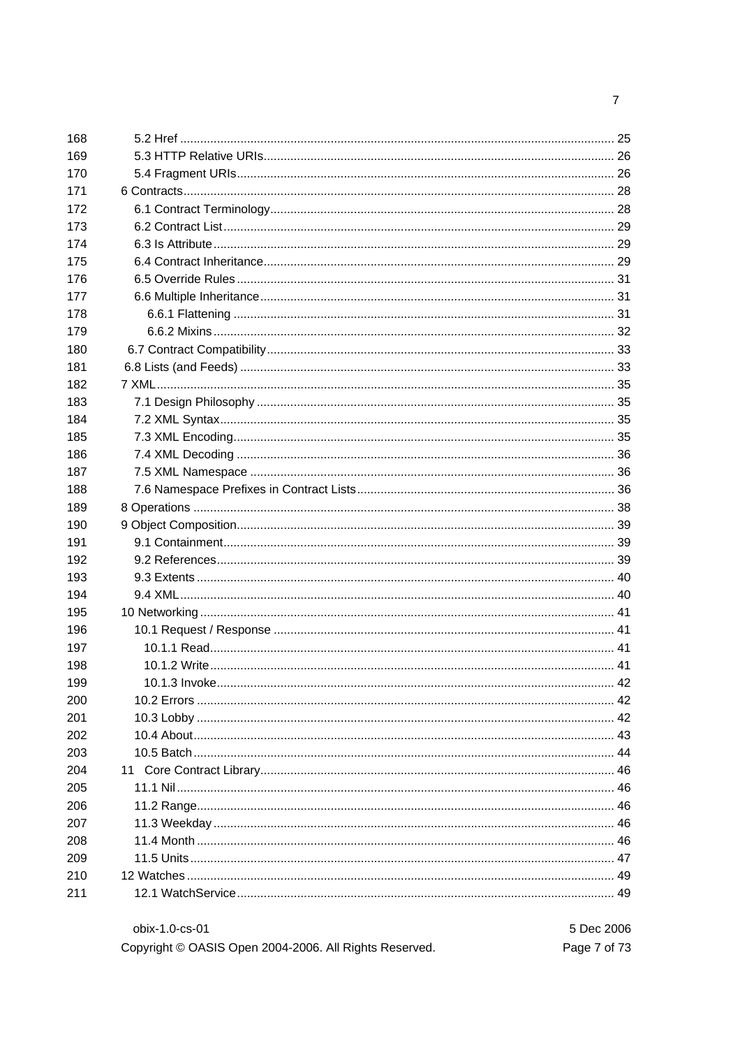168 5.2 Href ............................................................................................................................ 25
169 5.3 HTTP Relative URIs.................................................................................................... 26
170 5.4 Fragment URIs............................................................................................................ 26
171 6 Contracts............................................................................................................................ 28
172 6.1 Contract Terminology.................................................................................................. 28
173 6.2 Contract List................................................................................................................ 29
174 6.3 Is Attribute................................................................................................................... 29
175 6.4 Contract Inheritance.................................................................................................... 29
176 6.5 Override Rules............................................................................................................ 31
177 6.6 Multiple Inheritance..................................................................................................... 31
178 6.6.1 Flattening ............................................................................................................. 31
179 6.6.2 Mixins................................................................................................................... 32
180 6.7 Contract Compatibility.................................................................................................. 33
181 6.8 Lists (and Feeds) .......................................................................................................... 33
182 7 XML................................................................................................................................... 35
183 7.1 Design Philosophy ...................................................................................................... 35
184 7.2 XML Syntax.................................................................................................................. 35
185 7.3 XML Encoding.............................................................................................................. 35
186 7.4 XML Decoding ............................................................................................................. 36
187 7.5 XML Namespace ......................................................................................................... 36
188 7.6 Namespace Prefixes in Contract Lists.......................................................................... 36
189 8 Operations ......................................................................................................................... 38
190 9 Object Composition............................................................................................................ 39
191 9.1 Containment................................................................................................................. 39
192 9.2 References.................................................................................................................... 39
193 9.3 Extents ......................................................................................................................... 40
194 9.4 XML.............................................................................................................................. 40
195 10 Networking ....................................................................................................................... 41
196 10.1 Request / Response .................................................................................................. 41
197 10.1.1 Read.................................................................................................................. 41
198 10.1.2 Write.................................................................................................................. 41
199 10.1.3 Invoke................................................................................................................ 42
200 10.2 Errors ......................................................................................................................... 42
201 10.3 Lobby ......................................................................................................................... 42
202 10.4 About.......................................................................................................................... 43
203 10.5 Batch.......................................................................................................................... 44
204 11 Core Contract Library...................................................................................................... 46
205 11.1 Nil............................................................................................................................... 46
206 11.2 Range......................................................................................................................... 46
207 11.3 Weekday..................................................................................................................... 46
208 11.4 Month ......................................................................................................................... 46
209 11.5 Units........................................................................................................................... 47
210 12 Watches ........................................................................................................................... 49
211 12.1 WatchService.............................................................................................................. 49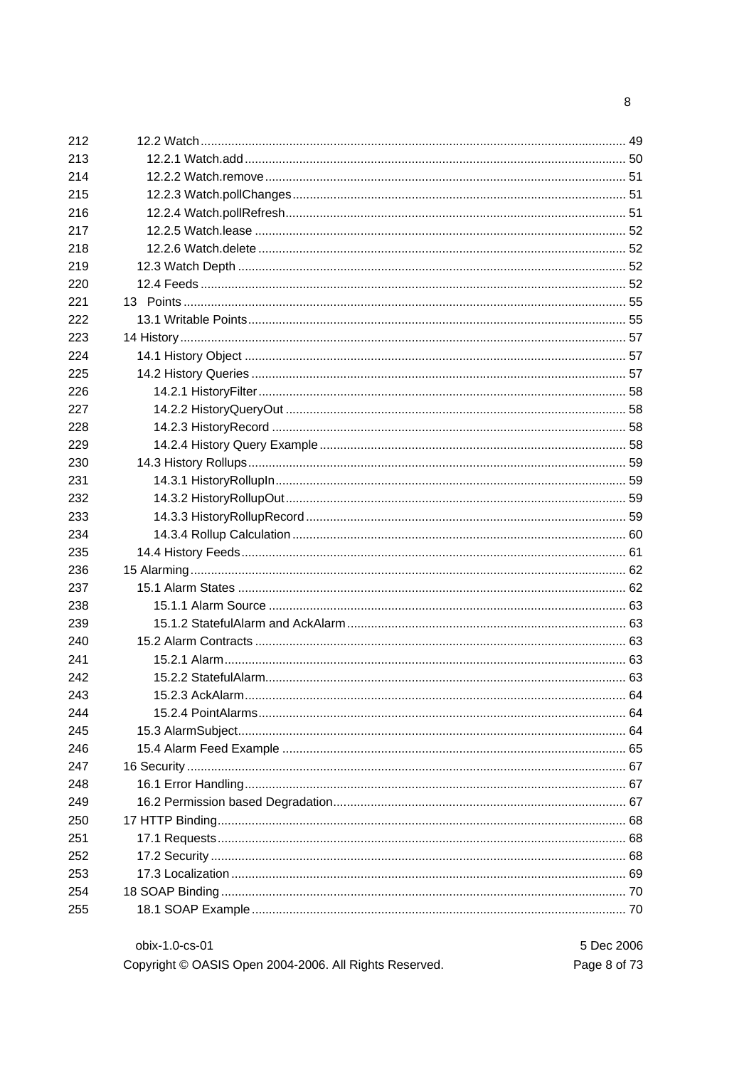212 12.2 Watch ........................................................................................................... 49
213 12.2.1 Watch.add ............................................................................................... 50
214 12.2.2 Watch.remove .......................................................................................... 51
215 12.2.3 Watch.pollChanges .................................................................................. 51
216 12.2.4 Watch.pollRefresh .................................................................................... 51
217 12.2.5 Watch.lease ............................................................................................. 52
218 12.2.6 Watch.delete ............................................................................................ 52
219 12.3 Watch Depth ................................................................................................. 52
220 12.4 Feeds ........................................................................................................... 52
221 13 Points ................................................................................................................ 55
222 13.1 Writable Points.............................................................................................. 55
223 14 History ................................................................................................................. 57
224 14.1 History Object ............................................................................................... 57
225 14.2 History Queries ............................................................................................. 57
226 14.2.1 HistoryFilter ............................................................................................ 58
227 14.2.2 HistoryQueryOut ..................................................................................... 58
228 14.2.3 HistoryRecord ......................................................................................... 58
229 14.2.4 History Query Example ........................................................................... 58
230 14.3 History Rollups .............................................................................................. 59
231 14.3.1 HistoryRollupIn ....................................................................................... 59
232 14.3.2 HistoryRollupOut ..................................................................................... 59
233 14.3.3 HistoryRollupRecord ............................................................................... 59
234 14.3.4 Rollup Calculation ................................................................................... 60
235 14.4 History Feeds ................................................................................................ 61
236 15 Alarming ............................................................................................................... 62
237 15.1 Alarm States ................................................................................................. 62
238 15.1.1 Alarm Source .......................................................................................... 63
239 15.1.2 StatefulAlarm and AckAlarm .................................................................... 63
240 15.2 Alarm Contracts ............................................................................................ 63
241 15.2.1 Alarm ...................................................................................................... 63
242 15.2.2 StatefulAlarm........................................................................................... 63
243 15.2.3 AckAlarm ................................................................................................ 64
244 15.2.4 PointAlarms ............................................................................................. 64
245 15.3 AlarmSubject................................................................................................. 64
246 15.4 Alarm Feed Example ..................................................................................... 65
247 16 Security ................................................................................................................ 67
248 16.1 Error Handling ............................................................................................... 67
249 16.2 Permission based Degradation ...................................................................... 67
250 17 HTTP Binding ........................................................................................................ 68
251 17.1 Requests ....................................................................................................... 68
252 17.2 Security ......................................................................................................... 68
253 17.3 Localization ................................................................................................... 69
254 18 SOAP Binding ....................................................................................................... 70
255 18.1 SOAP Example .............................................................................................. 70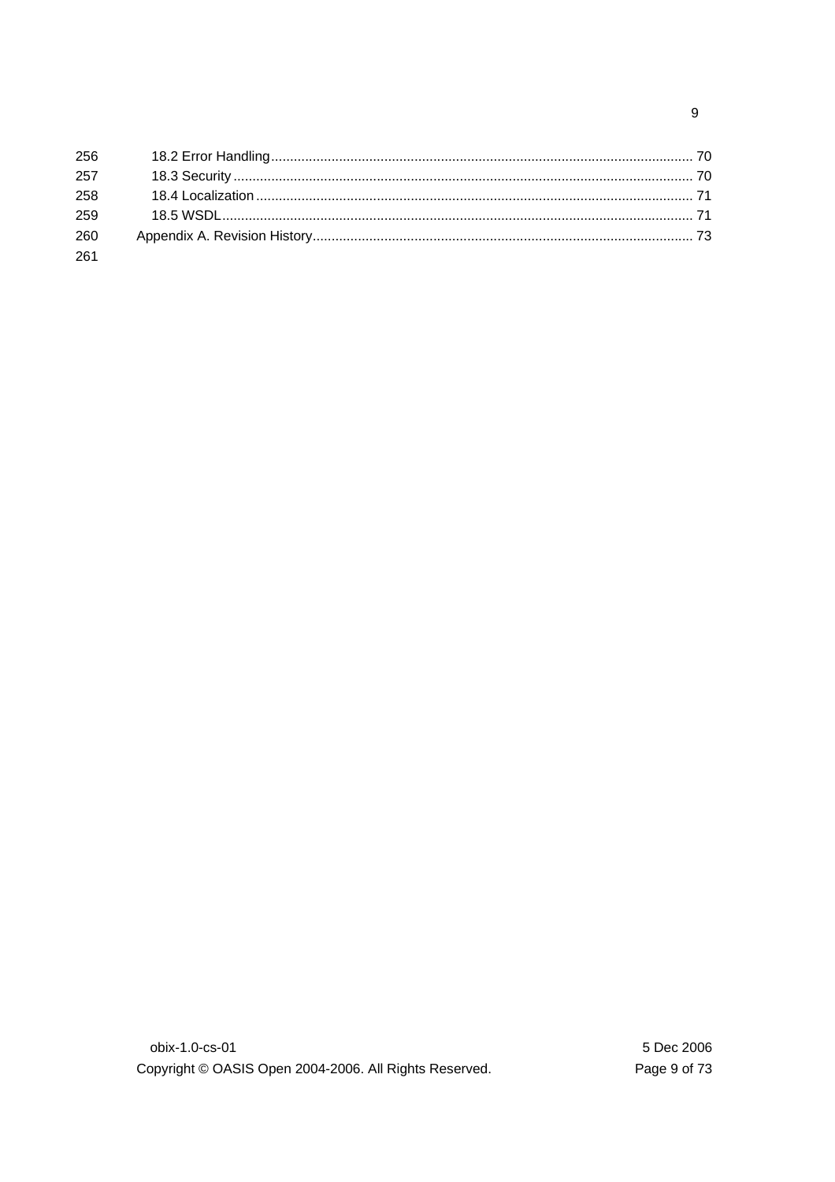18.2 Error Handling ........................................ 70

18.3 Security ........................................ 70

18.4 Localization ........................................ 71

18.5 WSDL ........................................ 71

Appendix A. Revision History ........................................ 73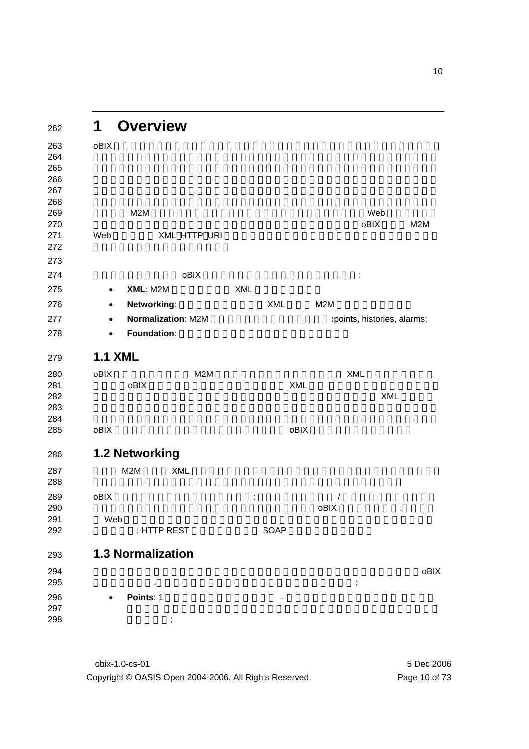# 1 Overview

oBIX

M2M Web

oBIX M2M

Web XML HTTP URI

oBIX :

- **XML**: M2M XML
- **Networking**: XML M2M
- **Normalization**: M2M **:**points, histories, alarms;
- **Foundation**:

## 1.1 XML

oBIX M2M XML

oBIX XML

XML

oBIX oBIX

## 1.2 Networking

M2M XML

oBIX : /

oBIX .

Web

: HTTP REST SOAP

## 1.3 Normalization

oBIX

. :

- **Points**: 1 –

  ;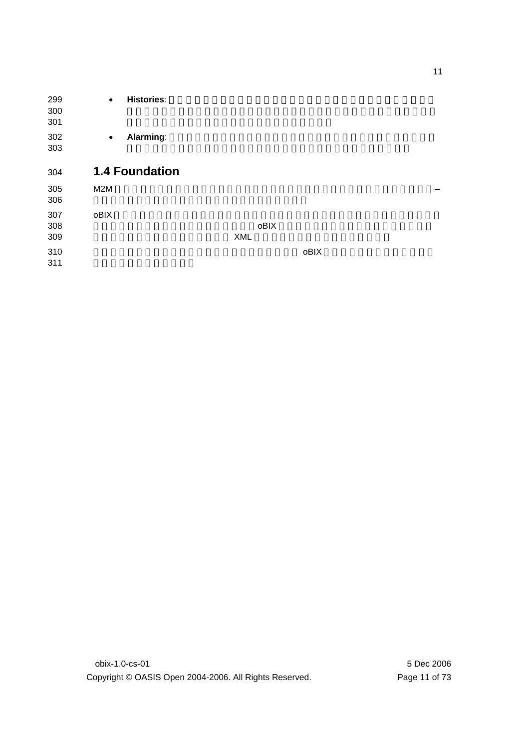- **Histories**:
- **Alarming**:

## 1.4 Foundation

M2M –

oBIX oBIX XML

oBIX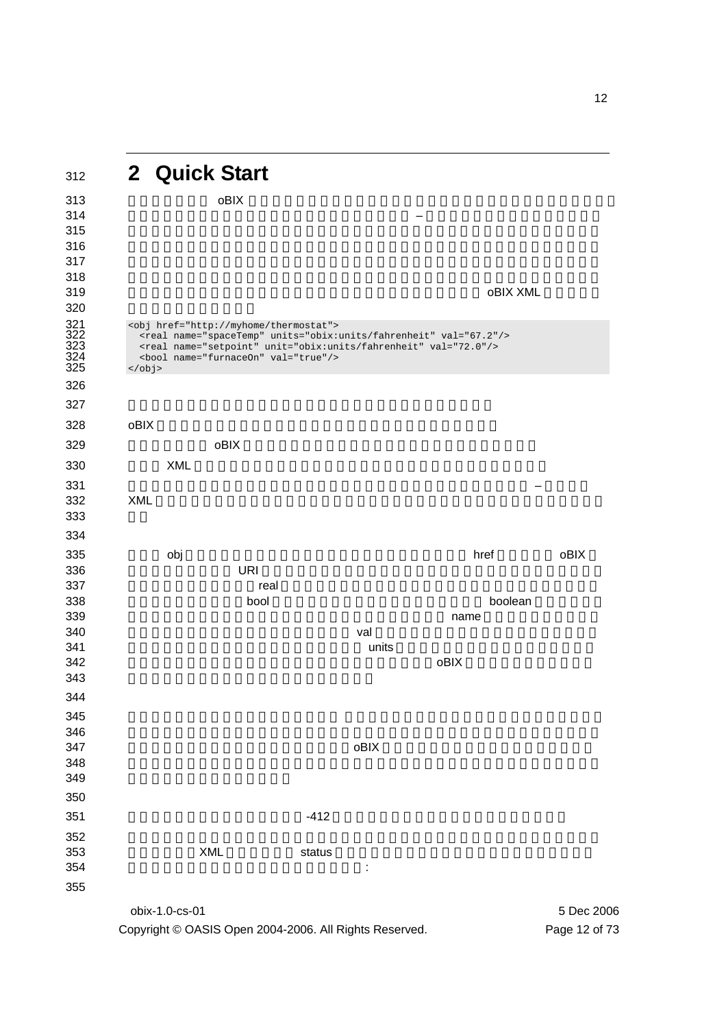# 2 Quick Start

oBIX – oBIX XML

```
<obj href="http://myhome/thermostat">
  <real name="spaceTemp" units="obix:units/fahrenheit" val="67.2"/>
  <real name="setpoint" unit="obix:units/fahrenheit" val="72.0"/>
  <bool name="furnaceOn" val="true"/>
</obj>
```

oBIX

oBIX

XML

–

XML

obj href oBIX URI real bool boolean name val units oBIX

oBIX

-412

XML status :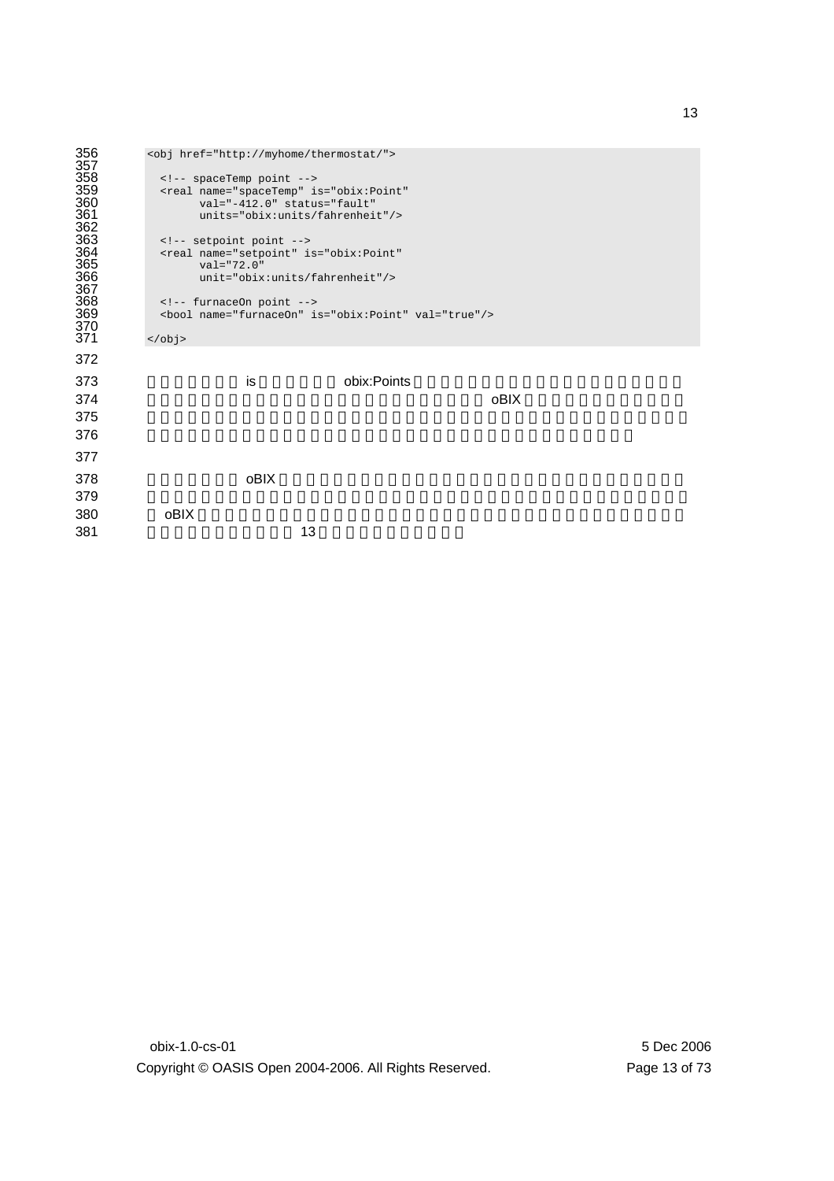```
<obj href="http://myhome/thermostat/">

  <!-- spaceTemp point -->
  <real name="spaceTemp" is="obix:Point"
        val="-412.0" status="fault"
        units="obix:units/fahrenheit"/>

  <!-- setpoint point -->
  <real name="setpoint" is="obix:Point"
        val="72.0"
        unit="obix:units/fahrenheit"/>

  <!-- furnaceOn point -->
  <bool name="furnaceOn" is="obix:Point" val="true"/>

</obj>
```

is obix:Points oBIX

oBIX

oBIX 13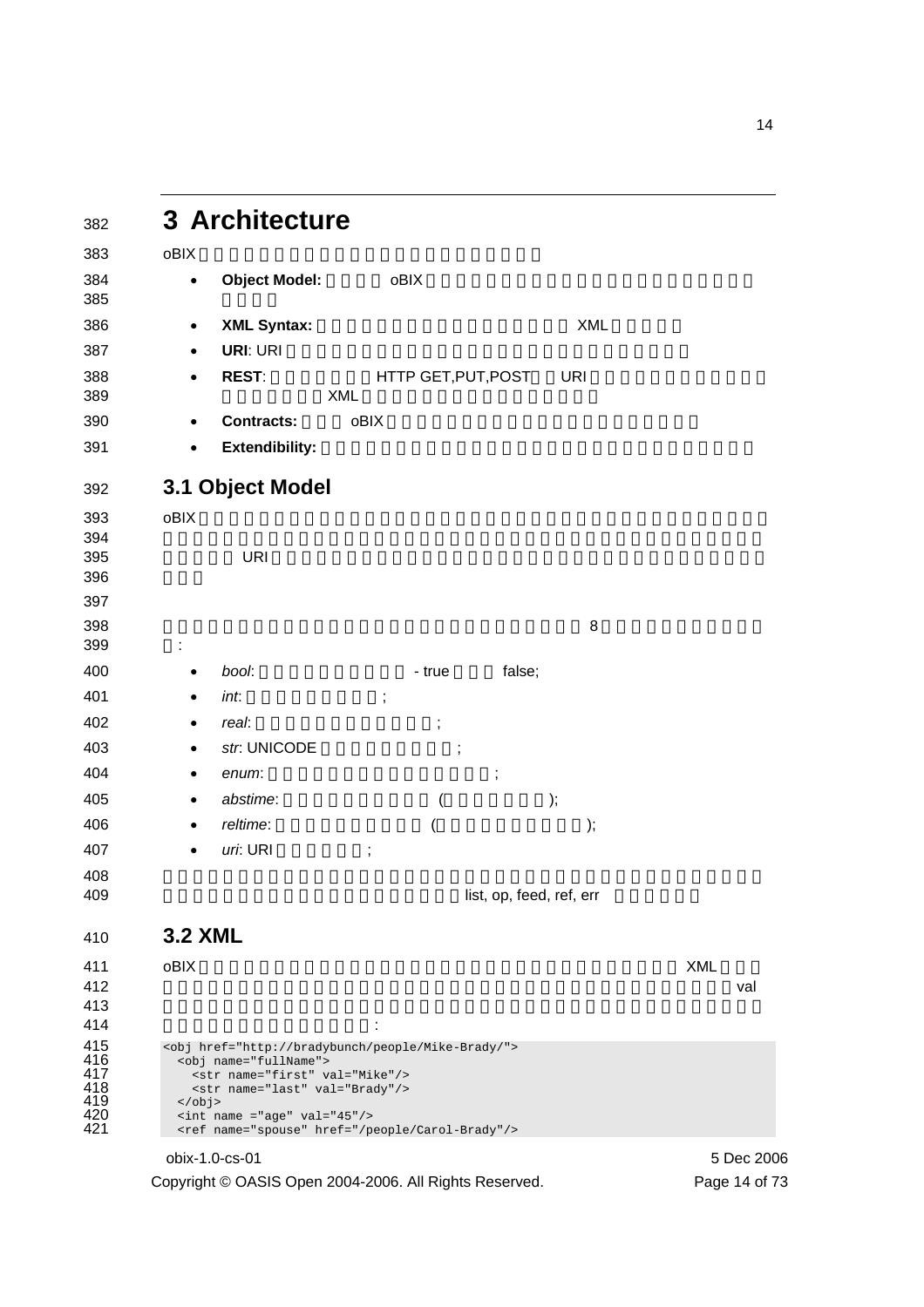# 3 Architecture

oBIX

- **Object Model:** oBIX
- **XML Syntax:** XML
- **URI**: URI
- **REST**: HTTP GET,PUT,POST URI XML
- **Contracts:** oBIX
- **Extendibility:**

## 3.1 Object Model

oBIX

URI

8

:

- *bool*: - true false;
- *int*: ;
- *real*: ;
- *str*: UNICODE ;
- *enum*: ;
- *abstime*: ( );
- *reltime*: ( );
- *uri*: URI ;

list, op, feed, ref, err

## 3.2 XML

oBIX XML

val

:

```
<obj href="http://bradybunch/people/Mike-Brady/">
  <obj name="fullName">
    <str name="first" val="Mike"/>
    <str name="last" val="Brady"/>
  </obj>
  <int name ="age" val="45"/>
  <ref name="spouse" href="/people/Carol-Brady"/>
```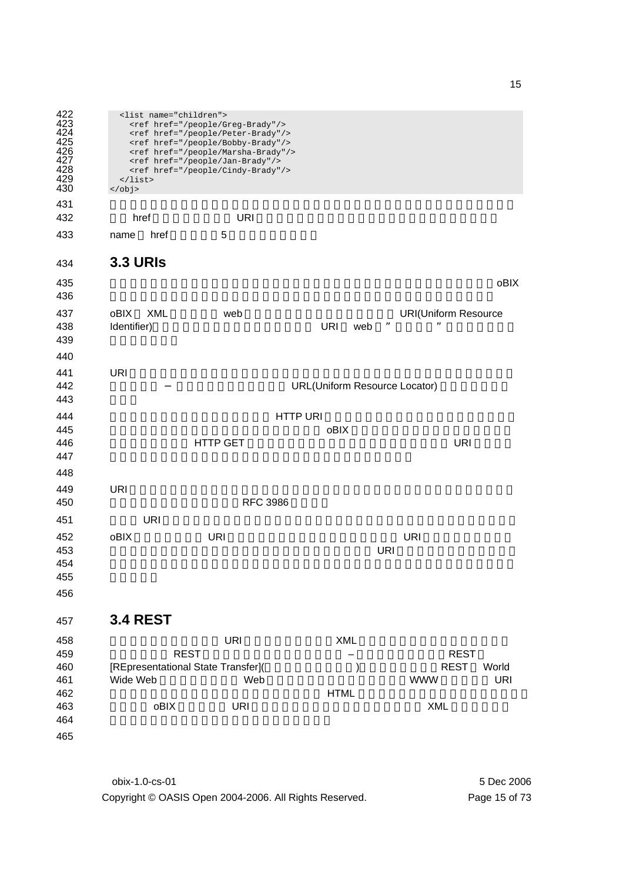```
  <list name="children">
    <ref href="/people/Greg-Brady"/>
    <ref href="/people/Peter-Brady"/>
    <ref href="/people/Bobby-Brady"/>
    <ref href="/people/Marsha-Brady"/>
    <ref href="/people/Jan-Brady"/>
    <ref href="/people/Cindy-Brady"/>
  </list>
</obj>
```

href URI

name href 5

## 3.3 URIs

oBIX

oBIX XML web URI(Uniform Resource Identifier) URI web ” ”

URI − URL(Uniform Resource Locator)

HTTP URI oBIX HTTP GET URI

URI RFC 3986

URI

oBIX URI URI URI

## 3.4 REST

URI XML REST − REST [REpresentational State Transfer]( ) REST World Wide Web Web WWW URI HTML oBIX URI XML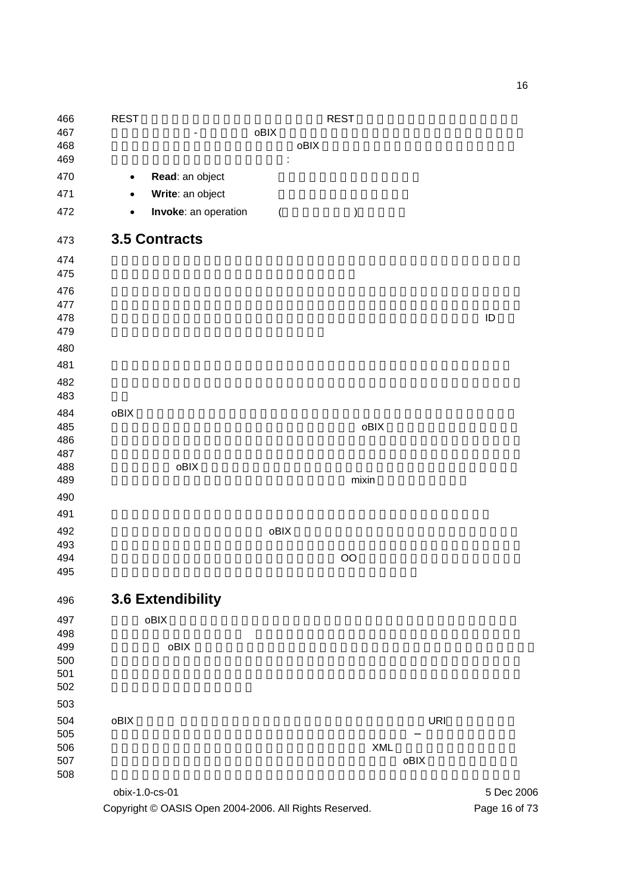REST REST

- oBIX

oBIX

:

- **Read**: an object
- **Write**: an object
- **Invoke**: an operation ( )

## 3.5 Contracts

ID

oBIX

oBIX

oBIX

mixin

oBIX

OO

## 3.6 Extendibility

oBIX

oBIX

oBIX URI

–

XML

oBIX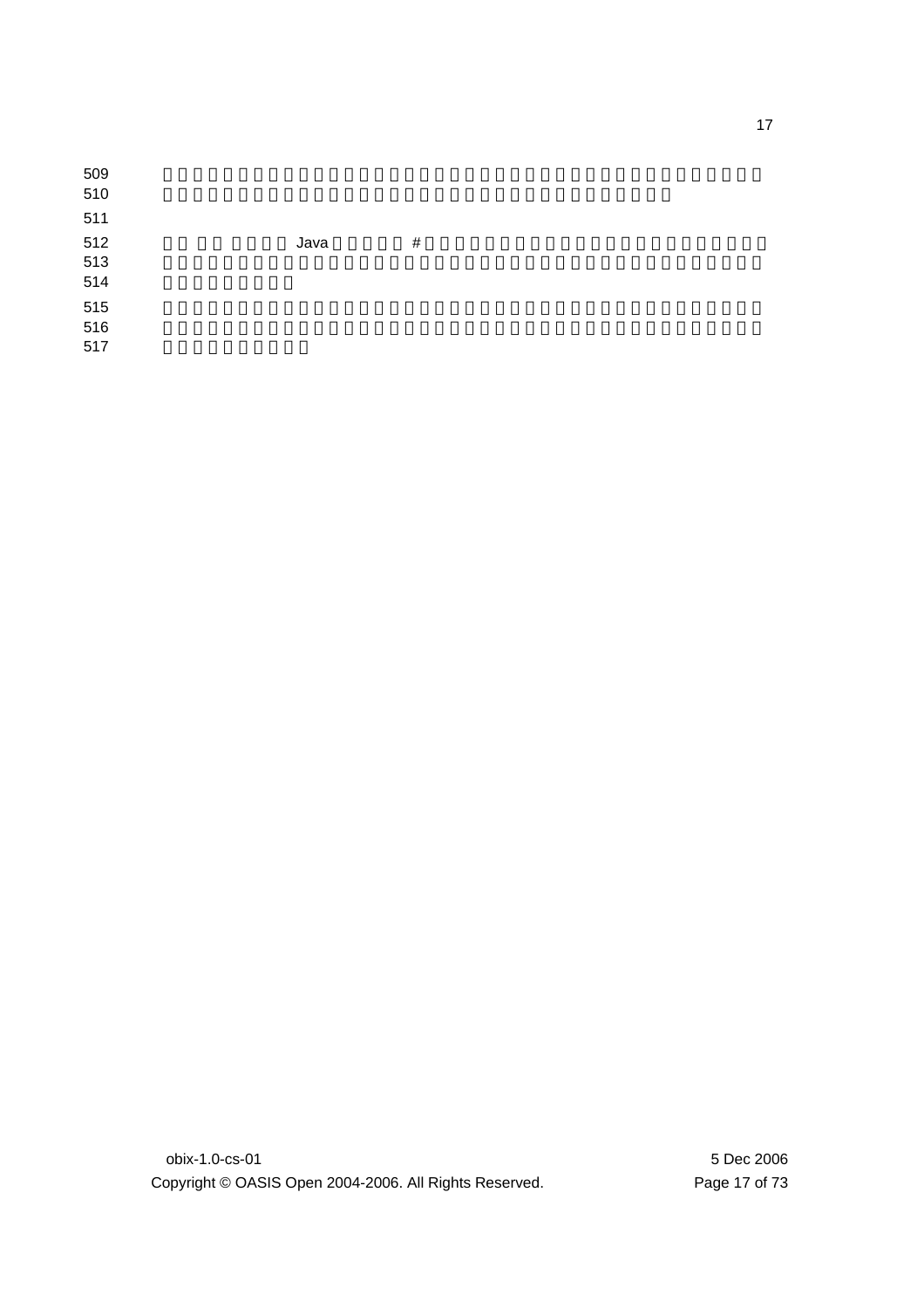Java #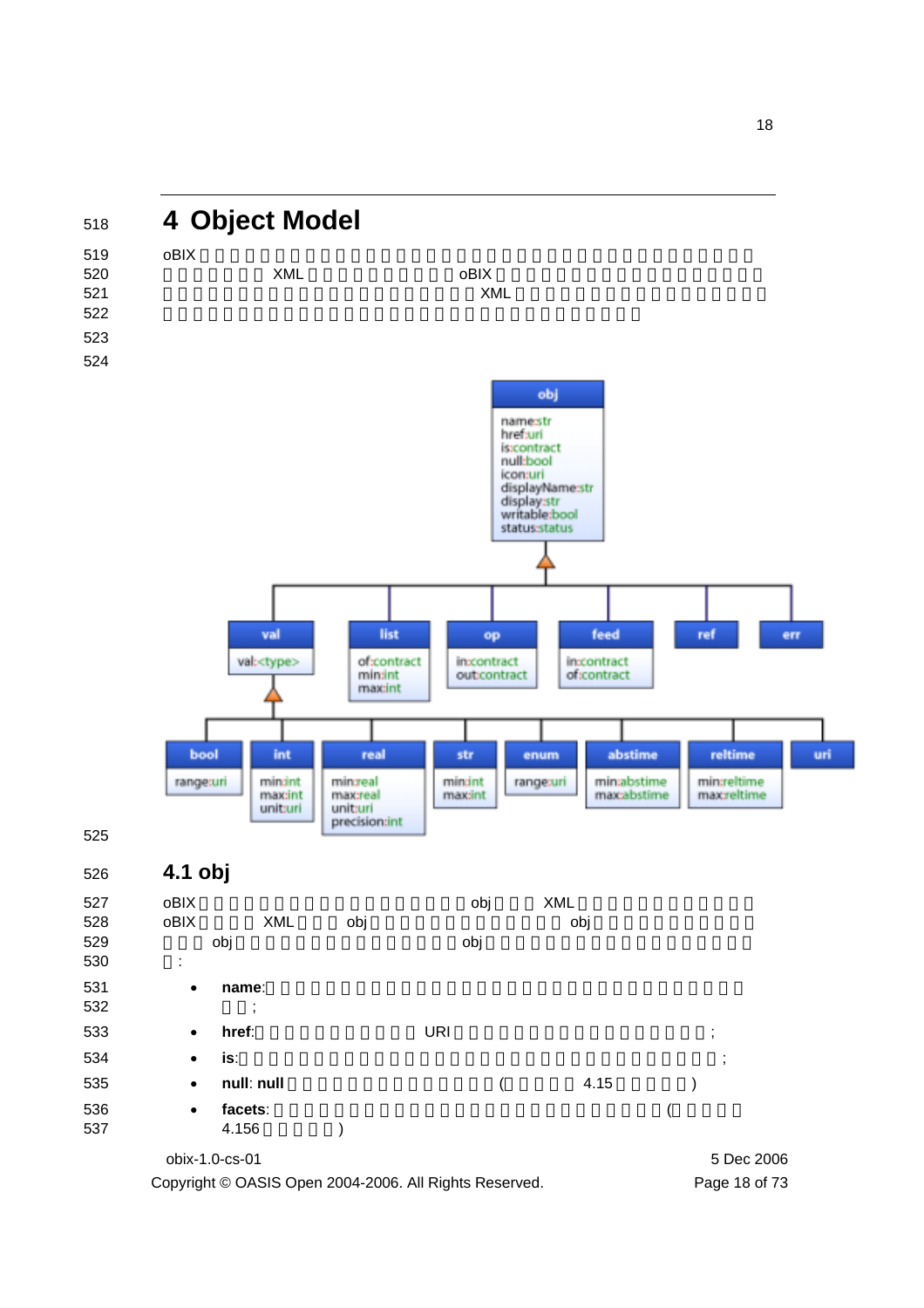# 4 Object Model

oBIX □□□□□□□□□□□□□□□□□□□□□□□□□□□□□□□□□□□□□□□□□□□□ XML □□□□□□□□□□□□□□ oBIX □□□□□□□□□□□□□□□□□□□□□□□□□□□□□□□□□□□□□□□□□□□□□□□□ XML □□□□□□□□□□□□□□□□□□□□□□□□□□□□□□□□□□□□□□□□□□□□□□□□□□□□□

## 4.1 obj

oBIX □□□□□□□□□□□□□□□□□□□□□□□□□ obj □□□ XML □□□□□□□□□□□□□□ oBIX □□□□ XML □□□ obj □□□□□□□□□□□□□□□□ obj □□□□□□□□□□□□□□□ obj □□□□□□□□□□□□□□□□□□□ obj □□□□□□□□□□□□□□□□□□□□□□□□□:

- **name**: □□□□□□□□□□□□□□□□□□□□□□□□□□□□□□□□□□□□□□□□;
- **href**: □□□□□□□□□□□ URI □□□□□□□□□□□□□□□□□□□□□;
- **is**: □□□□□□□□□□□□□□□□□□□□□□□□□□□□□□□□□□□□□□□□□;
- **null**: **null** □□□□□□□□□□□□□□□□□ (□□□□□□ 4.15 □□□□□□)
- **facets**: □□□□□□□□□□□□□□□□□□□□□□□□□□□□□□□□□□□ (□□□□□□ 4.156 □□□□□)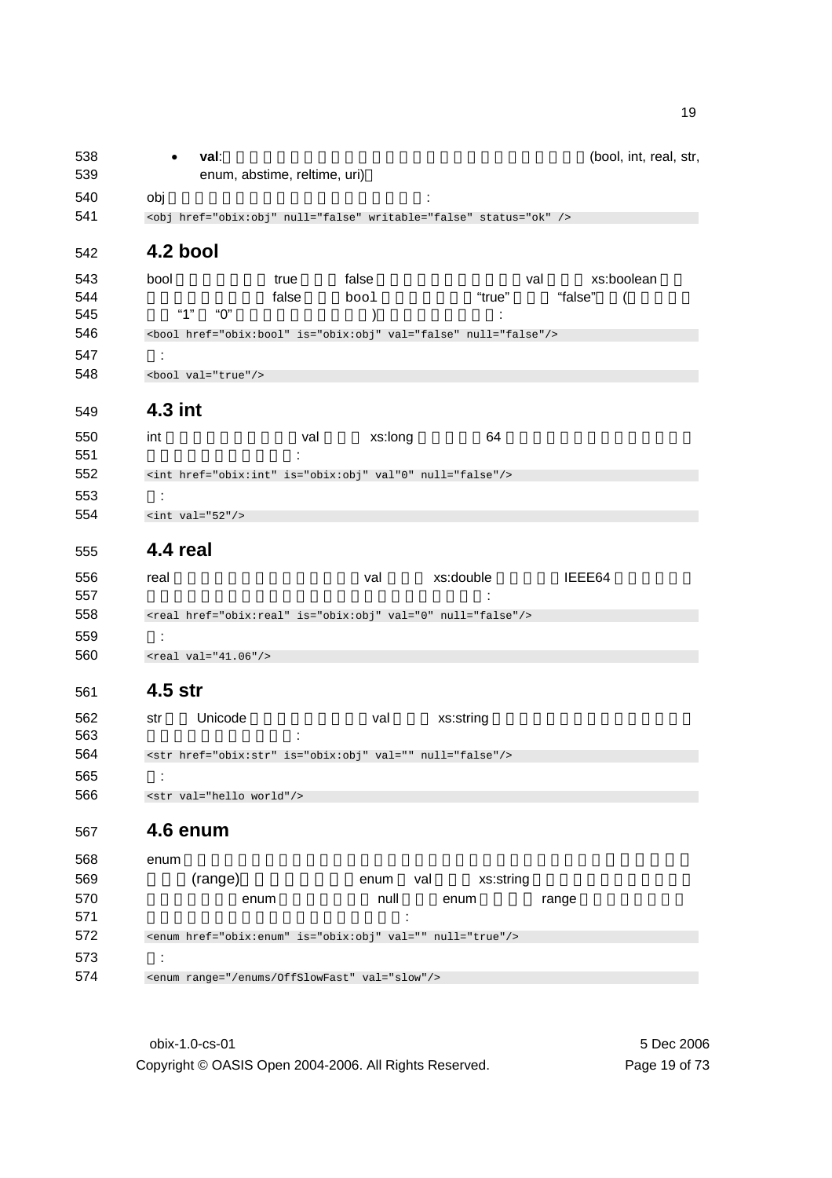- **val**: (bool, int, real, str, enum, abstime, reltime, uri)

obj :

```
<obj href="obix:obj" null="false" writable="false" status="ok" />
```

## 4.2 bool

bool true false val xs:boolean false bool "true" "false" ( "1" "0" ) :

```
<bool href="obix:bool" is="obix:obj" val="false" null="false"/>
```

:

```
<bool val="true"/>
```

## 4.3 int

int val xs:long 64 :

```
<int href="obix:int" is="obix:obj" val"0" null="false"/>
```

:

```
<int val="52"/>
```

## 4.4 real

real val xs:double IEEE64 :

```
<real href="obix:real" is="obix:obj" val="0" null="false"/>
```

:

```
<real val="41.06"/>
```

## 4.5 str

str Unicode val xs:string :

```
<str href="obix:str" is="obix:obj" val="" null="false"/>
```

:

```
<str val="hello world"/>
```

## 4.6 enum

enum (range) enum val xs:string enum null enum range :

```
<enum href="obix:enum" is="obix:obj" val="" null="true"/>
```

:

```
<enum range="/enums/OffSlowFast" val="slow"/>
```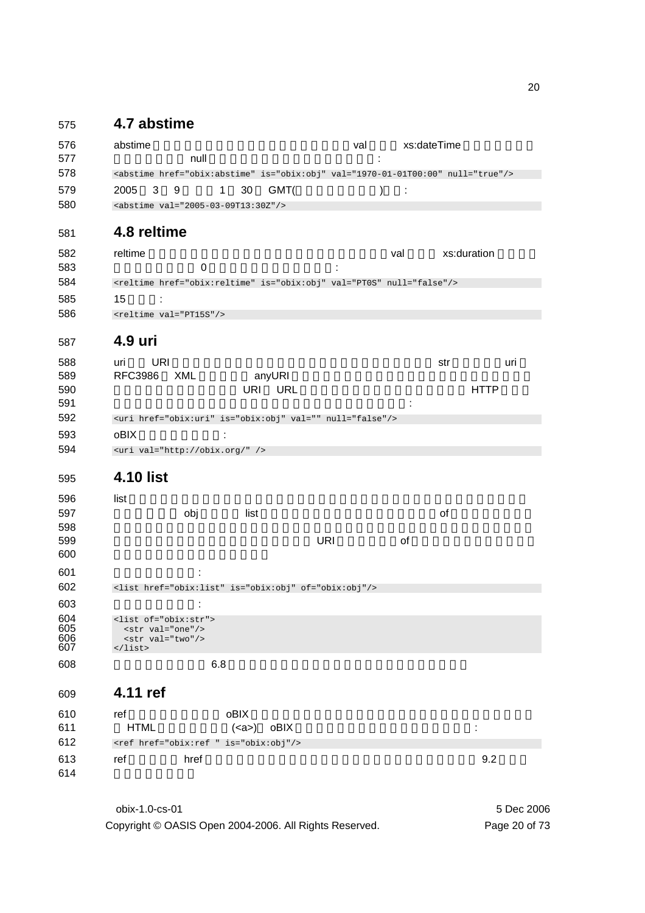## 4.7 abstime

abstime val xs:dateTime null :

```
<abstime href="obix:abstime" is="obix:obj" val="1970-01-01T00:00" null="true"/>
```

2005 3 9 1 30 GMT( ) :

```
<abstime val="2005-03-09T13:30Z"/>
```

## 4.8 reltime

reltime val xs:duration 0 :

```
<reltime href="obix:reltime" is="obix:obj" val="PT0S" null="false"/>
```

15 :

```
<reltime val="PT15S"/>
```

## 4.9 uri

uri URI str uri RFC3986 XML anyURI URI URL HTTP :

```
<uri href="obix:uri" is="obix:obj" val="" null="false"/>
```

oBIX :

```
<uri val="http://obix.org/" />
```

## 4.10 list

list obj list of URI of

:

```
<list href="obix:list" is="obix:obj" of="obix:obj"/>
```

:

```
<list of="obix:str">
  <str val="one"/>
  <str val="two"/>
</list>
```

6.8

## 4.11 ref

ref oBIX HTML (<a>) oBIX :

```
<ref href="obix:ref " is="obix:obj"/>
```

ref href 9.2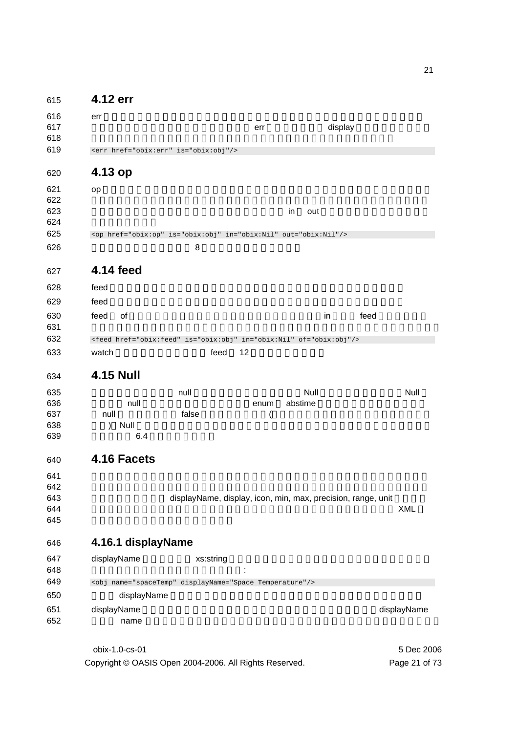## 4.12 err

err

err display

```
<err href="obix:err" is="obix:obj"/>
```

## 4.13 op

op

in out

```
<op href="obix:op" is="obix:obj" in="obix:Nil" out="obix:Nil"/>
```

8

## 4.14 feed

feed

feed

feed of in feed

```
<feed href="obix:feed" is="obix:obj" in="obix:Nil" of="obix:obj"/>
```

watch feed 12

## 4.15 Null

null Null Null

null enum abstime

null false (

) Null

6.4

## 4.16 Facets

displayName, display, icon, min, max, precision, range, unit

XML

### 4.16.1 displayName

displayName xs:string

:

```
<obj name="spaceTemp" displayName="Space Temperature"/>
```

displayName

displayName displayName

name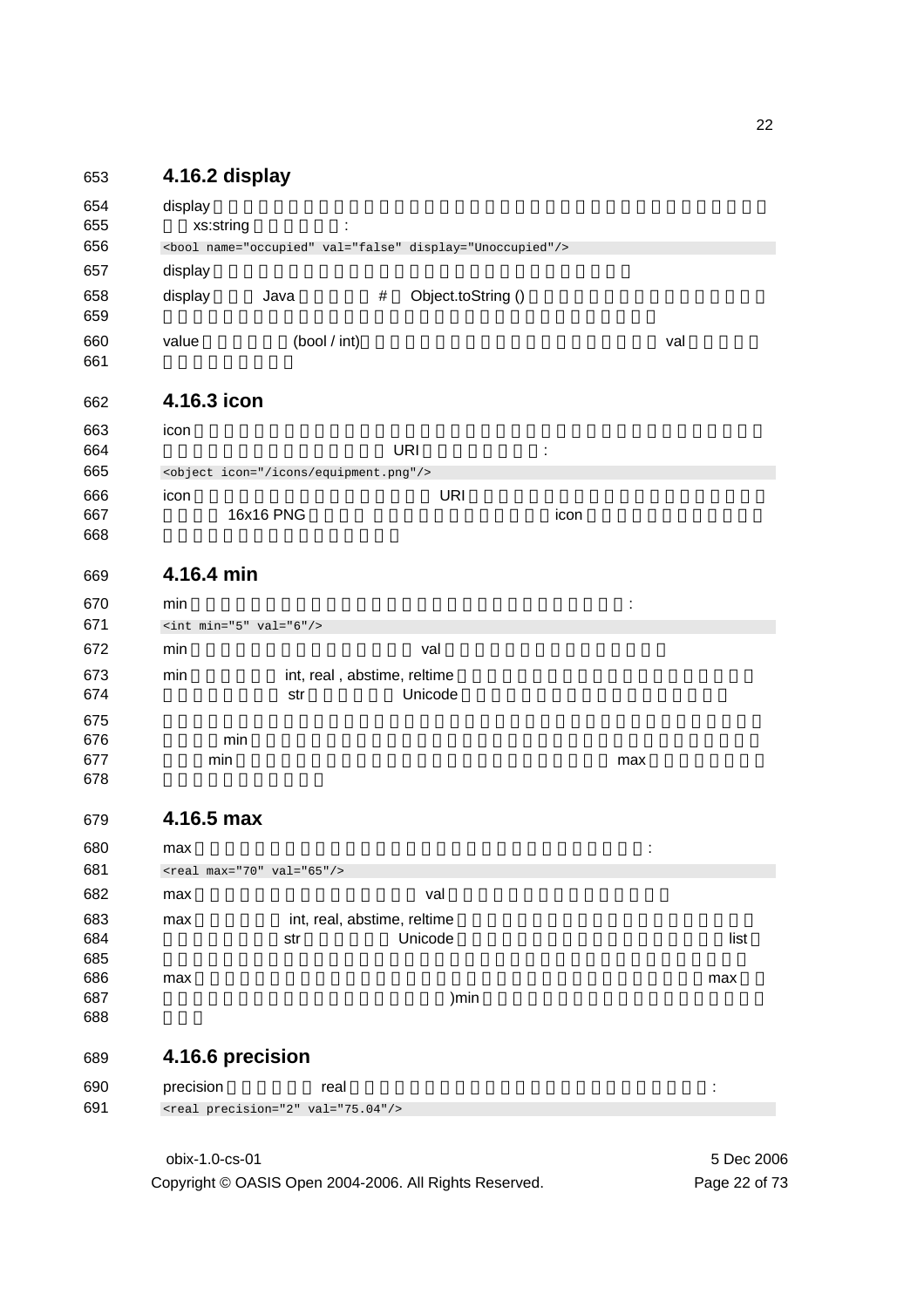### 4.16.2 display

display xs:string :

```
<bool name="occupied" val="false" display="Unoccupied"/>
```

display

display Java # Object.toString ()

value (bool / int) val

### 4.16.3 icon

icon URI :

```
<object icon="/icons/equipment.png"/>
```

icon URI 16x16 PNG icon

### 4.16.4 min

min :

```
<int min="5" val="6"/>
```

min val

min int, real , abstime, reltime str Unicode

min min max

### 4.16.5 max

max :

```
<real max="70" val="65"/>
```

max val

max int, real, abstime, reltime str Unicode list

max max )min

### 4.16.6 precision

precision real :

```
<real precision="2" val="75.04"/>
```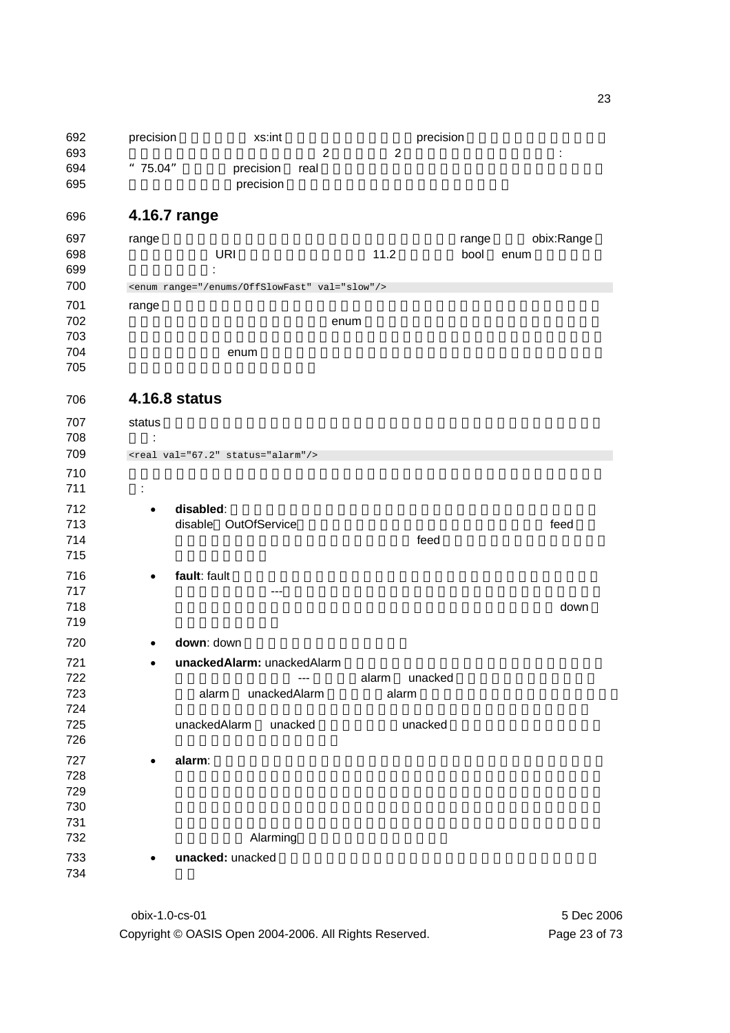precision xs:int precision
2 2 :
"75.04" precision real
precision

### 4.16.7 range

range range obix:Range
URI 11.2 bool enum
:

```
<enum range="/enums/OffSlowFast" val="slow"/>
```

range
enum

enum

### 4.16.8 status

status
:

```
<real val="67.2" status="alarm"/>
```

:

- **disabled**:
  disable OutOfService feed
  feed
- **fault**: fault
  ---
  down
- **down**: down
- **unackedAlarm:** unackedAlarm
  --- alarm unacked
  alarm unackedAlarm alarm
  unackedAlarm unacked unacked
- **alarm**:
  Alarming
- **unacked:** unacked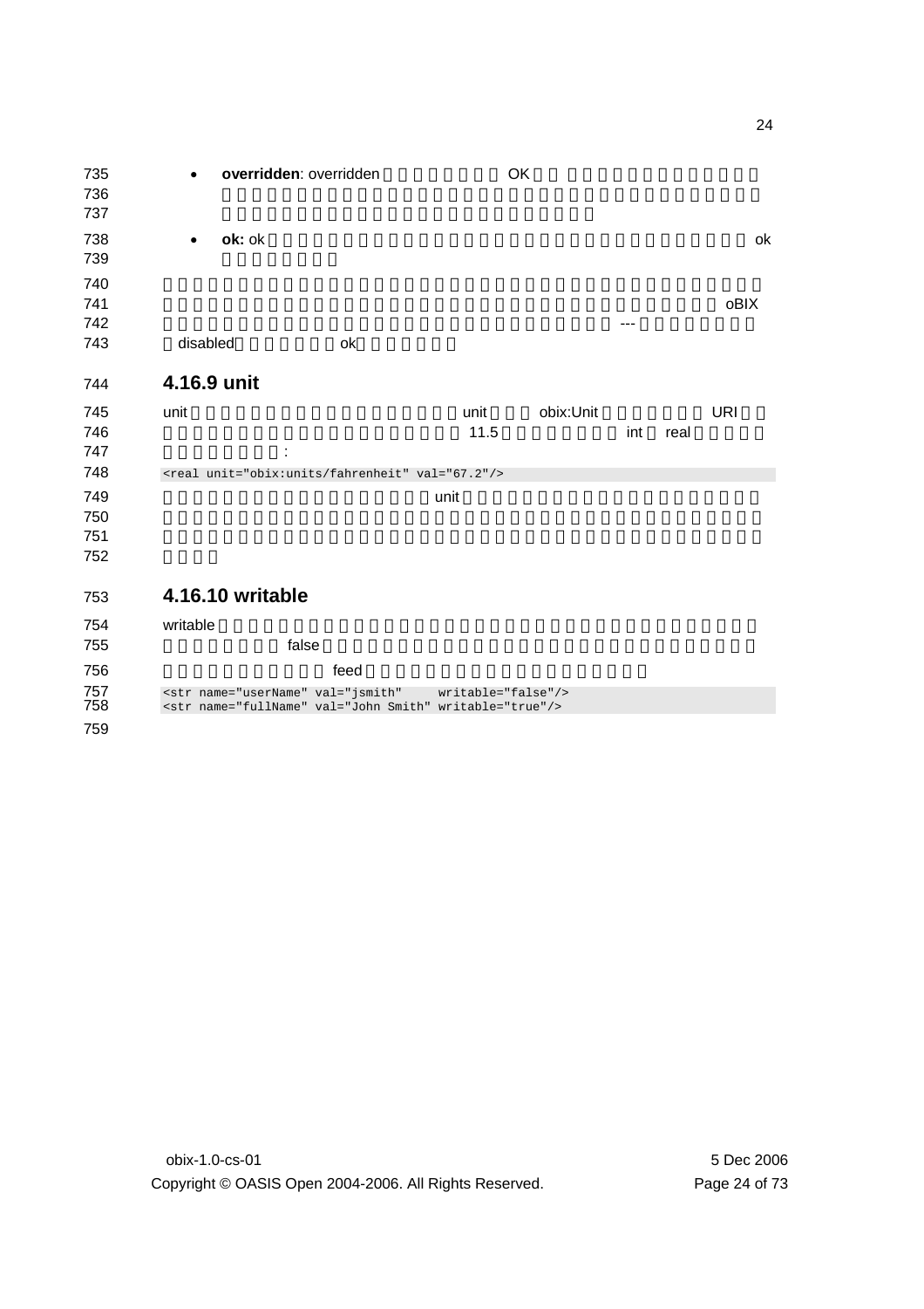- **overridden**: overridden OK

- **ok:** ok ok

oBIX --- disabled ok

### 4.16.9 unit

unit unit obix:Unit URI 11.5 int real :

```
<real unit="obix:units/fahrenheit" val="67.2"/>
```

unit

### 4.16.10 writable

writable false

feed

```
<str name="userName" val="jsmith"     writable="false"/>
<str name="fullName" val="John Smith" writable="true"/>
```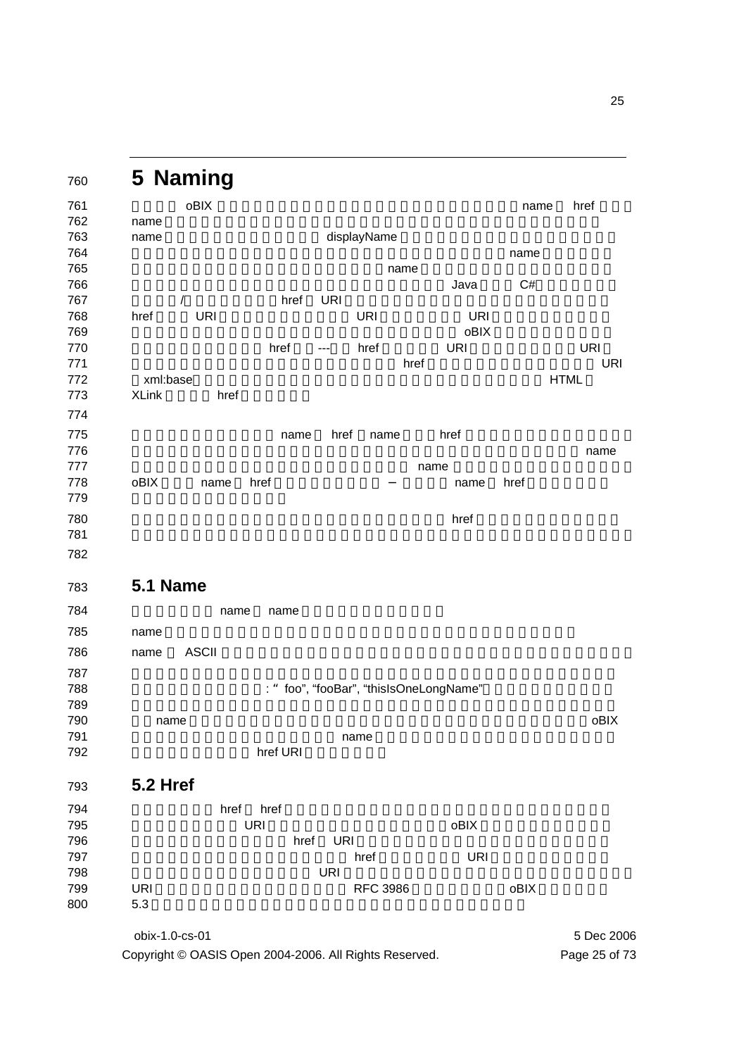# 5 Naming

oBIX name href
name
name displayName
name
name
/ Java C#
href URI
href URI URI URI
oBIX
href --- href URI URI
href URI
xml:base HTML
XLink href

name href name href
name
name
oBIX name href – name href

href

## 5.1 Name

name name

name

name ASCII

: " foo", "fooBar", "thisIsOneLongName"

name oBIX
name
href URI

## 5.2 Href

href href
URI oBIX
href URI
href URI
URI
URI RFC 3986 oBIX
5.3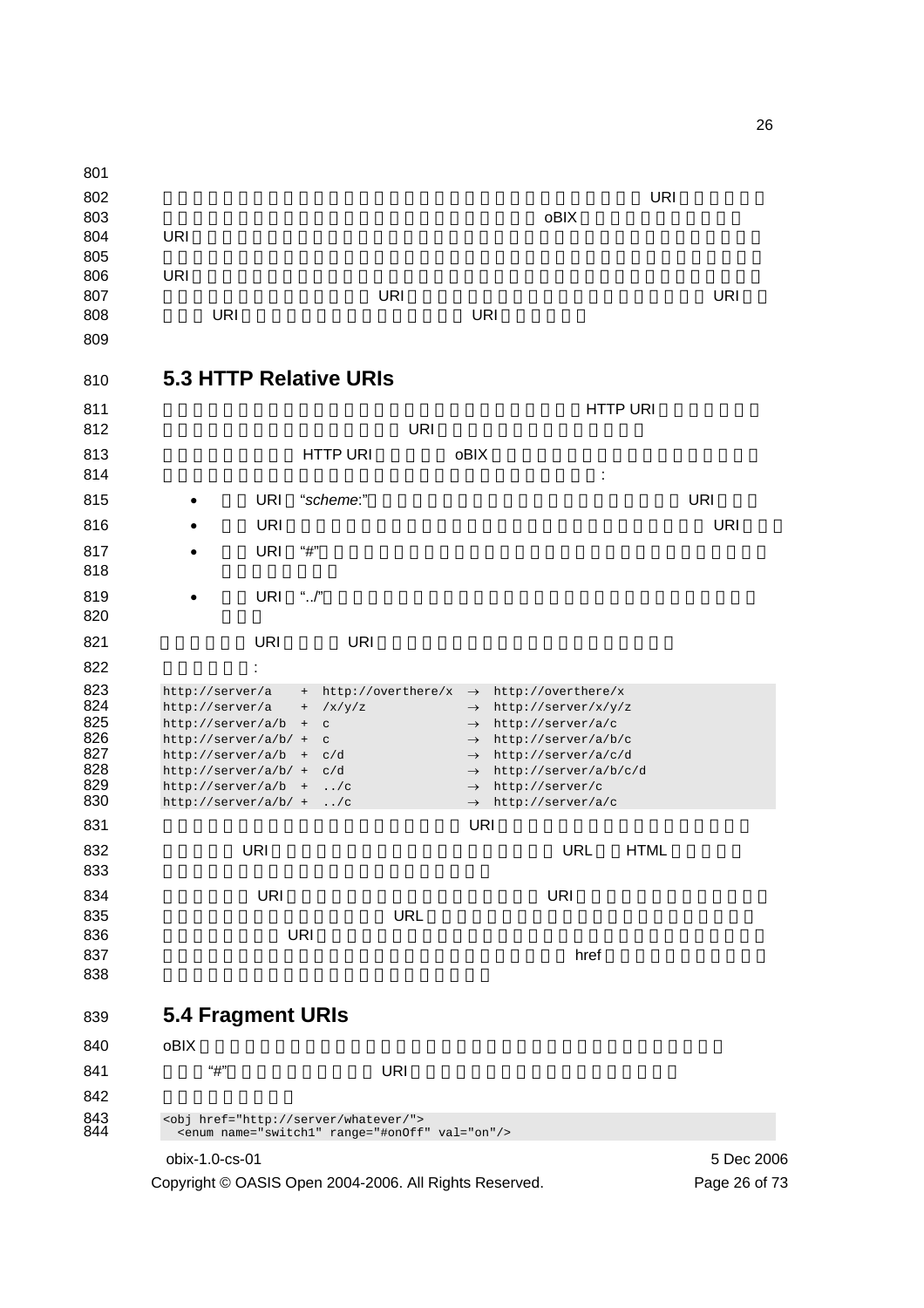URI

oBIX

URI

URI

URI URI

URI URI

## 5.3 HTTP Relative URIs

HTTP URI

URI

HTTP URI oBIX

:

- URI "*scheme*:" URI
- URI URI
- URI "#"
- URI "../"

URI URI

:

```
http://server/a    +  http://overthere/x  →  http://overthere/x
http://server/a    +  /x/y/z              →  http://server/x/y/z
http://server/a/b  +  c                   →  http://server/a/c
http://server/a/b/ +  c                   →  http://server/a/b/c
http://server/a/b  +  c/d                 →  http://server/a/c/d
http://server/a/b/ +  c/d                 →  http://server/a/b/c/d
http://server/a/b  +  ../c                →  http://server/c
http://server/a/b/ +  ../c                →  http://server/a/c
```

URI

URI URL HTML

URI URI

URL

URI

href

## 5.4 Fragment URIs

oBIX

"#" URI

```
<obj href="http://server/whatever/">
  <enum name="switch1" range="#onOff" val="on"/>
```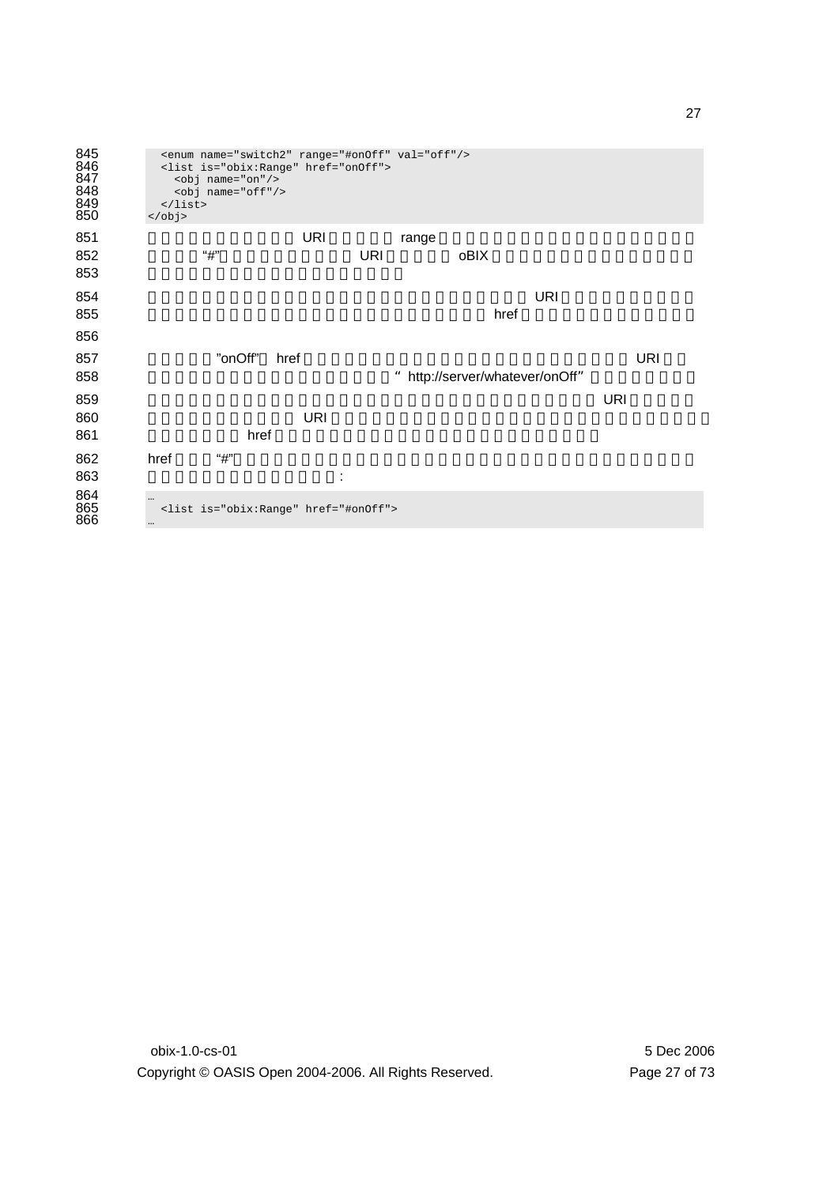```
  <enum name="switch2" range="#onOff" val="off"/>
  <list is="obix:Range" href="onOff">
    <obj name="on"/>
    <obj name="off"/>
  </list>
</obj>
```

URI range

"#" URI oBIX

URI

href

"onOff" href URI

" http://server/whatever/onOff"

URI

URI

href

href "#"

:

```
…
  <list is="obix:Range" href="#onOff">
…
```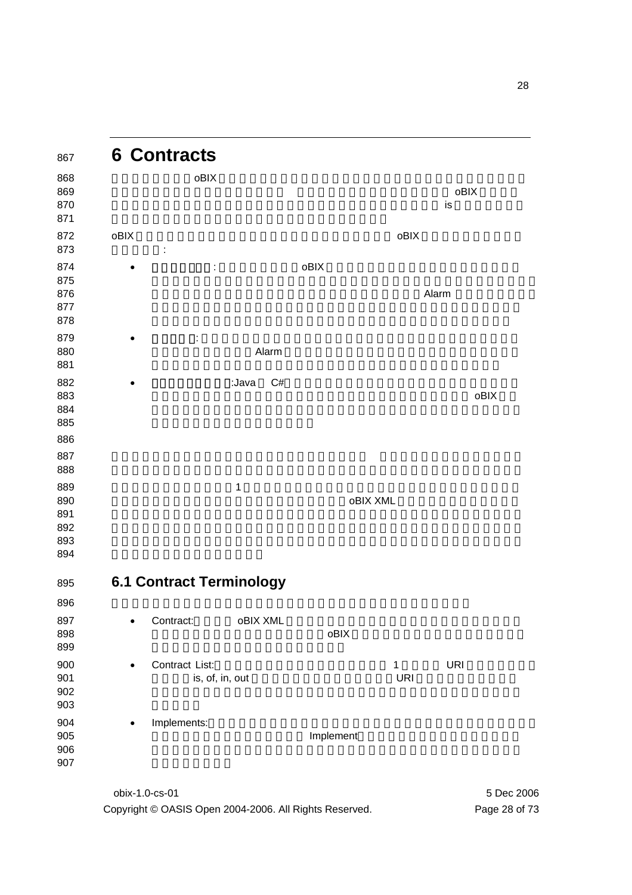# 6 Contracts

oBIX oBIX is

oBIX oBIX :

- : oBIX Alarm
- : Alarm
- :Java C# oBIX

1 oBIX XML

## 6.1 Contract Terminology

- Contract: oBIX XML oBIX
- Contract List: 1 URI is, of, in, out URI
- Implements: Implement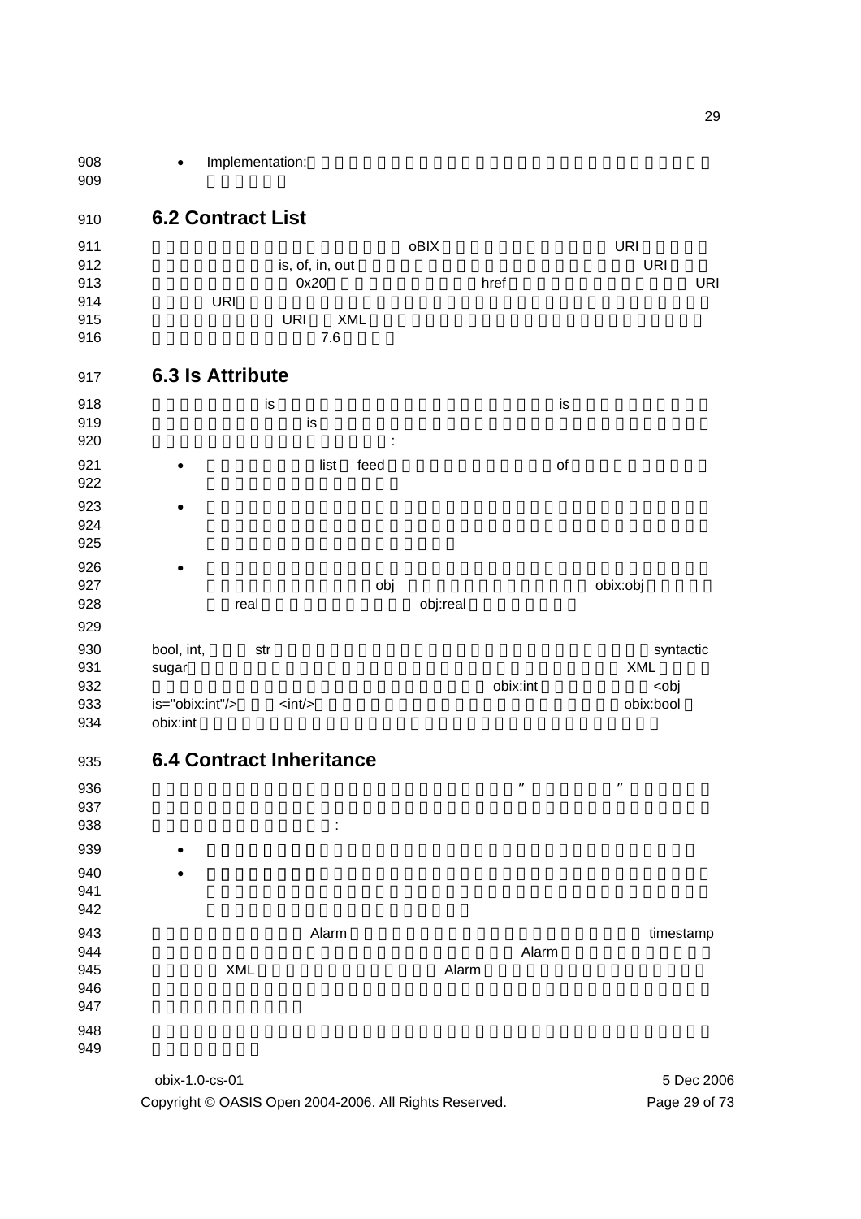- Implementation:

## 6.2 Contract List

oBIX URI is, of, in, out URI 0x20 href URI URI URI XML 7.6

## 6.3 Is Attribute

is is is :

- list feed of
- 
- obj obix:obj real obj:real

bool, int, str syntactic sugar XML obix:int <obj is="obix:int"/> <int/> obix:bool obix:int

## 6.4 Contract Inheritance

” ” :

- 
- 

Alarm timestamp Alarm XML Alarm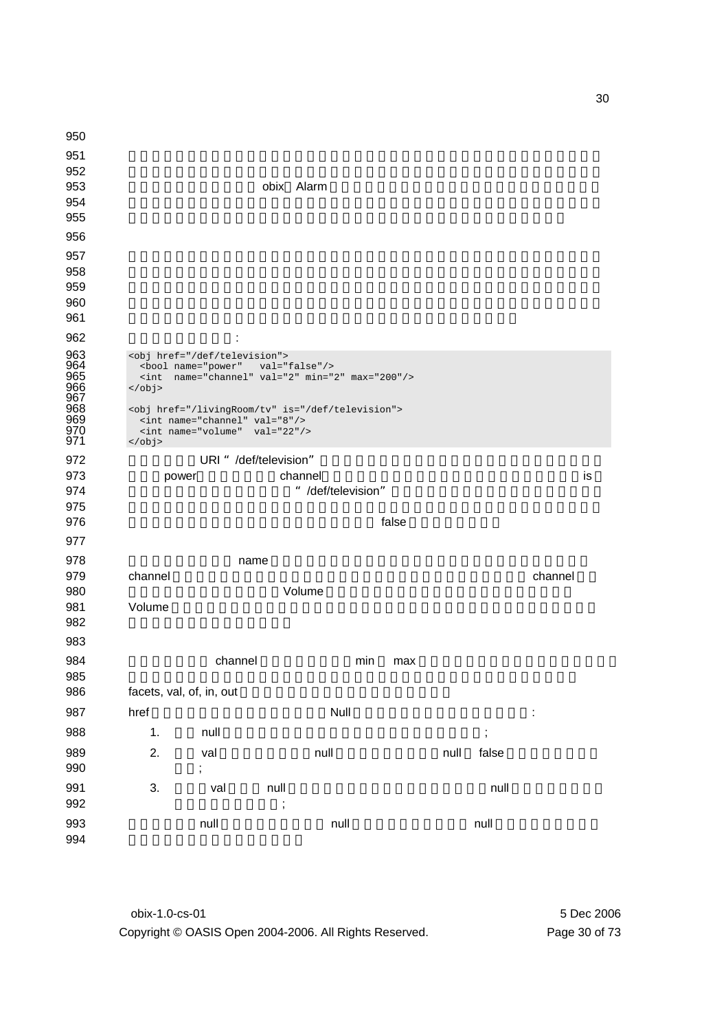obix Alarm

:

```
<obj href="/def/television">
  <bool name="power"   val="false"/>
  <int  name="channel" val="2" min="2" max="200"/>
</obj>

<obj href="/livingRoom/tv" is="/def/television">
  <int name="channel" val="8"/>
  <int name="volume"  val="22"/>
</obj>
```

URI "/def/television" power channel is "/def/television" false

name channel channel Volume Volume

channel min max facets, val, of, in, out

href Null :

1. null ;
2. val null null false ;
3. val null null ;

null null null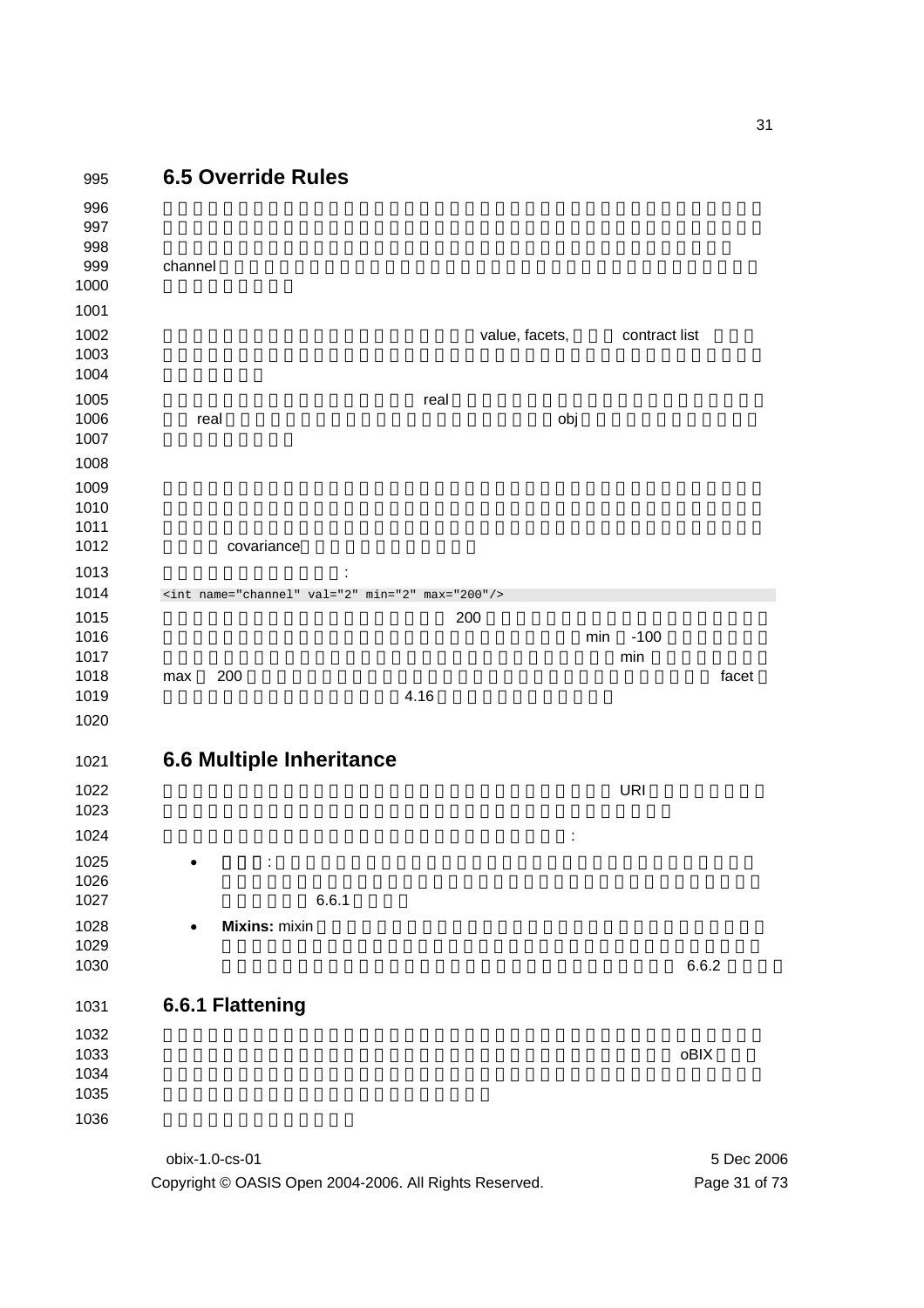## 6.5 Override Rules

channel

value, facets, contract list

real

real obj

covariance

:

```
<int name="channel" val="2" min="2" max="200"/>
```

200

min -100

min

max 200 facet

4.16

## 6.6 Multiple Inheritance

URI

:

- :

  6.6.1

- **Mixins:** mixin

  6.6.2

### 6.6.1 Flattening

oBIX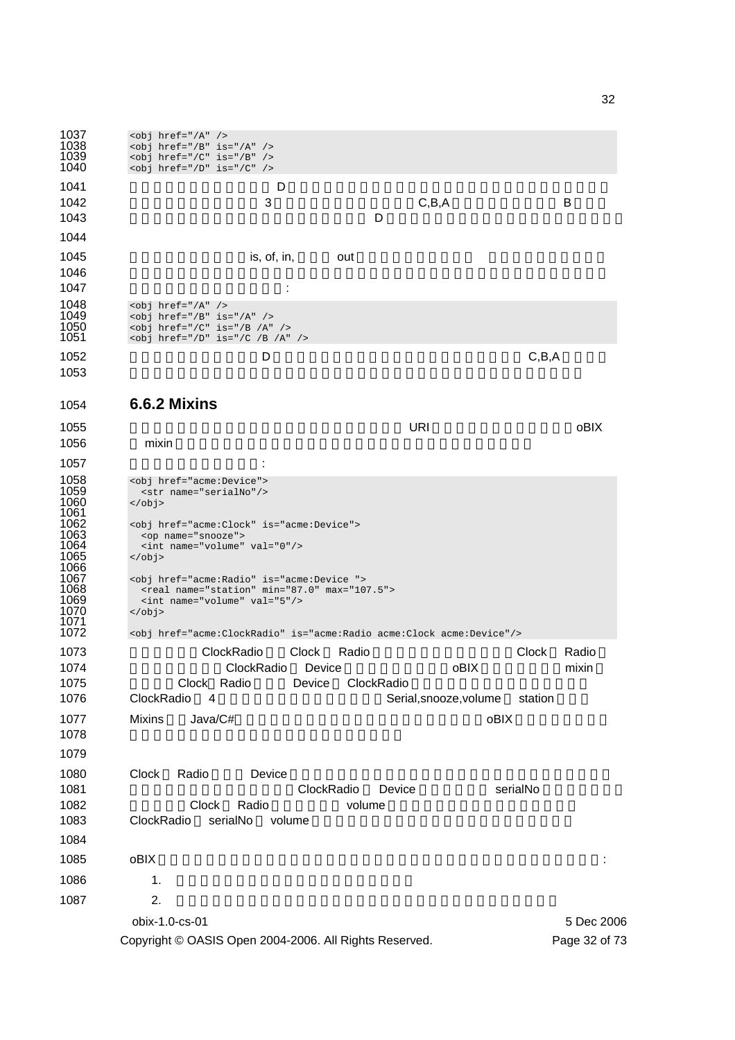```
<obj href="/A" />
<obj href="/B" is="/A" />
<obj href="/C" is="/B" />
<obj href="/D" is="/C" />
```

D

3 C,B,A B

D

is, of, in, out

:

```
<obj href="/A" />
<obj href="/B" is="/A" />
<obj href="/C" is="/B /A" />
<obj href="/D" is="/C /B /A" />
```

D C,B,A

## 6.6.2 Mixins

URI oBIX

mixin

:

```
<obj href="acme:Device">
  <str name="serialNo"/>
</obj>

<obj href="acme:Clock" is="acme:Device">
  <op name="snooze">
  <int name="volume" val="0"/>
</obj>

<obj href="acme:Radio" is="acme:Device ">
  <real name="station" min="87.0" max="107.5">
  <int name="volume" val="5"/>
</obj>

<obj href="acme:ClockRadio" is="acme:Radio acme:Clock acme:Device"/>
```

ClockRadio Clock Radio Clock Radio

ClockRadio Device oBIX mixin

Clock Radio Device ClockRadio

ClockRadio 4 Serial,snooze,volume station

Mixins Java/C# oBIX

Clock Radio Device

ClockRadio Device serialNo

Clock Radio volume

ClockRadio serialNo volume

oBIX :

1.

2.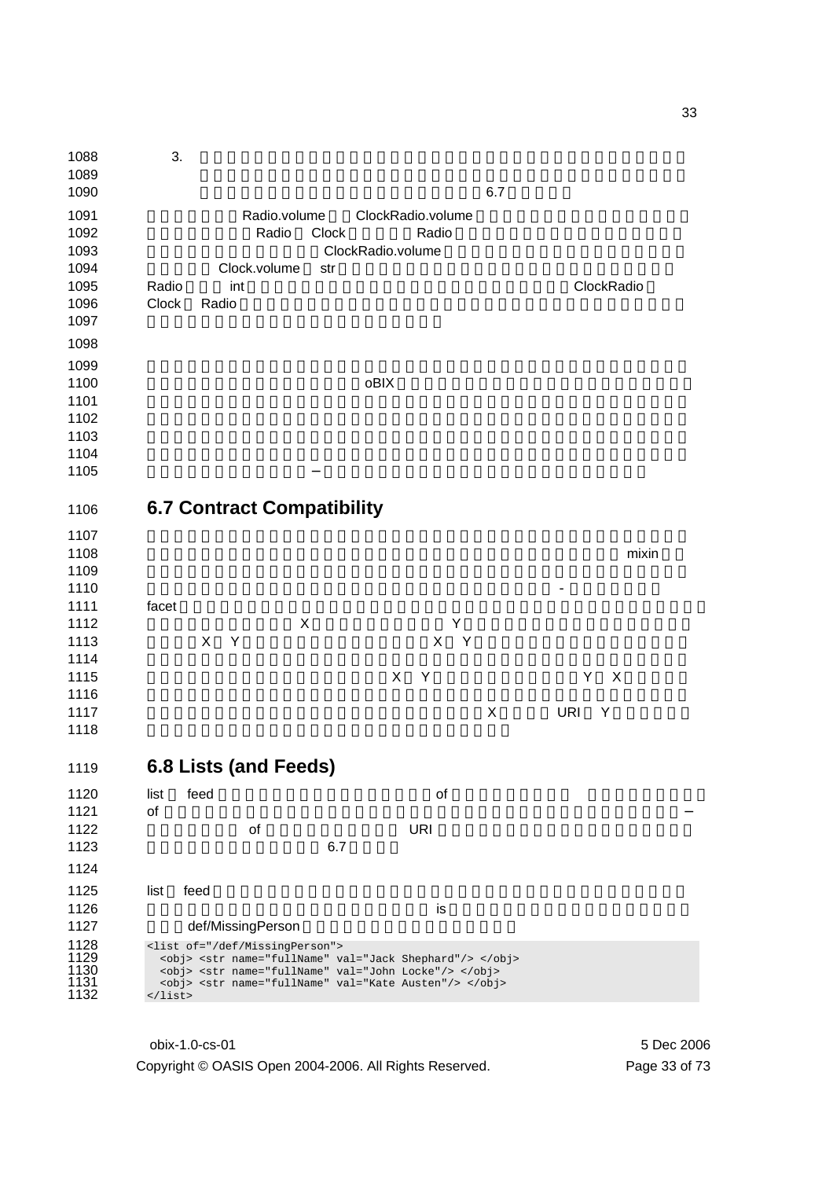3. 6.7

Radio.volume ClockRadio.volume
Radio Clock Radio
ClockRadio.volume
Clock.volume str
Radio int ClockRadio
Clock Radio

oBIX

–

## 6.7 Contract Compatibility

mixin

-

facet
X Y
X Y X Y

X Y Y X

X URI Y

## 6.8 Lists (and Feeds)

list feed of
of –
of URI
6.7

list feed
is
def/MissingPerson

```
<list of="/def/MissingPerson">
  <obj> <str name="fullName" val="Jack Shephard"/> </obj>
  <obj> <str name="fullName" val="John Locke"/> </obj>
  <obj> <str name="fullName" val="Kate Austen"/> </obj>
</list>
```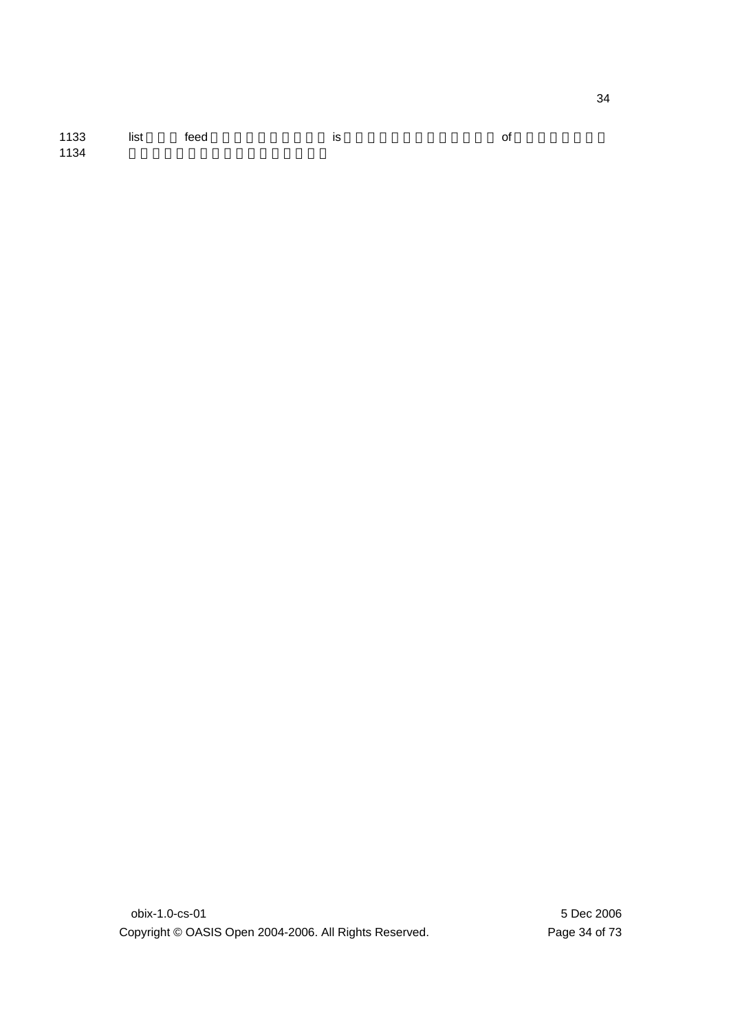list feed is of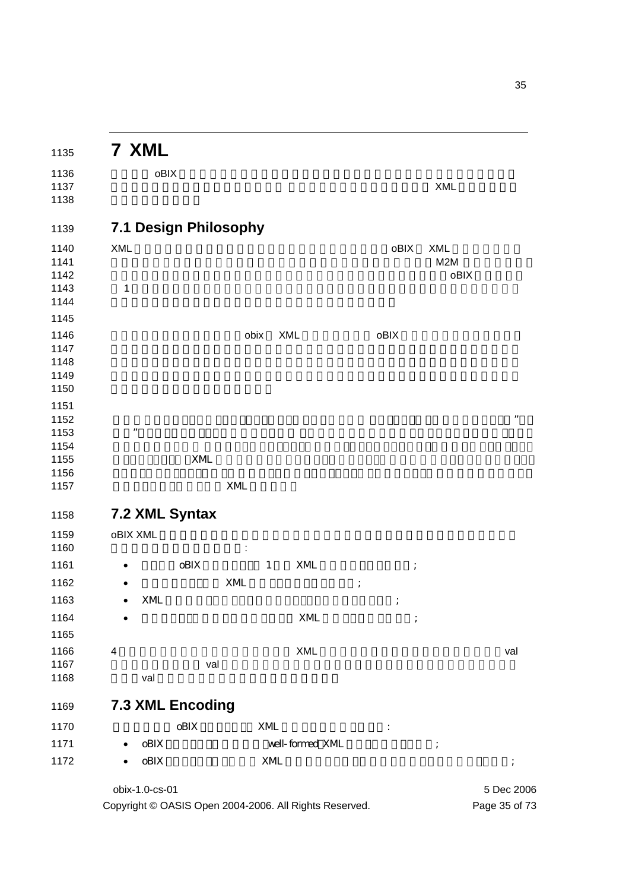# 7 XML

oBIX XML

## 7.1 Design Philosophy

XML oBIX XML M2M oBIX 1

obix XML oBIX

” ” XML XML

## 7.2 XML Syntax

oBIX XML :

- oBIX 1 XML ;
- XML ;
- XML ;
- XML ;

4 XML val val val

## 7.3 XML Encoding

oBIX XML :

- oBIX well-formed XML ;
- oBIX XML ;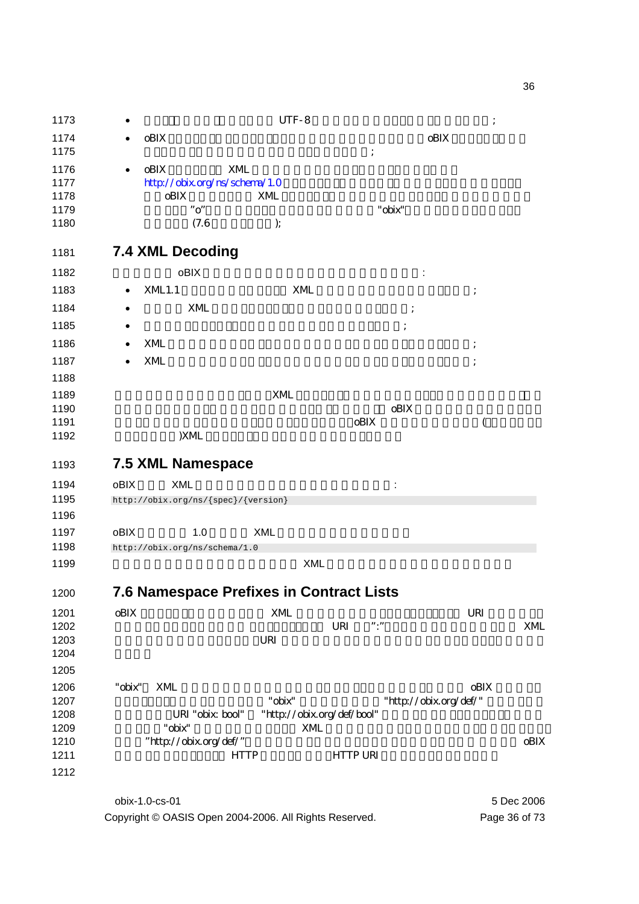- UTF-8 ;
- oBIX oBIX ;
- oBIX XML http://obix.org/ns/schema/1.0 oBIX XML "o" "obix" (7.6 );

## 7.4 XML Decoding

oBIX :

- XML1.1 XML ;
- XML ;
- ;
- XML ;
- XML ;

XML oBIX oBIX ( )XML

## 7.5 XML Namespace

oBIX XML :

```
http://obix.org/ns/{spec}/{version}
```

oBIX 1.0 XML

```
http://obix.org/ns/schema/1.0
```

XML

## 7.6 Namespace Prefixes in Contract Lists

oBIX XML URI URI ":" XML URI

"obix" XML oBIX "obix" "http://obix.org/def/" URI "obix: bool" "http://obix.org/def/bool" "obix" XML "http://obix.org/def/" oBIX HTTP HTTP URI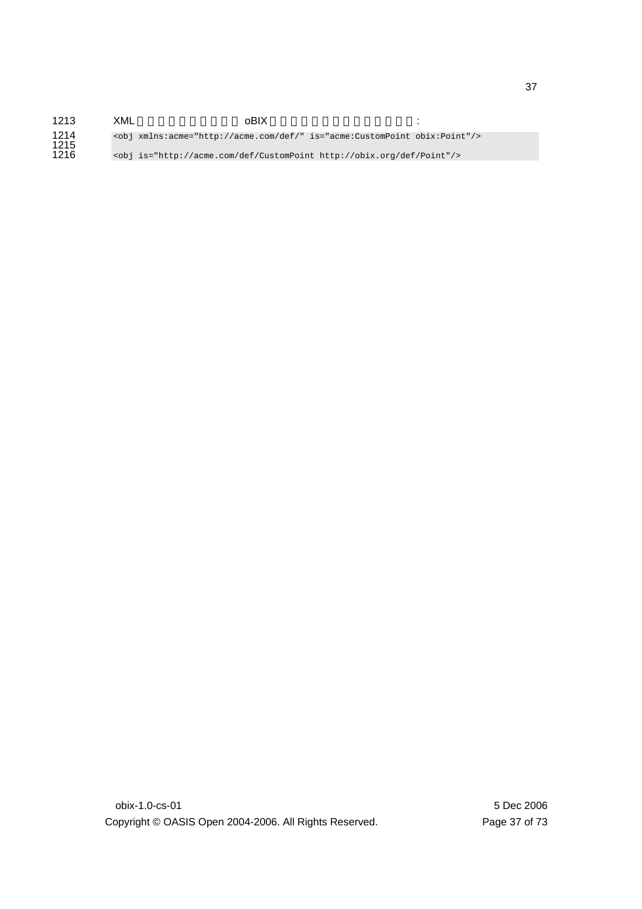XML oBIX :

```
<obj xmlns:acme="http://acme.com/def/" is="acme:CustomPoint obix:Point"/>

<obj is="http://acme.com/def/CustomPoint http://obix.org/def/Point"/>
```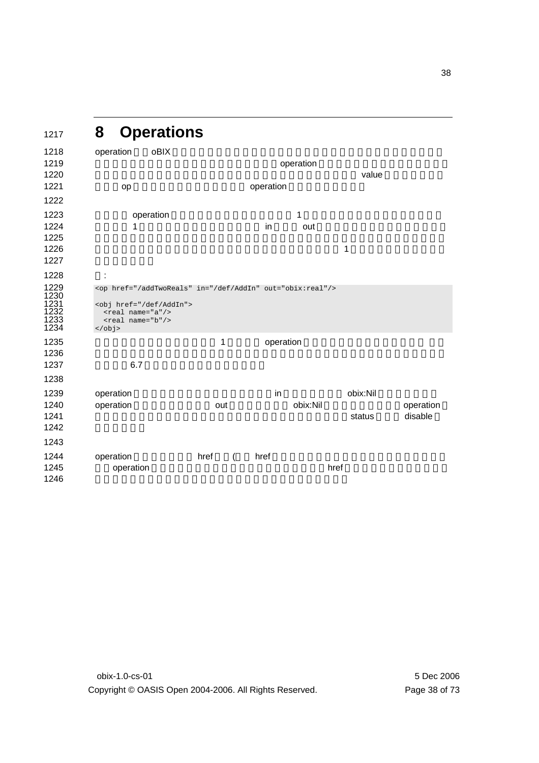# 8 Operations

operation oBIX

operation

value

op operation

operation 1

1 in out

1

:

```
<op href="/addTwoReals" in="/def/AddIn" out="obix:real"/>

<obj href="/def/AddIn">
  <real name="a"/>
  <real name="b"/>
</obj>
```

1 operation

6.7

operation in obix:Nil

operation out obix:Nil operation

status disable

operation href ( href

operation href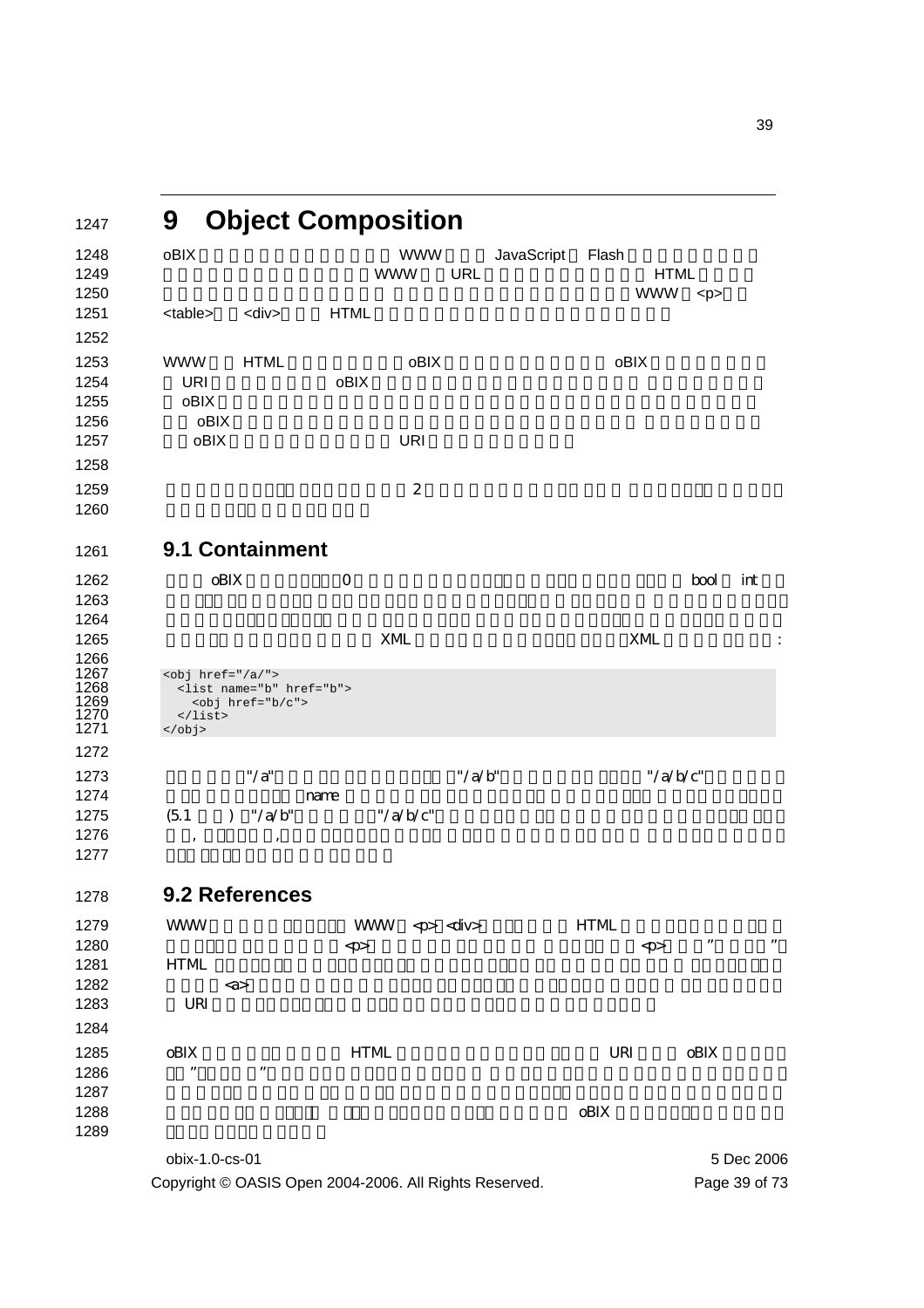# 9 Object Composition

oBIX WWW JavaScript Flash HTML WWW URL WWW <p> <table> <div> HTML

WWW HTML oBIX oBIX URI oBIX oBIX oBIX oBIX URI

2

## 9.1 Containment

oBIX 0 bool int XML XML :

```
<obj href="/a/">
  <list name="b" href="b">
    <obj href="b/c">
  </list>
</obj>
```

"/a" "/a/b" "/a/b/c" name (5.1 ) "/a/b" "/a/b/c"

## 9.2 References

WWW WWW <p> <div> HTML <p> <p> HTML <a> URI

oBIX HTML URI oBIX oBIX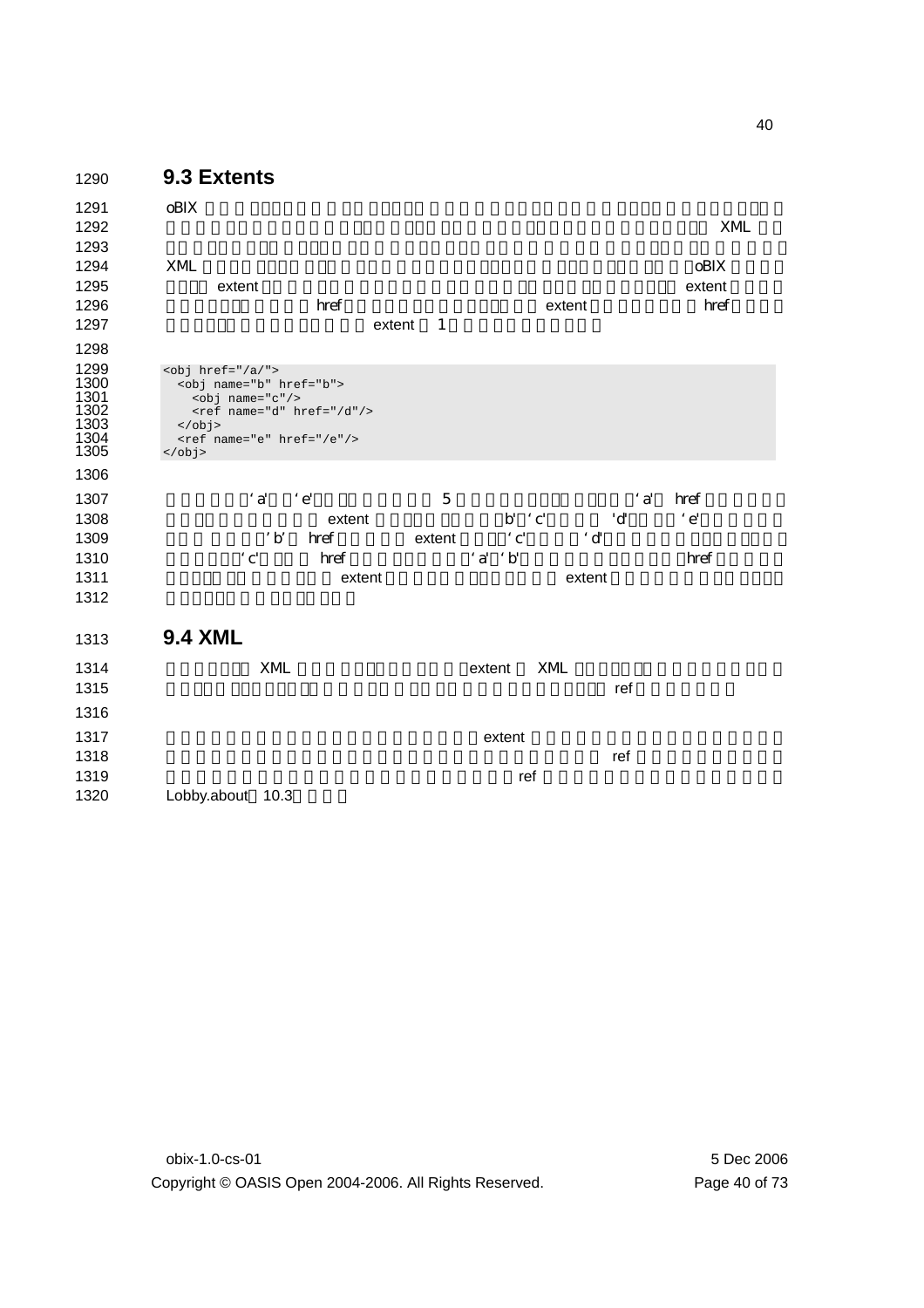## 9.3 Extents

oBIX XML XML oBIX extent extent href extent href extent 1

```
<obj href="/a/">
  <obj name="b" href="b">
    <obj name="c"/>
    <ref name="d" href="/d"/>
  </obj>
  <ref name="e" href="/e"/>
</obj>
```

'a' 'e' 5 'a' href extent b' 'c' 'd' 'e' 'b' href extent 'c' 'd' 'c' href 'a' 'b' href extent extent

## 9.4 XML

XML extent XML ref

extent ref ref Lobby.about 10.3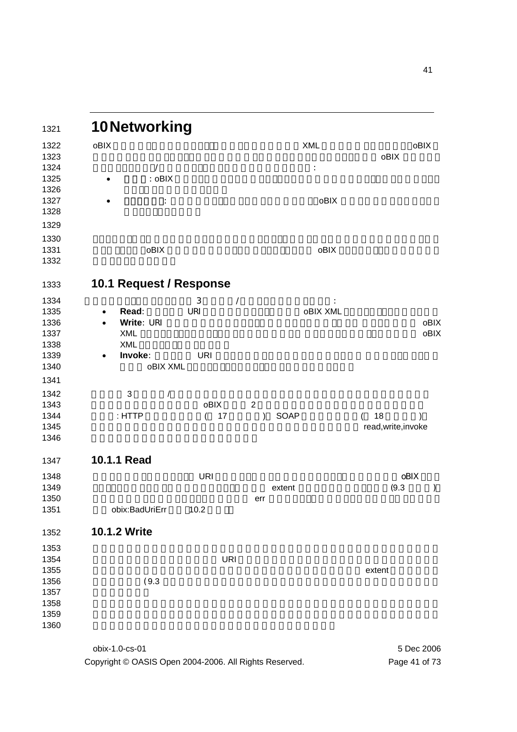# 10 Networking

oBIX XML oBIX oBIX / :

- : oBIX
- : oBIX

oBIX oBIX

## 10.1 Request / Response

3 / :

- **Read**: URI oBIX XML
- **Write**: URI oBIX XML oBIX XML
- **Invoke**: URI oBIX XML

3 / oBIX 2 : HTTP ( 17 ) SOAP ( 18 ) read,write,invoke

### 10.1.1 Read

URI oBIX extent (9.3 ) err obix:BadUriErr 10.2

### 10.1.2 Write

URI extent (9.3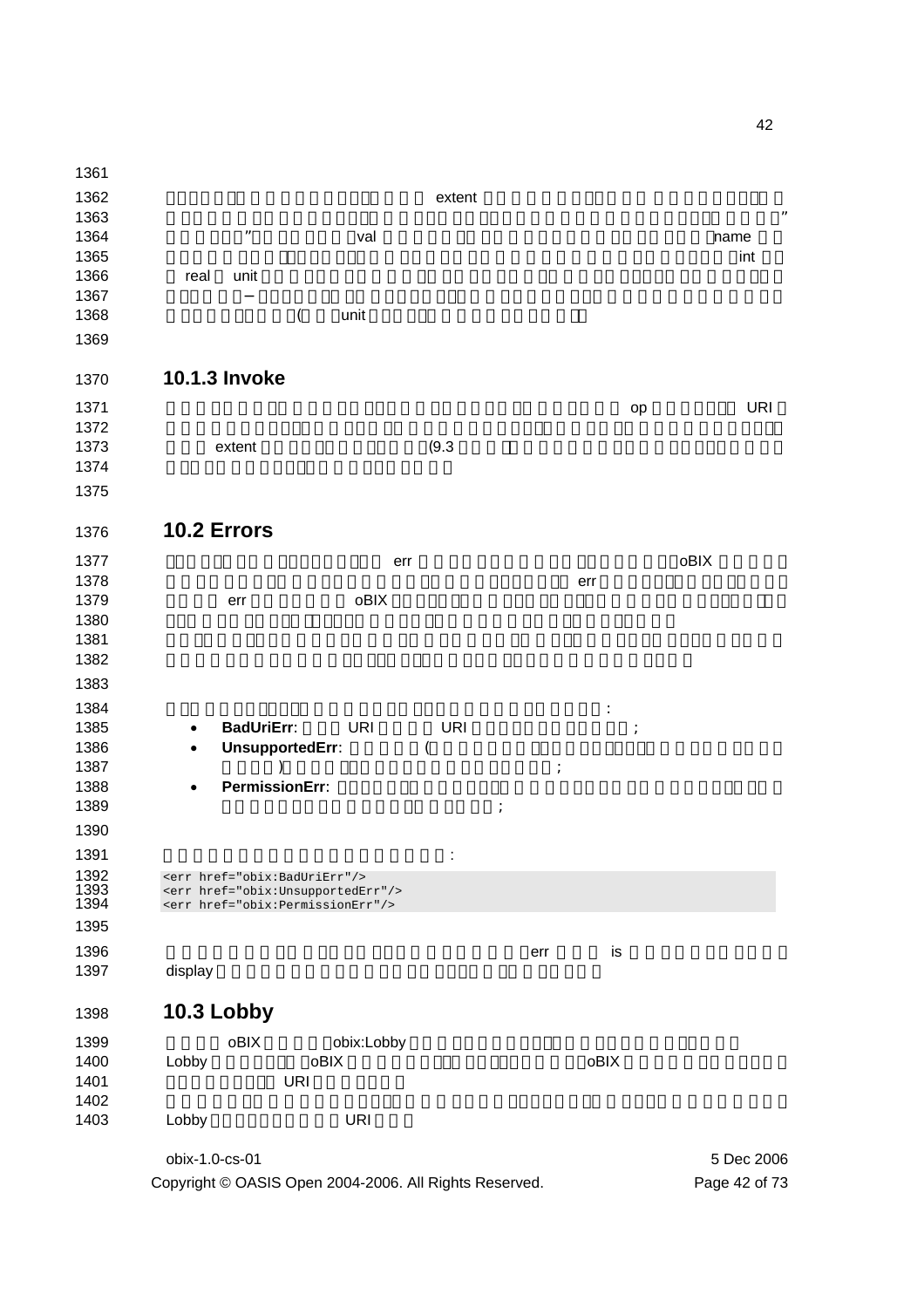### 10.1.3 Invoke

## 10.2 Errors

- **BadUriErr**: URI URI ;
- **UnsupportedErr**: ( ) ;
- **PermissionErr**: ;

```
<err href="obix:BadUriErr"/>
<err href="obix:UnsupportedErr"/>
<err href="obix:PermissionErr"/>
```

## 10.3 Lobby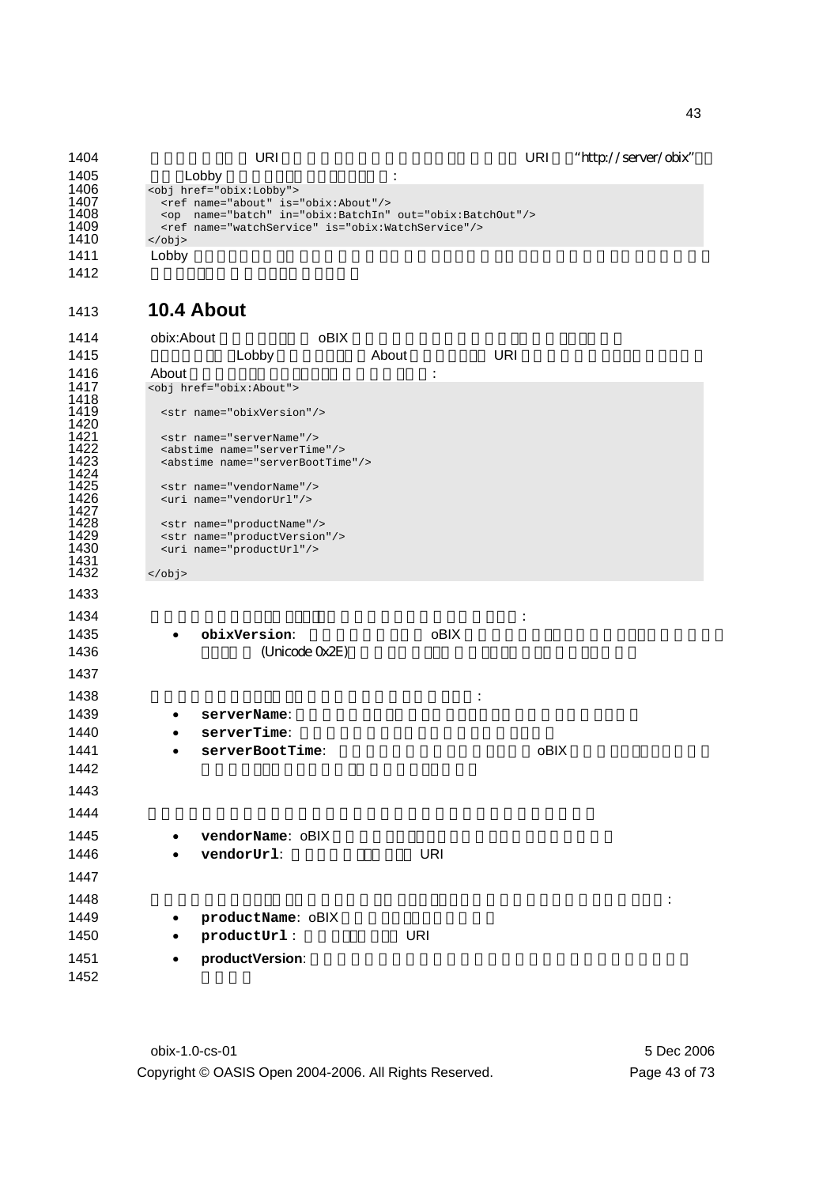URI URI “http://server/obix”

Lobby :

```
<obj href="obix:Lobby">
  <ref name="about" is="obix:About"/>
  <op  name="batch" in="obix:BatchIn" out="obix:BatchOut"/>
  <ref name="watchService" is="obix:WatchService"/>
</obj>
```

Lobby

## 10.4 About

obix:About oBIX

Lobby About URI

About :

```
<obj href="obix:About">

  <str name="obixVersion"/>

  <str name="serverName"/>
  <abstime name="serverTime"/>
  <abstime name="serverBootTime"/>

  <str name="vendorName"/>
  <uri name="vendorUrl"/>

  <str name="productName"/>
  <str name="productVersion"/>
  <uri name="productUrl"/>

</obj>
```

:

- **obixVersion**: oBIX (Unicode 0x2E)

:

- **serverName**:
- **serverTime**:
- **serverBootTime**: oBIX

- **vendorName**: oBIX
- **vendorUrl**: URI

:

- **productName**: oBIX
- **productUrl** : URI
- **productVersion**: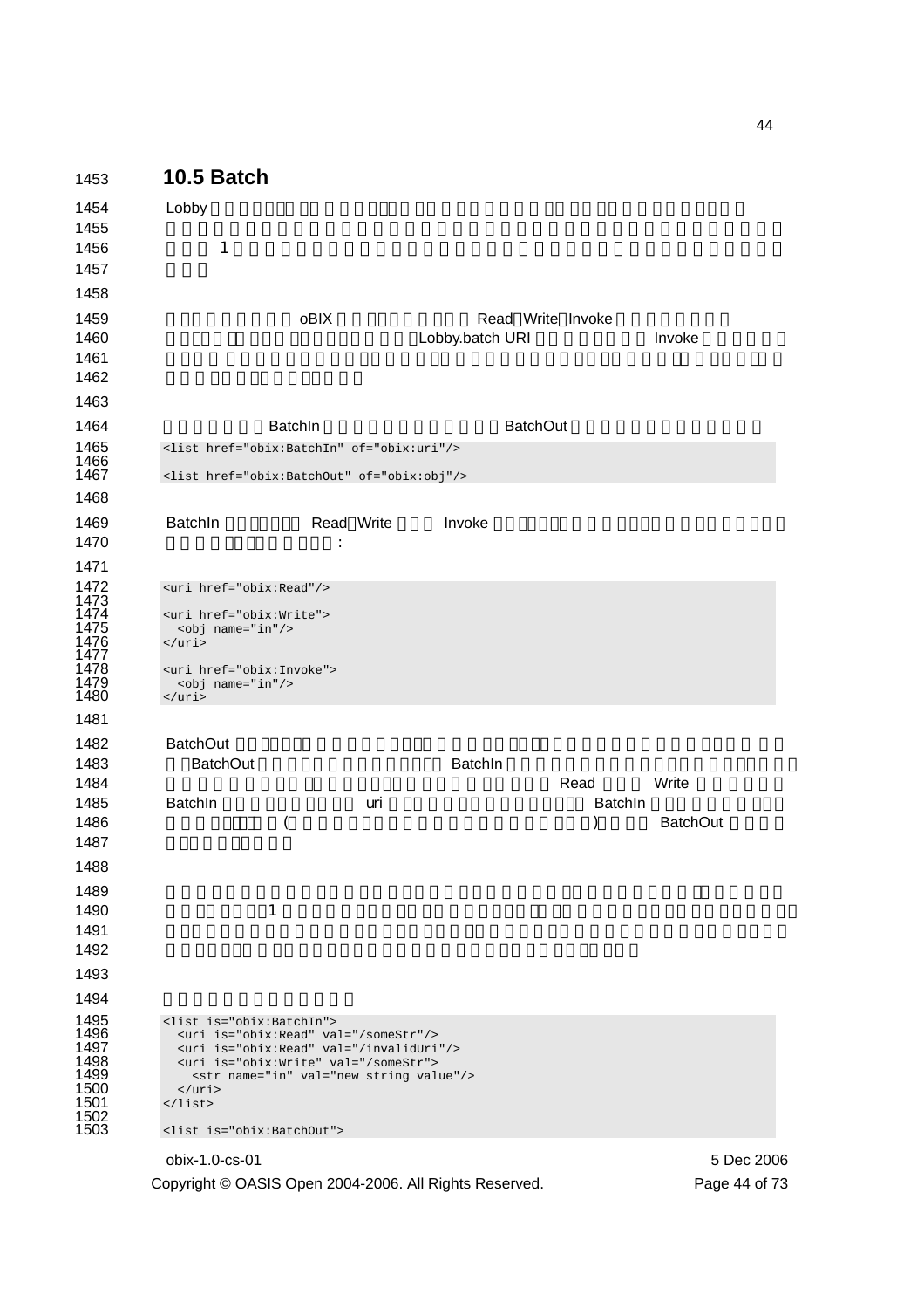## 10.5 Batch

Lobby

1

oBIX Read、Write、Invoke

Lobby.batch URI Invoke

BatchIn BatchOut

```
<list href="obix:BatchIn" of="obix:uri"/>

<list href="obix:BatchOut" of="obix:obj"/>
```

BatchIn Read、Write Invoke

:

```
<uri href="obix:Read"/>

<uri href="obix:Write">
  <obj name="in"/>
</uri>

<uri href="obix:Invoke">
  <obj name="in"/>
</uri>
```

BatchOut

BatchOut BatchIn

Read Write

BatchIn uri BatchIn

( ) BatchOut

1

```
<list is="obix:BatchIn">
  <uri is="obix:Read" val="/someStr"/>
  <uri is="obix:Read" val="/invalidUri"/>
  <uri is="obix:Write" val="/someStr">
    <str name="in" val="new string value"/>
  </uri>
</list>

<list is="obix:BatchOut">
```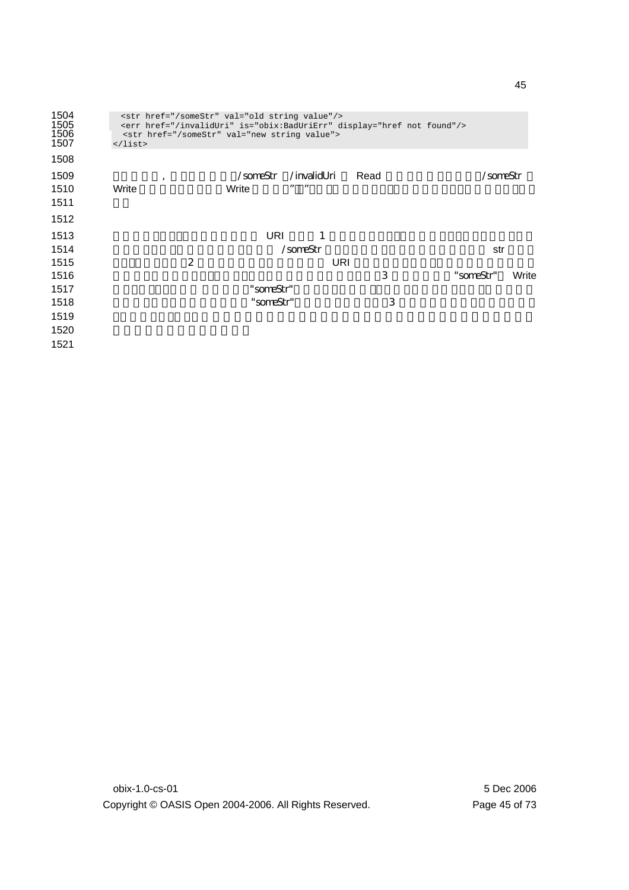```
  <str href="/someStr" val="old string value"/>
  <err href="/invalidUri" is="obix:BadUriErr" display="href not found"/>
  <str href="/someStr" val="new string value">
</list>
```

, /someStr /invalidUri Read /someStr Write Write ” ”

URI 1 /someStr str 2 URI 3 "someStr" Write "someStr" "someStr" 3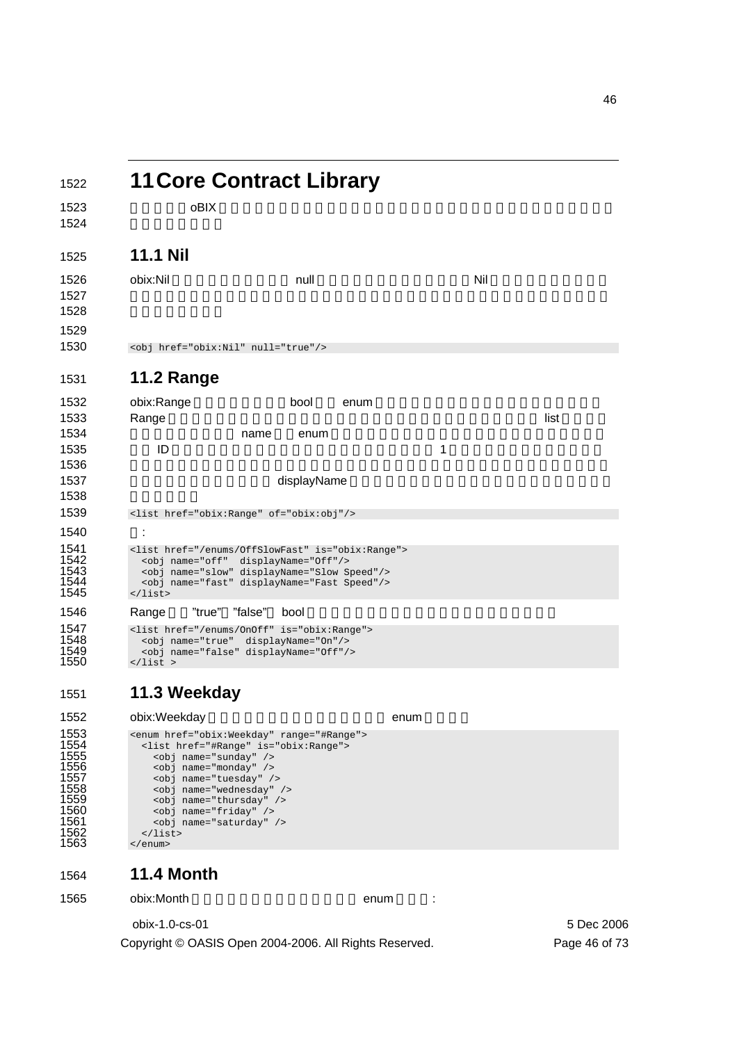# 11 Core Contract Library

oBIX

## 11.1 Nil

obix:Nil null Nil

```
<obj href="obix:Nil" null="true"/>
```

## 11.2 Range

obix:Range bool enum
Range list
name enum
ID 1
displayName

```
<list href="obix:Range" of="obix:obj"/>
```

:

```
<list href="/enums/OffSlowFast" is="obix:Range">
  <obj name="off"  displayName="Off"/>
  <obj name="slow" displayName="Slow Speed"/>
  <obj name="fast" displayName="Fast Speed"/>
</list>
```

Range "true" "false" bool

```
<list href="/enums/OnOff" is="obix:Range">
  <obj name="true"  displayName="On"/>
  <obj name="false" displayName="Off"/>
</list >
```

## 11.3 Weekday

obix:Weekday enum

```
<enum href="obix:Weekday" range="#Range">
  <list href="#Range" is="obix:Range">
    <obj name="sunday" />
    <obj name="monday" />
    <obj name="tuesday" />
    <obj name="wednesday" />
    <obj name="thursday" />
    <obj name="friday" />
    <obj name="saturday" />
  </list>
</enum>
```

## 11.4 Month

obix:Month enum :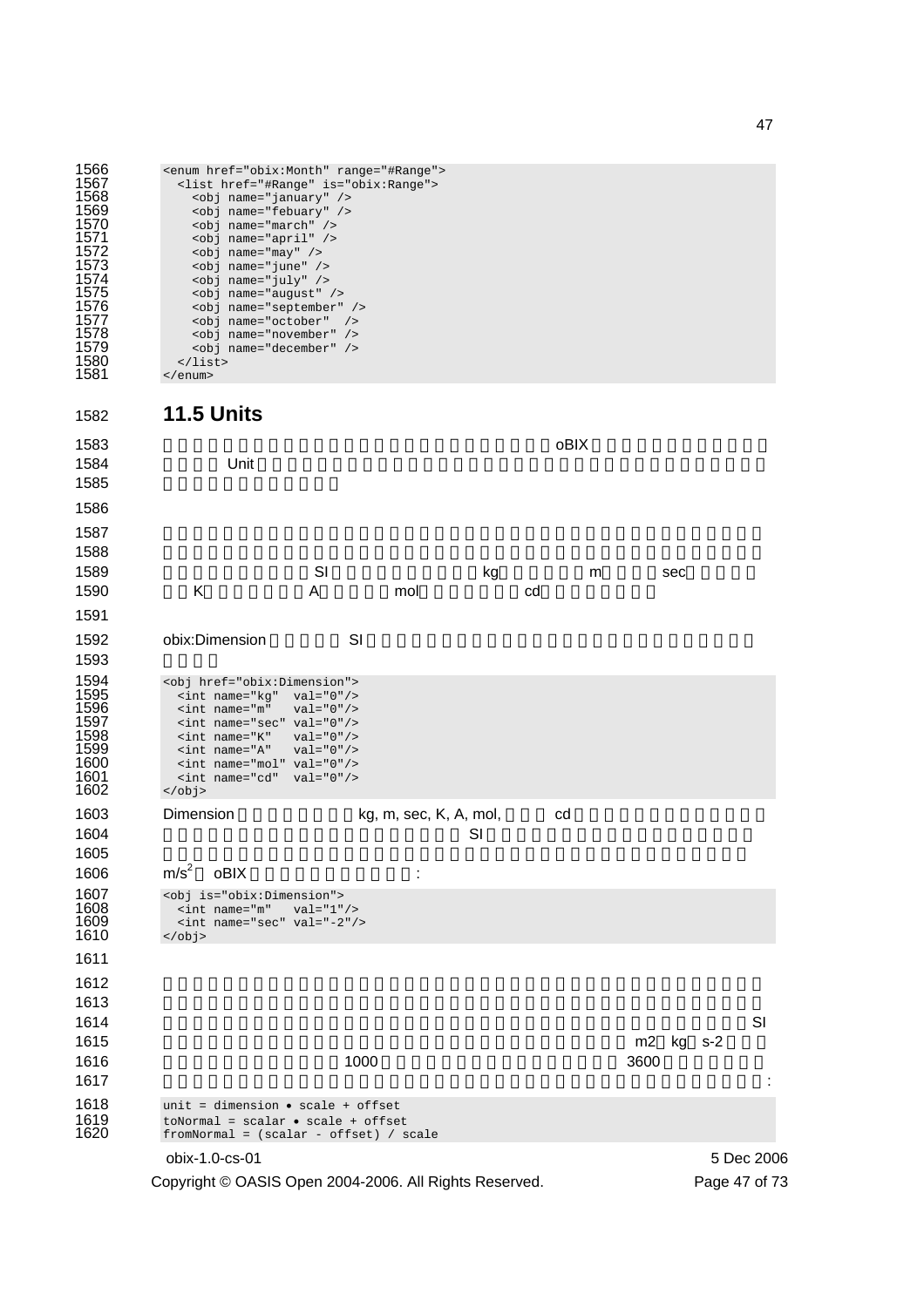```
<enum href="obix:Month" range="#Range">
  <list href="#Range" is="obix:Range">
    <obj name="january" />
    <obj name="febuary" />
    <obj name="march" />
    <obj name="april" />
    <obj name="may" />
    <obj name="june" />
    <obj name="july" />
    <obj name="august" />
    <obj name="september" />
    <obj name="october"  />
    <obj name="november" />
    <obj name="december" />
  </list>
</enum>
```

## 11.5 Units

oBIX

Unit

SI kg m sec

K A mol cd

obix:Dimension SI

```
<obj href="obix:Dimension">
  <int name="kg"  val="0"/>
  <int name="m"   val="0"/>
  <int name="sec" val="0"/>
  <int name="K"   val="0"/>
  <int name="A"   val="0"/>
  <int name="mol" val="0"/>
  <int name="cd"  val="0"/>
</obj>
```

Dimension kg, m, sec, K, A, mol, cd

SI

$m/s^2$ oBIX :

```
<obj is="obix:Dimension">
  <int name="m"   val="1"/>
  <int name="sec" val="-2"/>
</obj>
```

SI

m2 kg s-2

1000 3600

:

```
unit = dimension • scale + offset
toNormal = scalar • scale + offset
fromNormal = (scalar - offset) / scale
```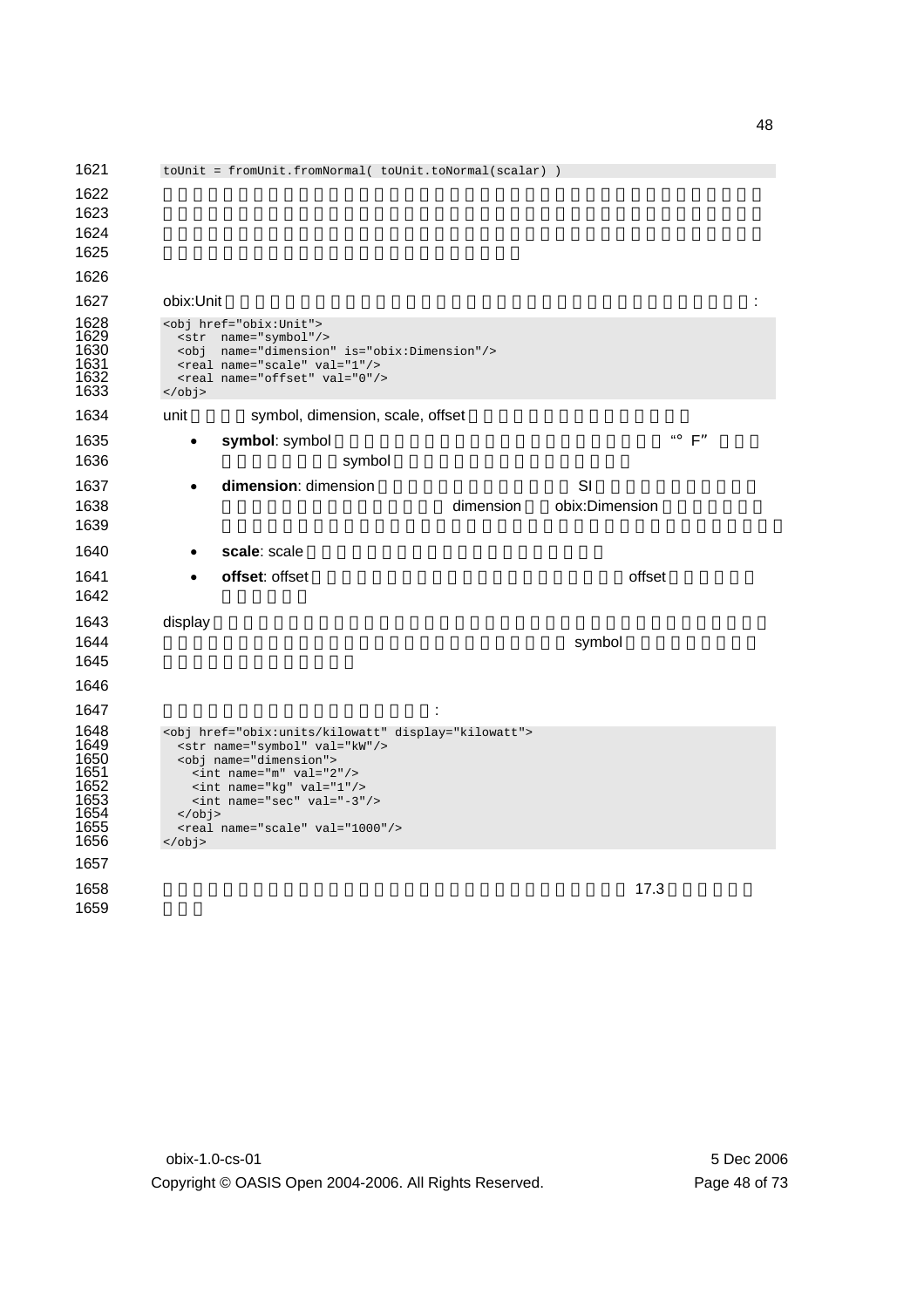```
toUnit = fromUnit.fromNormal( toUnit.toNormal(scalar) )
```

obix:Unit :

```
<obj href="obix:Unit">
  <str  name="symbol"/>
  <obj  name="dimension" is="obix:Dimension"/>
  <real name="scale" val="1"/>
  <real name="offset" val="0"/>
</obj>
```

unit symbol, dimension, scale, offset

- **symbol**: symbol "° F" symbol
- **dimension**: dimension SI dimension obix:Dimension
- **scale**: scale
- **offset**: offset offset

display symbol

:

```
<obj href="obix:units/kilowatt" display="kilowatt">
  <str name="symbol" val="kW"/>
  <obj name="dimension">
    <int name="m" val="2"/>
    <int name="kg" val="1"/>
    <int name="sec" val="-3"/>
  </obj>
  <real name="scale" val="1000"/>
</obj>
```

17.3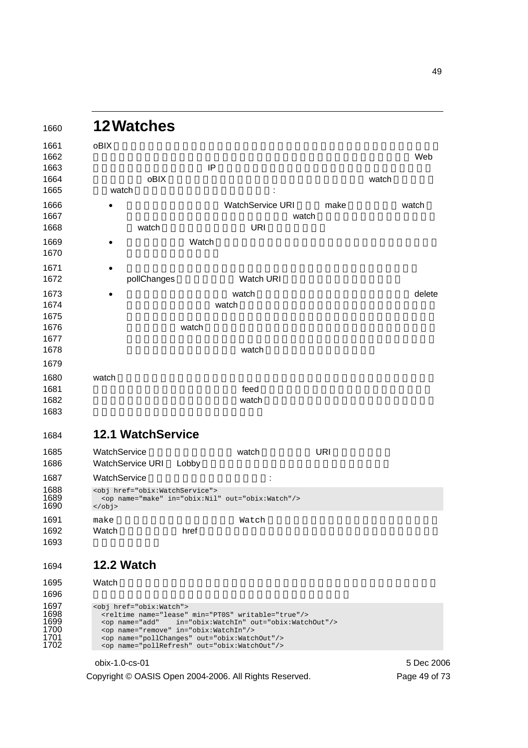# 12 Watches

oBIX Web IP oBIX watch watch :

- WatchService URI make watch watch watch URI
- Watch
- pollChanges Watch URI
- watch delete watch watch watch

watch feed watch

## 12.1 WatchService

WatchService watch URI WatchService URI Lobby

WatchService :

```
<obj href="obix:WatchService">
  <op name="make" in="obix:Nil" out="obix:Watch"/>
</obj>
```

make Watch Watch href

## 12.2 Watch

Watch

```
<obj href="obix:Watch">
  <reltime name="lease" min="PT0S" writable="true"/>
  <op name="add"    in="obix:WatchIn" out="obix:WatchOut"/>
  <op name="remove" in="obix:WatchIn"/>
  <op name="pollChanges" out="obix:WatchOut"/>
  <op name="pollRefresh" out="obix:WatchOut"/>
```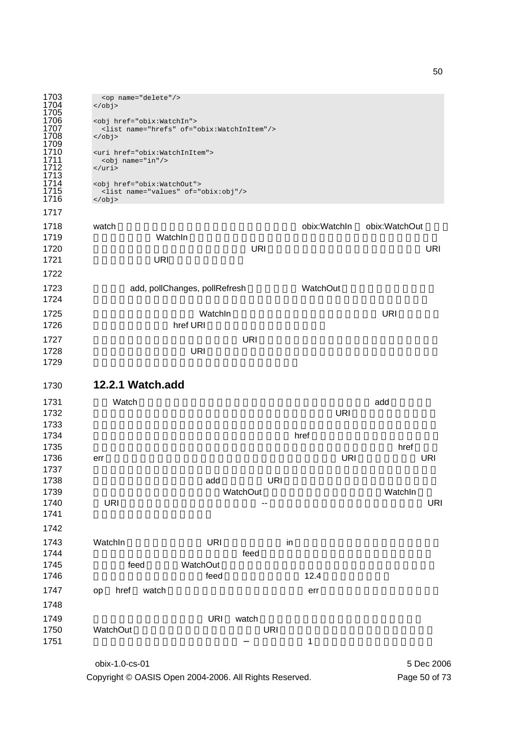```
    <op name="delete"/>
  </obj>

  <obj href="obix:WatchIn">
    <list name="hrefs" of="obix:WatchInItem"/>
  </obj>

  <uri href="obix:WatchInItem">
    <obj name="in"/>
  </uri>

  <obj href="obix:WatchOut">
    <list name="values" of="obix:obj"/>
  </obj>
```

watch obix:WatchIn obix:WatchOut
WatchIn
URI URI
URI

add, pollChanges, pollRefresh WatchOut

WatchIn URI
href URI
URI
URI

### 12.2.1 Watch.add

Watch add
URI

href
href
err URI URI

add URI
WatchOut WatchIn
URI -- URI

WatchIn URI in
feed
feed WatchOut
feed 12.4

op href watch err

URI watch
WatchOut URI
– 1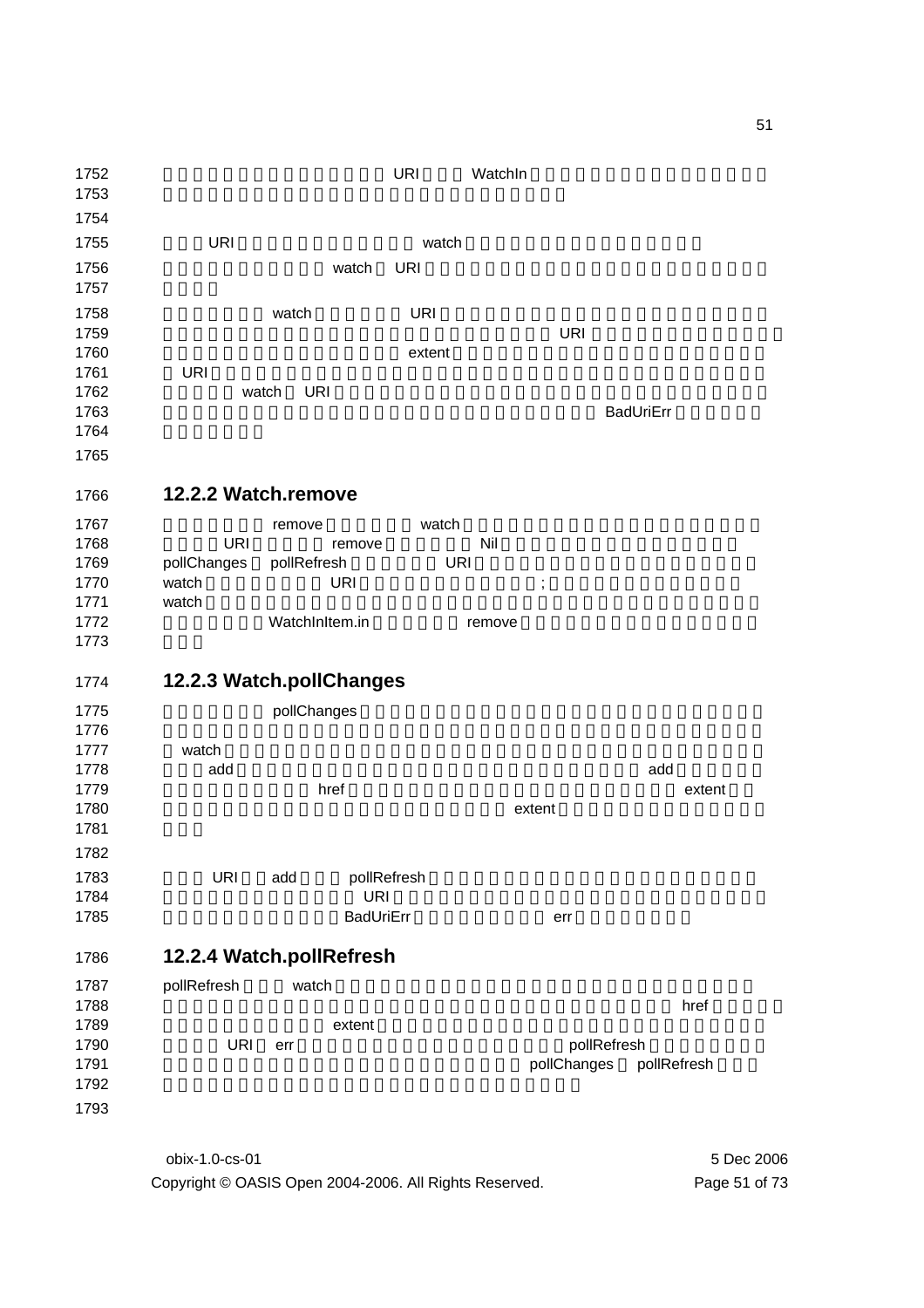URI WatchIn

URI watch

watch URI

watch URI

URI

extent

URI

watch URI

BadUriErr

### 12.2.2 Watch.remove

remove watch

URI remove Nil

pollChanges pollRefresh URI

watch URI ;

watch

WatchInItem.in remove

### 12.2.3 Watch.pollChanges

pollChanges

watch

add add

href extent

extent

URI add pollRefresh

URI

BadUriErr err

### 12.2.4 Watch.pollRefresh

pollRefresh watch

href

extent

URI err pollRefresh

pollChanges pollRefresh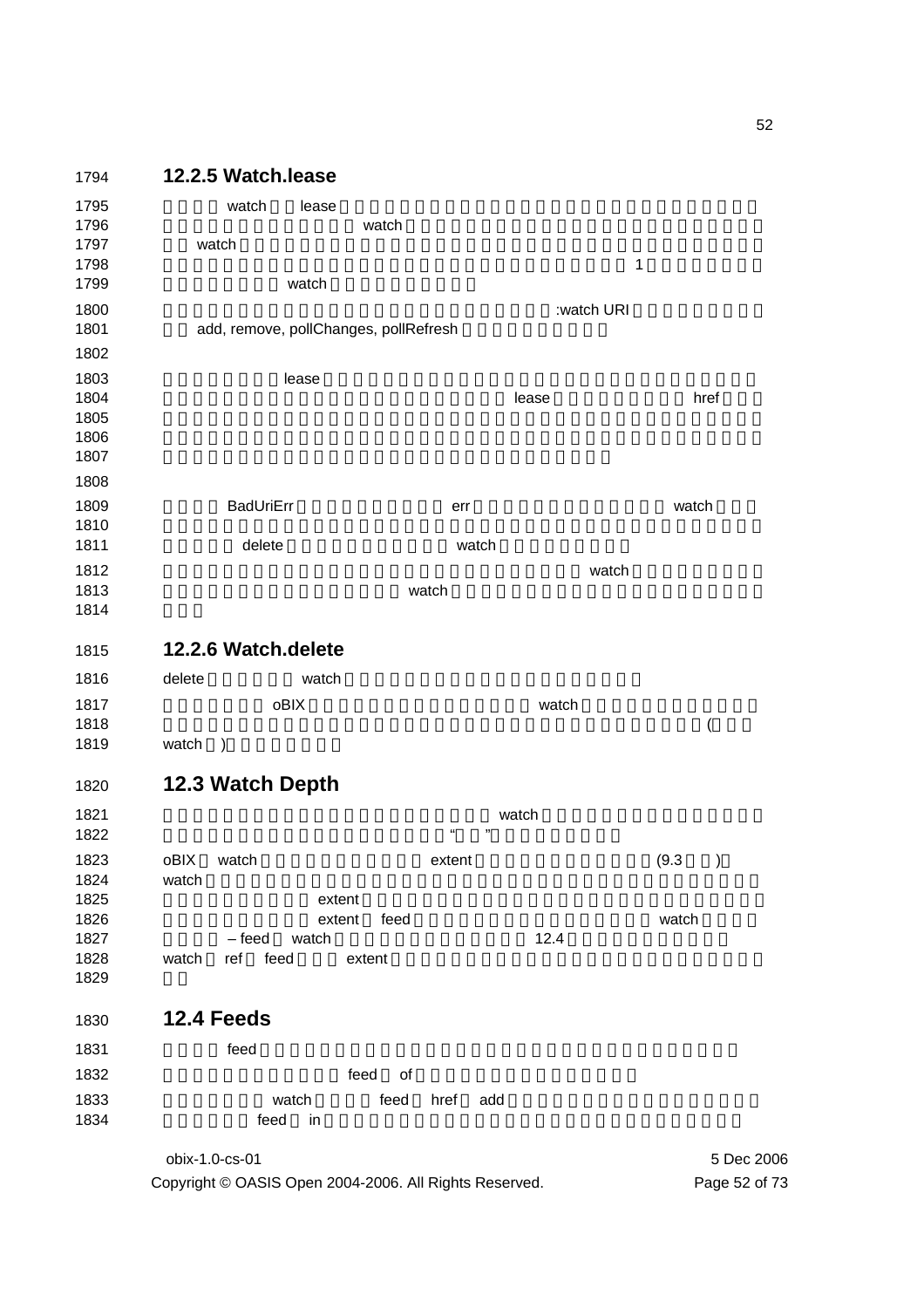## 12.2.5 Watch.lease

watch lease watch watch 1 watch

:watch URI add, remove, pollChanges, pollRefresh

lease lease href

BadUriErr err watch delete watch

watch watch

## 12.2.6 Watch.delete

delete watch

oBIX watch ( watch )

# 12.3 Watch Depth

watch “ ”

oBIX watch extent (9.3 ) watch extent extent feed watch – feed watch 12.4 watch ref feed extent

# 12.4 Feeds

feed

feed of

watch feed href add feed in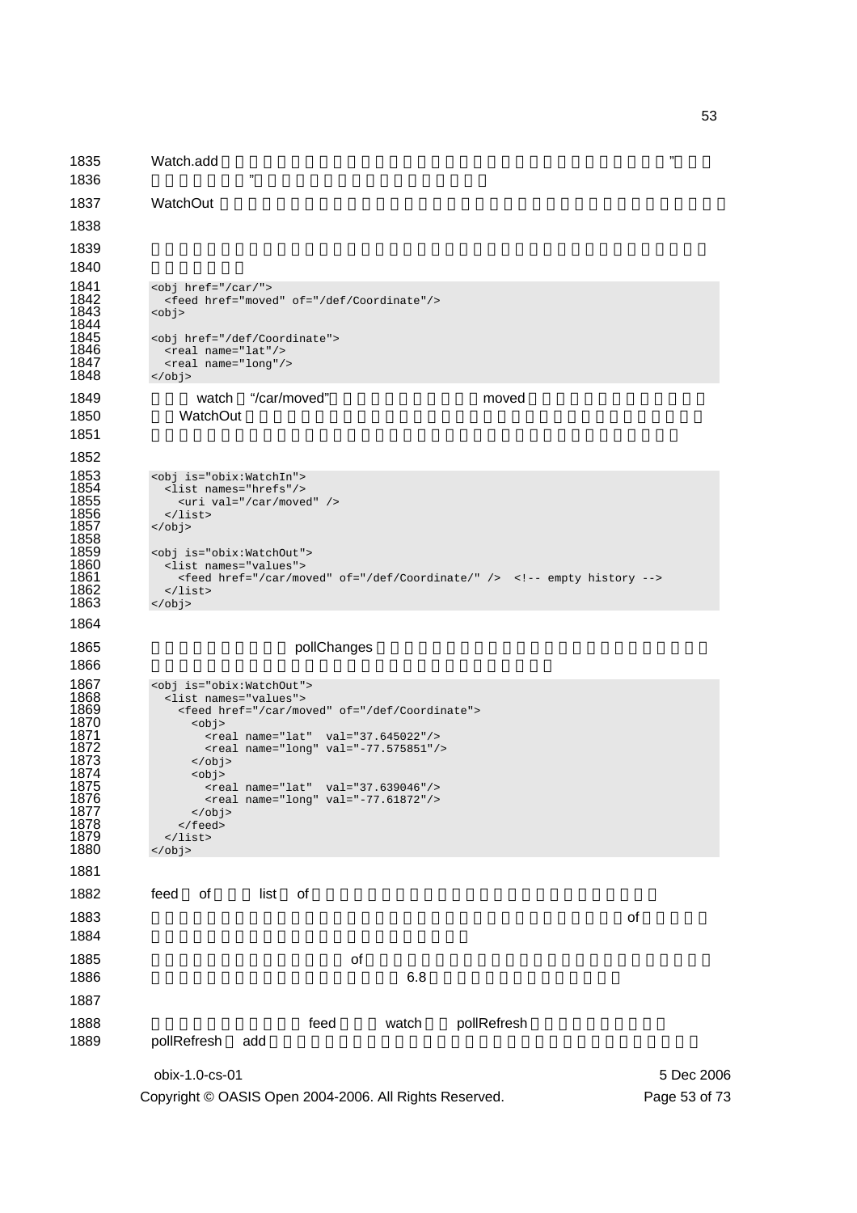Watch.add ” ”

WatchOut

```
<obj href="/car/">
  <feed href="moved" of="/def/Coordinate"/>
<obj>

<obj href="/def/Coordinate">
  <real name="lat"/>
  <real name="long"/>
</obj>
```

watch “/car/moved” moved WatchOut

```
<obj is="obix:WatchIn">
  <list names="hrefs"/>
    <uri val="/car/moved" />
  </list>
</obj>

<obj is="obix:WatchOut">
  <list names="values">
    <feed href="/car/moved" of="/def/Coordinate/" />  <!-- empty history -->
  </list>
</obj>
```

pollChanges

```
<obj is="obix:WatchOut">
  <list names="values">
    <feed href="/car/moved" of="/def/Coordinate">
      <obj>
        <real name="lat"  val="37.645022"/>
        <real name="long" val="-77.575851"/>
      </obj>
      <obj>
        <real name="lat"  val="37.639046"/>
        <real name="long" val="-77.61872"/>
      </obj>
    </feed>
  </list>
</obj>
```

feed of list of

of

of 6.8

feed watch pollRefresh

pollRefresh add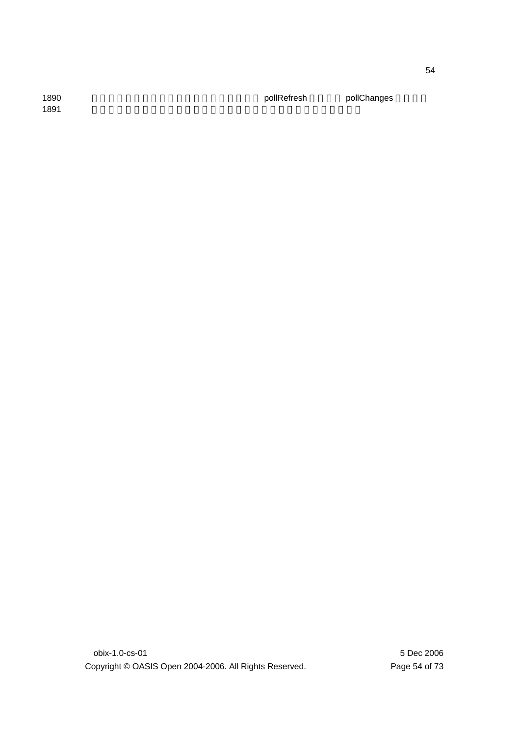pollRefresh pollChanges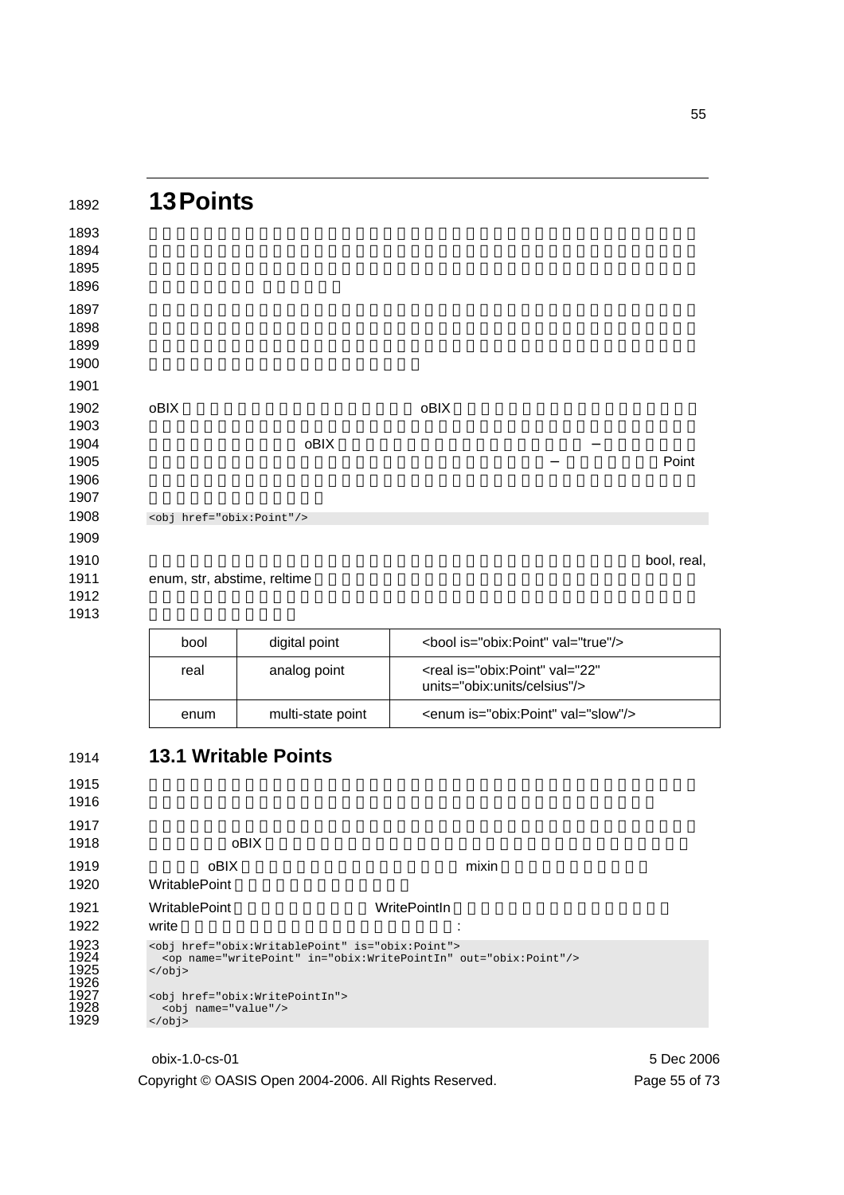# 13 Points

oBIX oBIX

oBIX – – Point

```
<obj href="obix:Point"/>
```

bool, real, enum, str, abstime, reltime

| bool | digital point | <bool is="obix:Point" val="true"/> |
|---|---|---|
| real | analog point | <real is="obix:Point" val="22" units="obix:units/celsius"/> |
| enum | multi-state point | <enum is="obix:Point" val="slow"/> |

## 13.1 Writable Points

oBIX

oBIX mixin

WritablePoint

WritablePoint WritePointIn

write :

```
<obj href="obix:WritablePoint" is="obix:Point">
  <op name="writePoint" in="obix:WritePointIn" out="obix:Point"/>
</obj>

<obj href="obix:WritePointIn">
  <obj name="value"/>
</obj>
```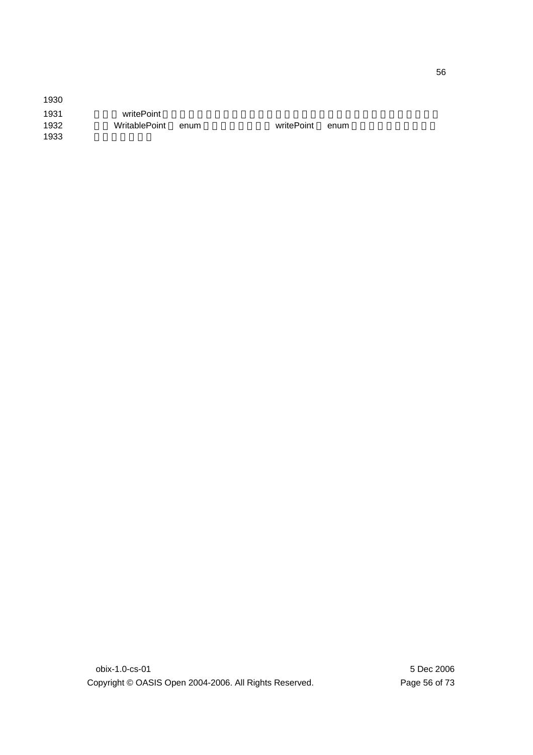writePoint

WritablePoint enum writePoint enum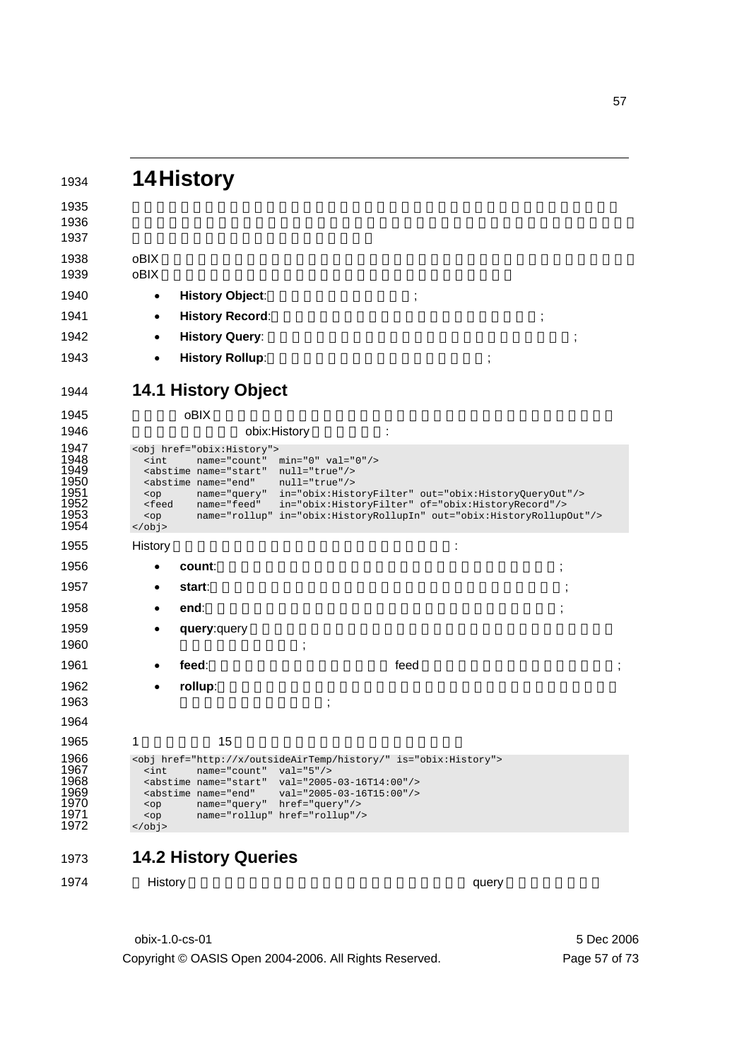# 14 History

oBIX

oBIX

- **History Object**: ;
- **History Record**: ;
- **History Query**: ;
- **History Rollup**: ;

## 14.1 History Object

oBIX

obix:History :

```
<obj href="obix:History">
  <int     name="count"  min="0" val="0"/>
  <abstime name="start"  null="true"/>
  <abstime name="end"    null="true"/>
  <op      name="query"  in="obix:HistoryFilter" out="obix:HistoryQueryOut"/>
  <feed    name="feed"   in="obix:HistoryFilter" of="obix:HistoryRecord"/>
  <op      name="rollup" in="obix:HistoryRollupIn" out="obix:HistoryRollupOut"/>
</obj>
```

History :

- **count**: ;
- **start**: ;
- **end**: ;
- **query**:query ;
- **feed**: feed ;
- **rollup**: ;

1 15

```
<obj href="http://x/outsideAirTemp/history/" is="obix:History">
  <int     name="count"  val="5"/>
  <abstime name="start"  val="2005-03-16T14:00"/>
  <abstime name="end"    val="2005-03-16T15:00"/>
  <op      name="query"  href="query"/>
  <op      name="rollup" href="rollup"/>
</obj>
```

## 14.2 History Queries

History query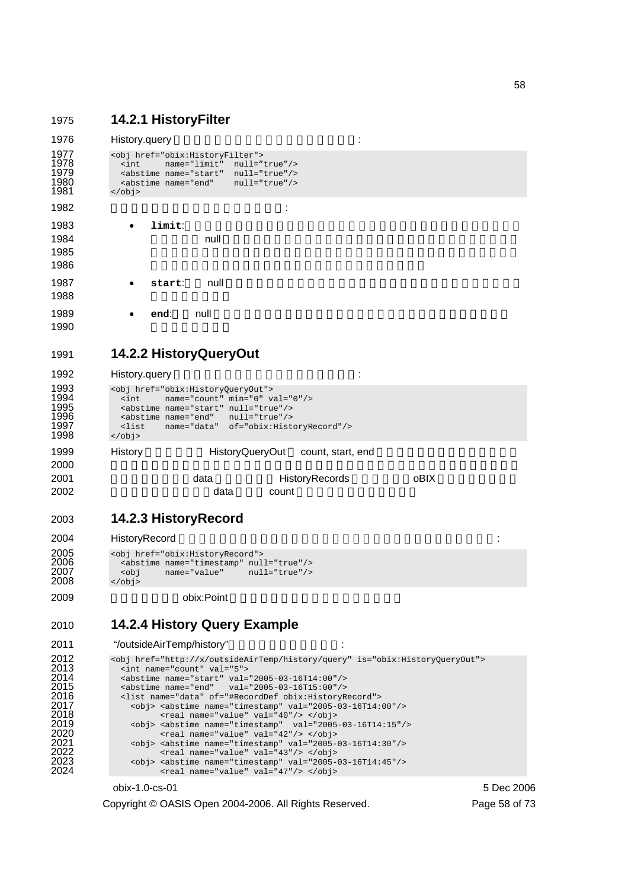### 14.2.1 HistoryFilter

History.query :

```
<obj href="obix:HistoryFilter">
  <int     name="limit"  null="true"/>
  <abstime name="start"  null="true"/>
  <abstime name="end"    null="true"/>
</obj>
```

:

- **limit**: null
- **start**: null
- **end**: null

### 14.2.2 HistoryQueryOut

History.query :

```
<obj href="obix:HistoryQueryOut">
  <int     name="count" min="0" val="0"/>
  <abstime name="start" null="true"/>
  <abstime name="end"   null="true"/>
  <list    name="data"  of="obix:HistoryRecord"/>
</obj>
```

History HistoryQueryOut count, start, end data HistoryRecords oBIX data count

### 14.2.3 HistoryRecord

HistoryRecord :

```
<obj href="obix:HistoryRecord">
  <abstime name="timestamp" null="true"/>
  <obj     name="value"     null="true"/>
</obj>
```

obix:Point

### 14.2.4 History Query Example

"/outsideAirTemp/history" :

```
<obj href="http://x/outsideAirTemp/history/query" is="obix:HistoryQueryOut">
  <int name="count" val="5">
  <abstime name="start" val="2005-03-16T14:00"/>
  <abstime name="end"   val="2005-03-16T15:00"/>
  <list name="data" of="#RecordDef obix:HistoryRecord">
    <obj> <abstime name="timestamp" val="2005-03-16T14:00"/>
          <real name="value" val="40"/> </obj>
    <obj> <abstime name="timestamp"  val="2005-03-16T14:15"/>
          <real name="value" val="42"/> </obj>
    <obj> <abstime name="timestamp" val="2005-03-16T14:30"/>
          <real name="value" val="43"/> </obj>
    <obj> <abstime name="timestamp" val="2005-03-16T14:45"/>
          <real name="value" val="47"/> </obj>
```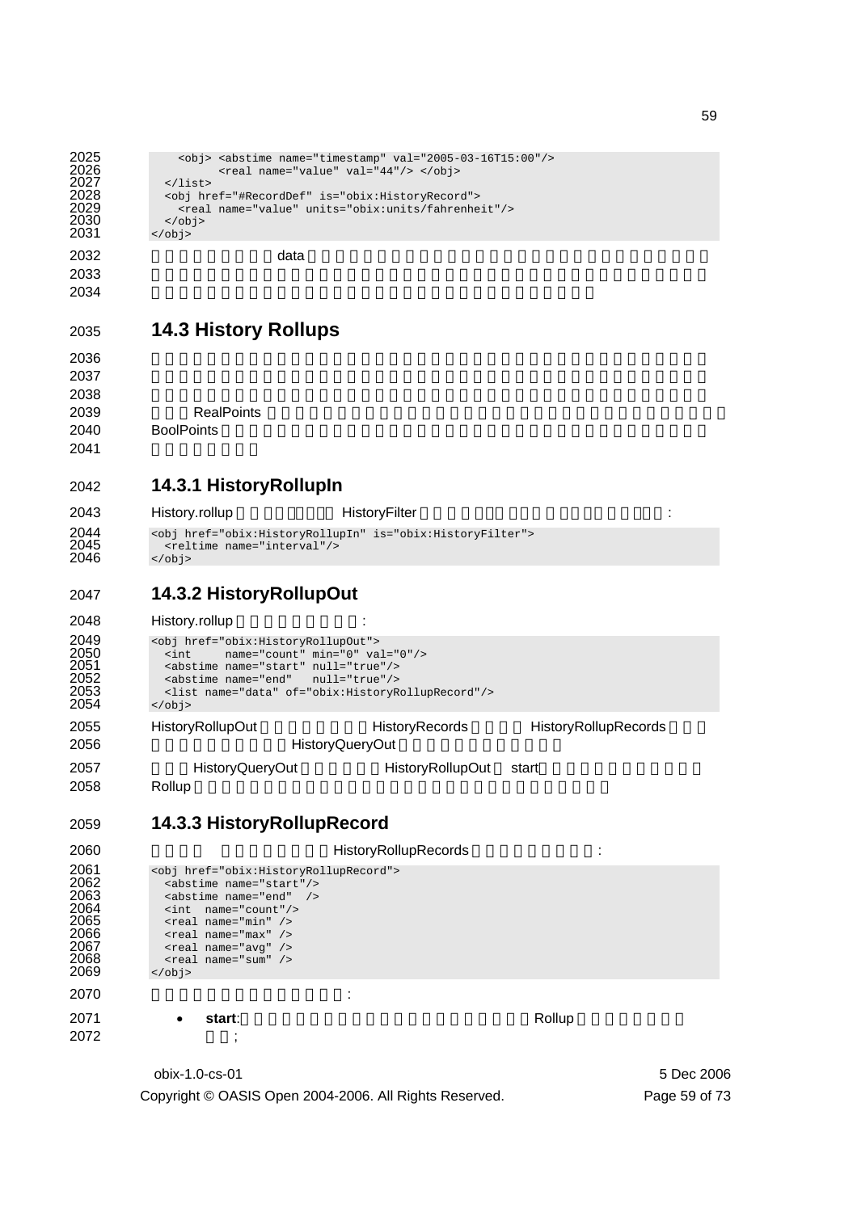```
    <obj> <abstime name="timestamp" val="2005-03-16T15:00"/>
          <real name="value" val="44"/> </obj>
  </list>
  <obj href="#RecordDef" is="obix:HistoryRecord">
    <real name="value" units="obix:units/fahrenheit"/>
  </obj>
</obj>
```

data

## 14.3 History Rollups

RealPoints

BoolPoints

### 14.3.1 HistoryRollupIn

History.rollup HistoryFilter :

```
<obj href="obix:HistoryRollupIn" is="obix:HistoryFilter">
  <reltime name="interval"/>
</obj>
```

### 14.3.2 HistoryRollupOut

History.rollup :

```
<obj href="obix:HistoryRollupOut">
  <int     name="count" min="0" val="0"/>
  <abstime name="start" null="true"/>
  <abstime name="end"   null="true"/>
  <list name="data" of="obix:HistoryRollupRecord"/>
</obj>
```

HistoryRollupOut HistoryRecords HistoryRollupRecords HistoryQueryOut

HistoryQueryOut HistoryRollupOut start Rollup

### 14.3.3 HistoryRollupRecord

HistoryRollupRecords :

```
<obj href="obix:HistoryRollupRecord">
  <abstime name="start"/>
  <abstime name="end"  />
  <int  name="count"/>
  <real name="min" />
  <real name="max" />
  <real name="avg" />
  <real name="sum" />
</obj>
```

:

- **start**: Rollup ;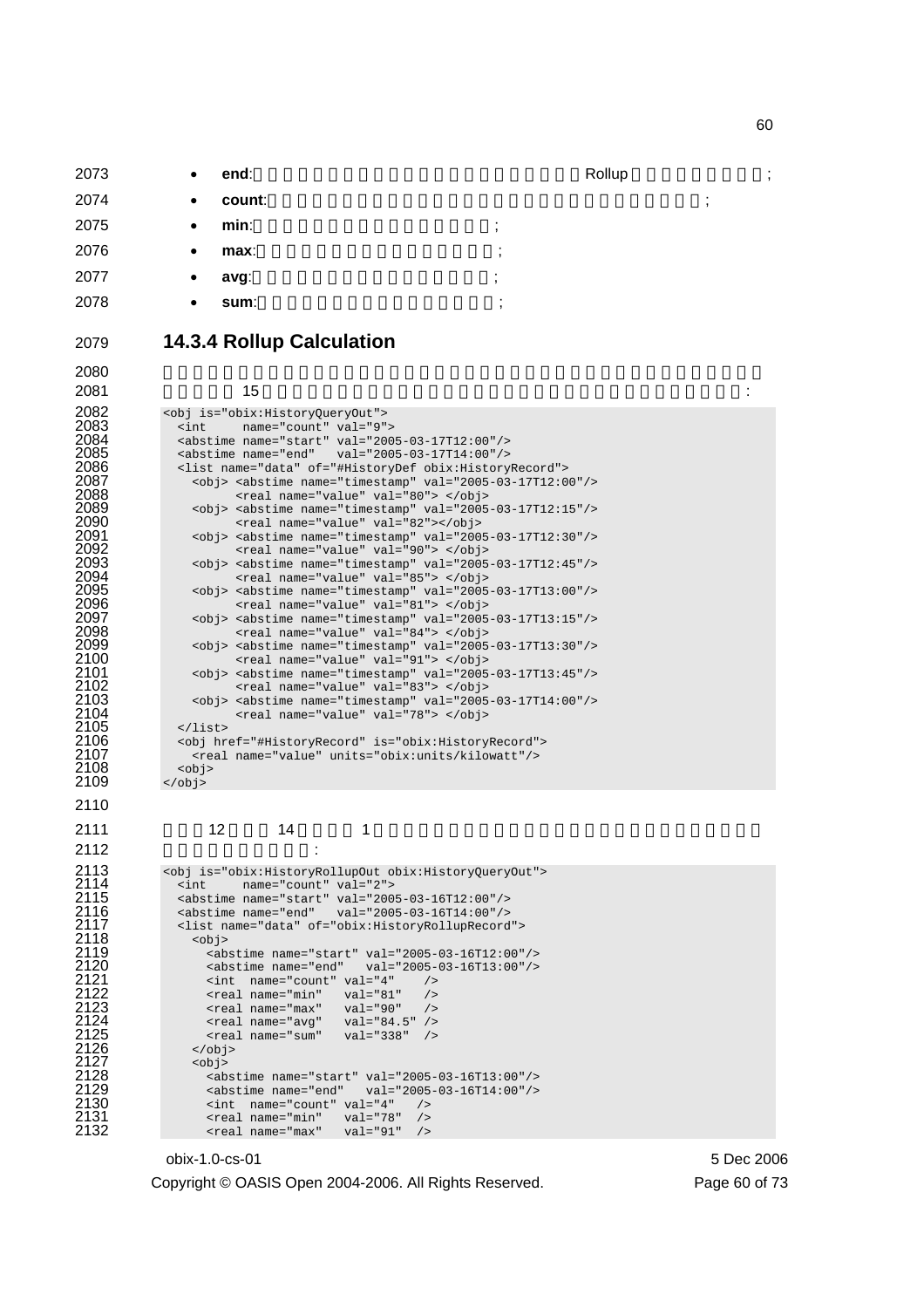- **end**: Rollup ;
- **count**: ;
- **min**: ;
- **max**: ;
- **avg**: ;
- **sum**: ;

### 14.3.4 Rollup Calculation

15 :

```
<obj is="obix:HistoryQueryOut">
  <int     name="count" val="9">
  <abstime name="start" val="2005-03-17T12:00"/>
  <abstime name="end"   val="2005-03-17T14:00"/>
  <list name="data" of="#HistoryDef obix:HistoryRecord">
    <obj> <abstime name="timestamp" val="2005-03-17T12:00"/>
          <real name="value" val="80"> </obj>
    <obj> <abstime name="timestamp" val="2005-03-17T12:15"/>
          <real name="value" val="82"></obj>
    <obj> <abstime name="timestamp" val="2005-03-17T12:30"/>
          <real name="value" val="90"> </obj>
    <obj> <abstime name="timestamp" val="2005-03-17T12:45"/>
          <real name="value" val="85"> </obj>
    <obj> <abstime name="timestamp" val="2005-03-17T13:00"/>
          <real name="value" val="81"> </obj>
    <obj> <abstime name="timestamp" val="2005-03-17T13:15"/>
          <real name="value" val="84"> </obj>
    <obj> <abstime name="timestamp" val="2005-03-17T13:30"/>
          <real name="value" val="91"> </obj>
    <obj> <abstime name="timestamp" val="2005-03-17T13:45"/>
          <real name="value" val="83"> </obj>
    <obj> <abstime name="timestamp" val="2005-03-17T14:00"/>
          <real name="value" val="78"> </obj>
  </list>
  <obj href="#HistoryRecord" is="obix:HistoryRecord">
    <real name="value" units="obix:units/kilowatt"/>
  <obj>
</obj>
```

12 14 1

:

```
<obj is="obix:HistoryRollupOut obix:HistoryQueryOut">
  <int     name="count" val="2">
  <abstime name="start" val="2005-03-16T12:00"/>
  <abstime name="end"   val="2005-03-16T14:00"/>
  <list name="data" of="obix:HistoryRollupRecord">
    <obj>
      <abstime name="start" val="2005-03-16T12:00"/>
      <abstime name="end"   val="2005-03-16T13:00"/>
      <int  name="count" val="4"    />
      <real name="min"   val="81"   />
      <real name="max"   val="90"   />
      <real name="avg"   val="84.5" />
      <real name="sum"   val="338"  />
    </obj>
    <obj>
      <abstime name="start" val="2005-03-16T13:00"/>
      <abstime name="end"   val="2005-03-16T14:00"/>
      <int  name="count" val="4"   />
      <real name="min"   val="78"  />
      <real name="max"   val="91"  />
```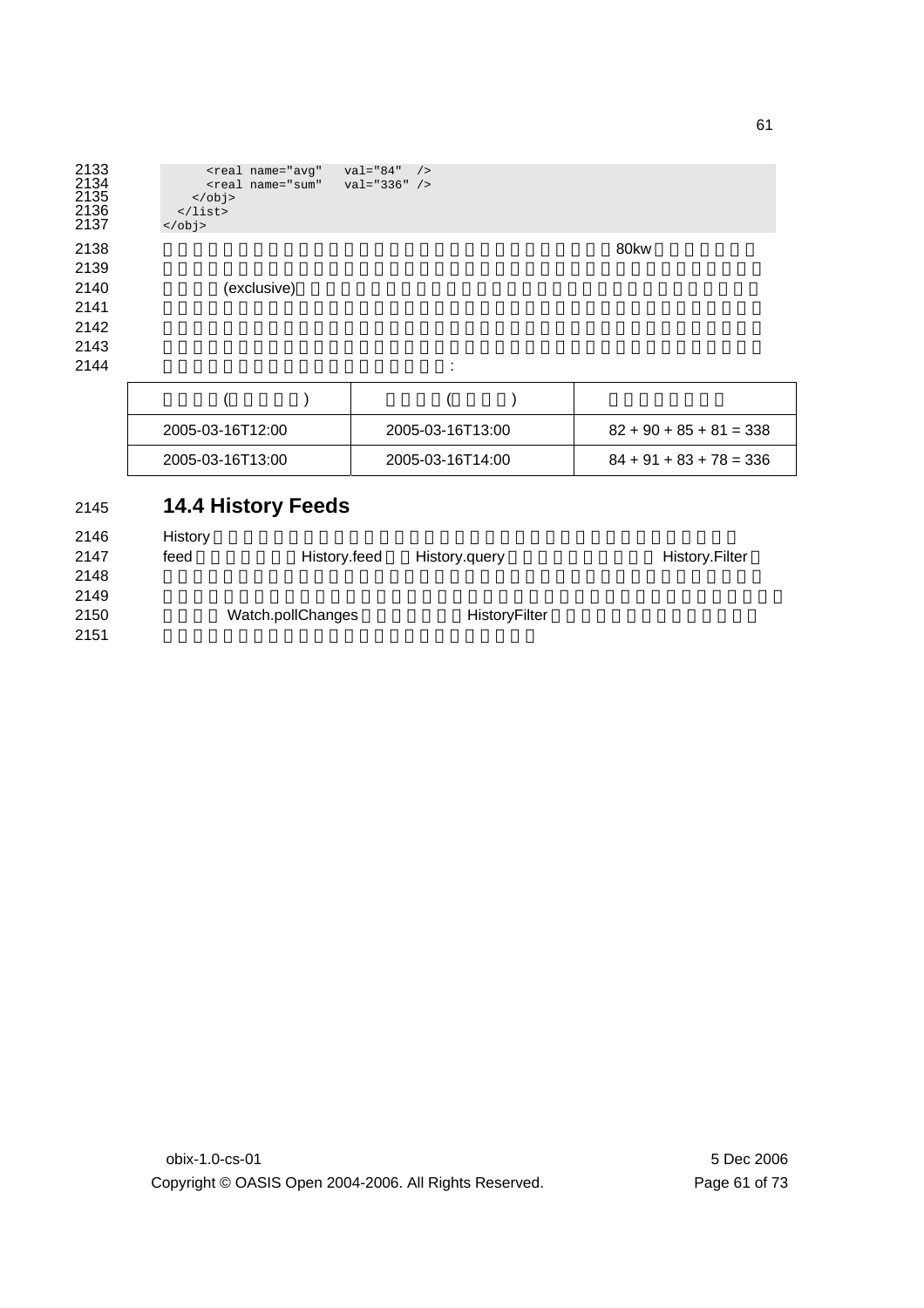```
      <real name="avg"   val="84"  />
      <real name="sum"   val="336" />
    </obj>
  </list>
</obj>
```

80kw

(exclusive)

:

| ( ) | ( ) | |
|---|---|---|
| 2005-03-16T12:00 | 2005-03-16T13:00 | 82 + 90 + 85 + 81 = 338 |
| 2005-03-16T13:00 | 2005-03-16T14:00 | 84 + 91 + 83 + 78 = 336 |

## 14.4 History Feeds

History

feed History.feed History.query History.Filter

Watch.pollChanges HistoryFilter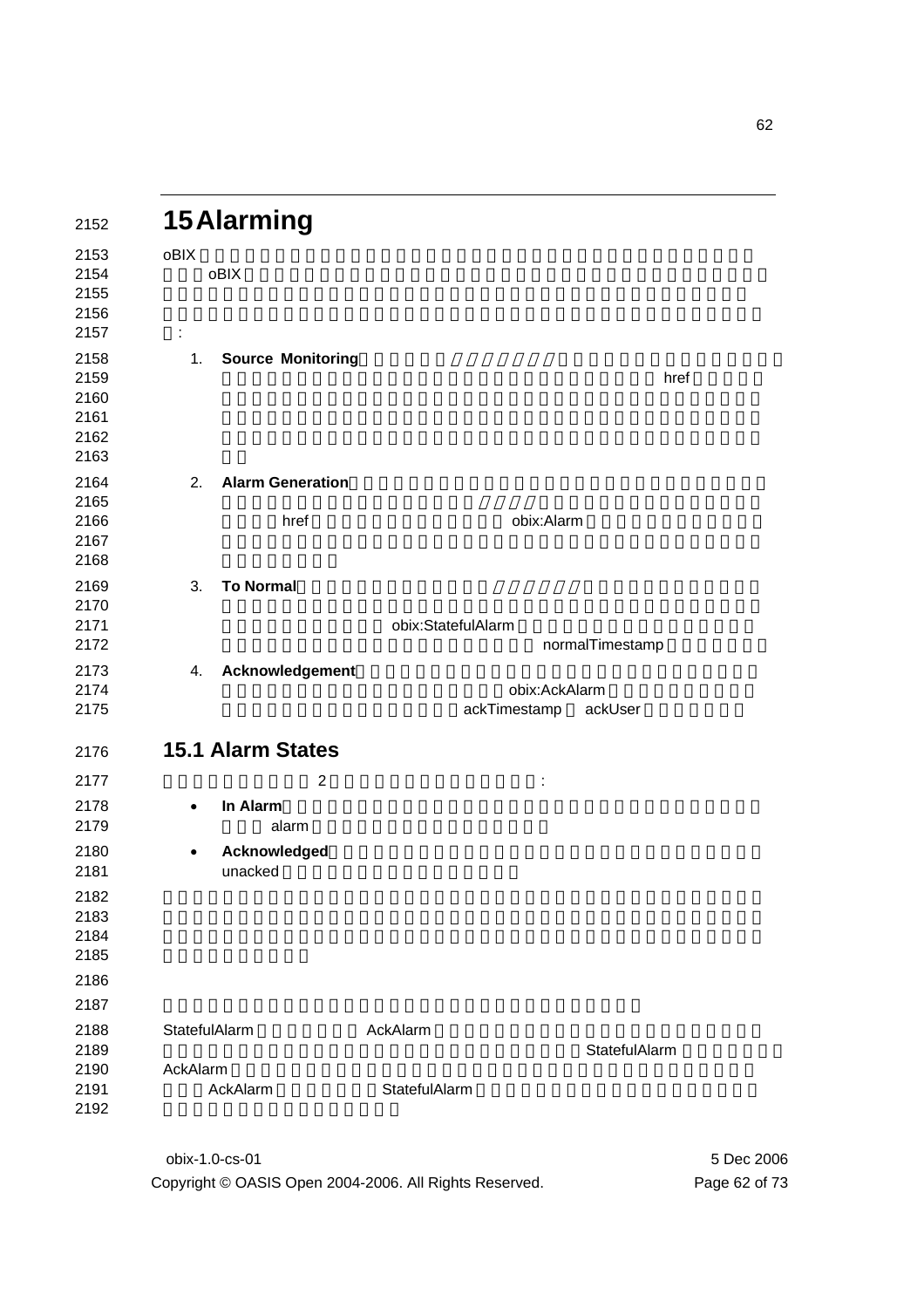# 15 Alarming

oBIX

oBIX

:

1. **Source Monitoring**

   href

2. **Alarm Generation**

   href obix:Alarm

3. **To Normal**

   obix:StatefulAlarm

   normalTimestamp

4. **Acknowledgement**

   obix:AckAlarm

   ackTimestamp ackUser

## 15.1 Alarm States

2 :

- **In Alarm**

  alarm

- **Acknowledged**

  unacked

StatefulAlarm AckAlarm

StatefulAlarm

AckAlarm

AckAlarm StatefulAlarm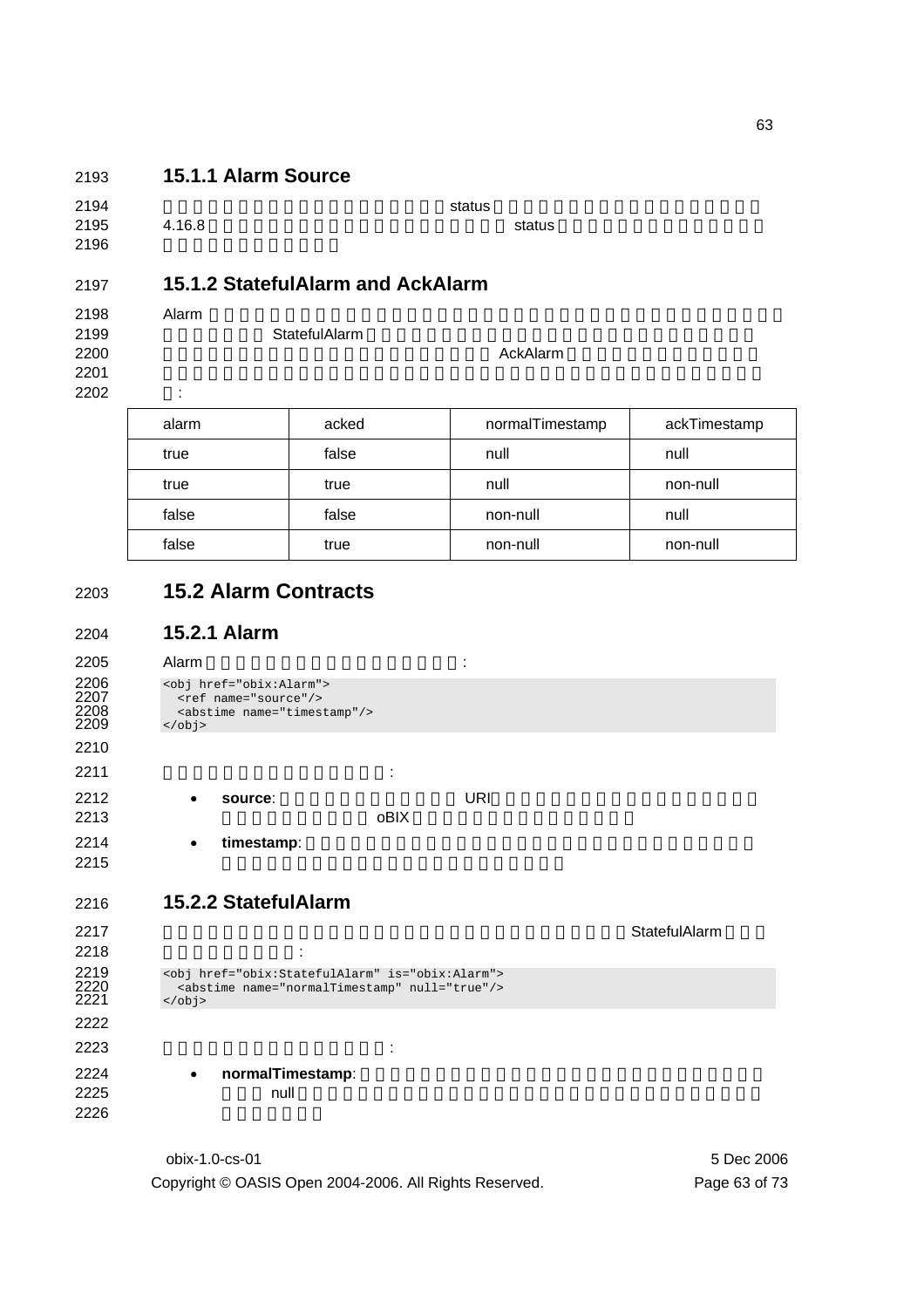### 15.1.1 Alarm Source

status

4.16.8 status

### 15.1.2 StatefulAlarm and AckAlarm

Alarm

StatefulAlarm

AckAlarm

:

| alarm | acked | normalTimestamp | ackTimestamp |
|---|---|---|---|
| true | false | null | null |
| true | true | null | non-null |
| false | false | non-null | null |
| false | true | non-null | non-null |

## 15.2 Alarm Contracts

### 15.2.1 Alarm

Alarm :

```
<obj href="obix:Alarm">
  <ref name="source"/>
  <abstime name="timestamp"/>
</obj>
```

:

- **source**: URI oBIX
- **timestamp**:

### 15.2.2 StatefulAlarm

StatefulAlarm

:

```
<obj href="obix:StatefulAlarm" is="obix:Alarm">
  <abstime name="normalTimestamp" null="true"/>
</obj>
```

:

- **normalTimestamp**: null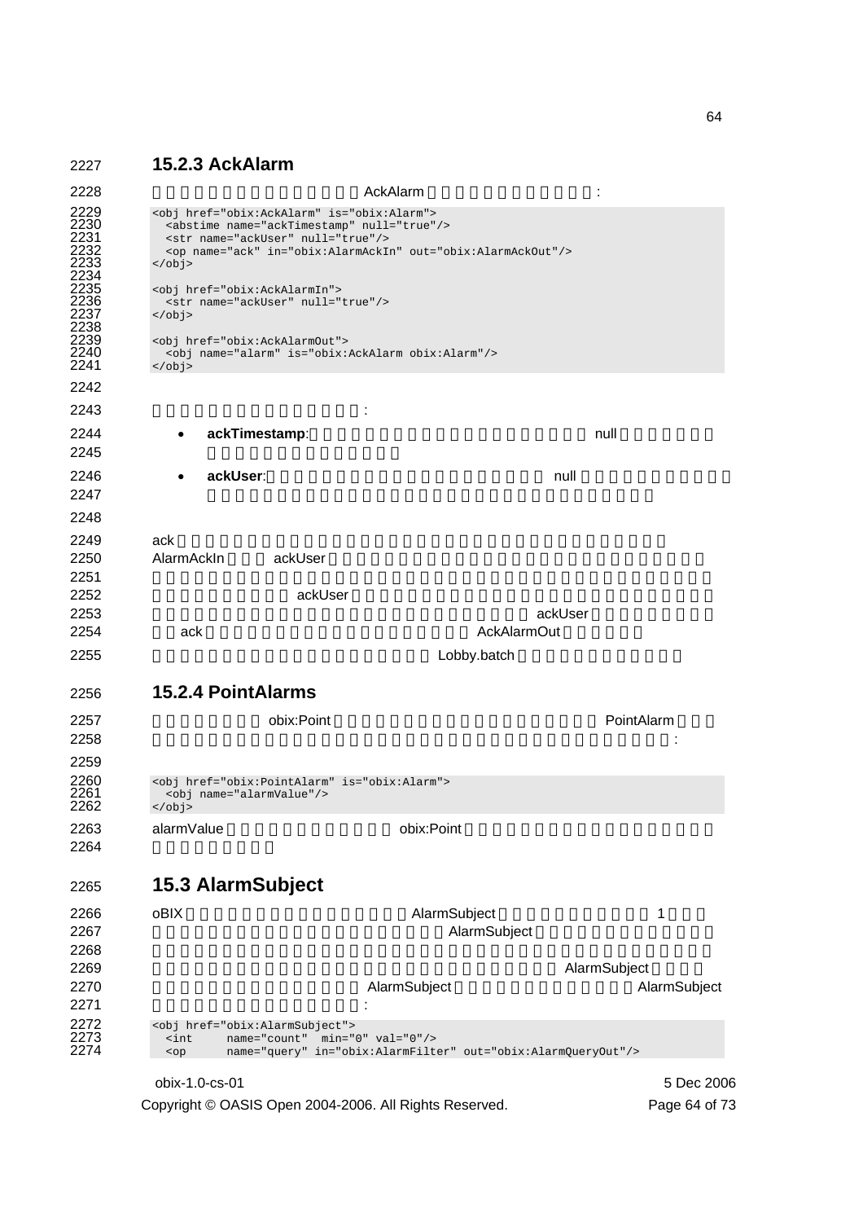## 15.2.3 AckAlarm

AckAlarm :

```
<obj href="obix:AckAlarm" is="obix:Alarm">
  <abstime name="ackTimestamp" null="true"/>
  <str name="ackUser" null="true"/>
  <op name="ack" in="obix:AlarmAckIn" out="obix:AlarmAckOut"/>
</obj>

<obj href="obix:AckAlarmIn">
  <str name="ackUser" null="true"/>
</obj>

<obj href="obix:AckAlarmOut">
  <obj name="alarm" is="obix:AckAlarm obix:Alarm"/>
</obj>
```

:

- **ackTimestamp**: null
- **ackUser**: null

ack AlarmAckIn ackUser ackUser ackUser ack AckAlarmOut Lobby.batch

## 15.2.4 PointAlarms

obix:Point PointAlarm :

```
<obj href="obix:PointAlarm" is="obix:Alarm">
  <obj name="alarmValue"/>
</obj>
```

alarmValue obix:Point

## 15.3 AlarmSubject

oBIX AlarmSubject 1 AlarmSubject AlarmSubject AlarmSubject AlarmSubject :

```
<obj href="obix:AlarmSubject">
  <int     name="count"  min="0" val="0"/>
  <op      name="query" in="obix:AlarmFilter" out="obix:AlarmQueryOut"/>
```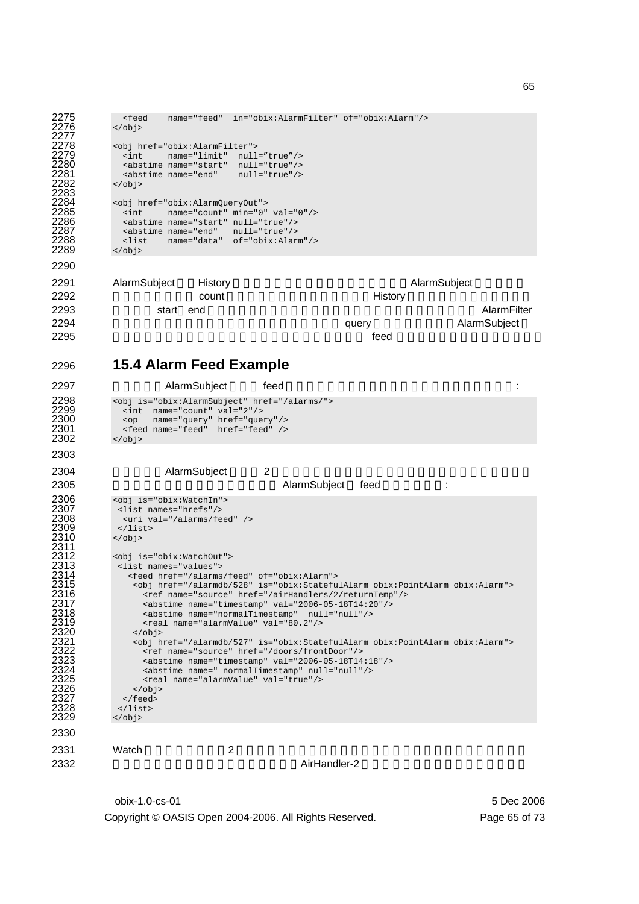```
  <feed    name="feed"  in="obix:AlarmFilter" of="obix:Alarm"/>
</obj>

<obj href="obix:AlarmFilter">
  <int     name="limit"  null="true"/>
  <abstime name="start"  null="true"/>
  <abstime name="end"    null="true"/>
</obj>

<obj href="obix:AlarmQueryOut">
  <int     name="count" min="0" val="0"/>
  <abstime name="start" null="true"/>
  <abstime name="end"   null="true"/>
  <list    name="data"  of="obix:Alarm"/>
</obj>
```

AlarmSubject History AlarmSubject count History start end AlarmFilter query AlarmSubject feed

## 15.4 Alarm Feed Example

AlarmSubject feed :

```
<obj is="obix:AlarmSubject" href="/alarms/">
  <int  name="count" val="2"/>
  <op   name="query" href="query"/>
  <feed name="feed"  href="feed" />
</obj>
```

AlarmSubject 2 AlarmSubject feed :

```
<obj is="obix:WatchIn">
 <list names="hrefs"/>
  <uri val="/alarms/feed" />
 </list>
</obj>

<obj is="obix:WatchOut">
 <list names="values">
   <feed href="/alarms/feed" of="obix:Alarm">
    <obj href="/alarmdb/528" is="obix:StatefulAlarm obix:PointAlarm obix:Alarm">
      <ref name="source" href="/airHandlers/2/returnTemp"/>
      <abstime name="timestamp" val="2006-05-18T14:20"/>
      <abstime name="normalTimestamp"  null="null"/>
      <real name="alarmValue" val="80.2"/>
    </obj>
    <obj href="/alarmdb/527" is="obix:StatefulAlarm obix:PointAlarm obix:Alarm">
      <ref name="source" href="/doors/frontDoor"/>
      <abstime name="timestamp" val="2006-05-18T14:18"/>
      <abstime name=" normalTimestamp" null="null"/>
      <real name="alarmValue" val="true"/>
    </obj>
  </feed>
 </list>
</obj>
```

Watch 2 AirHandler-2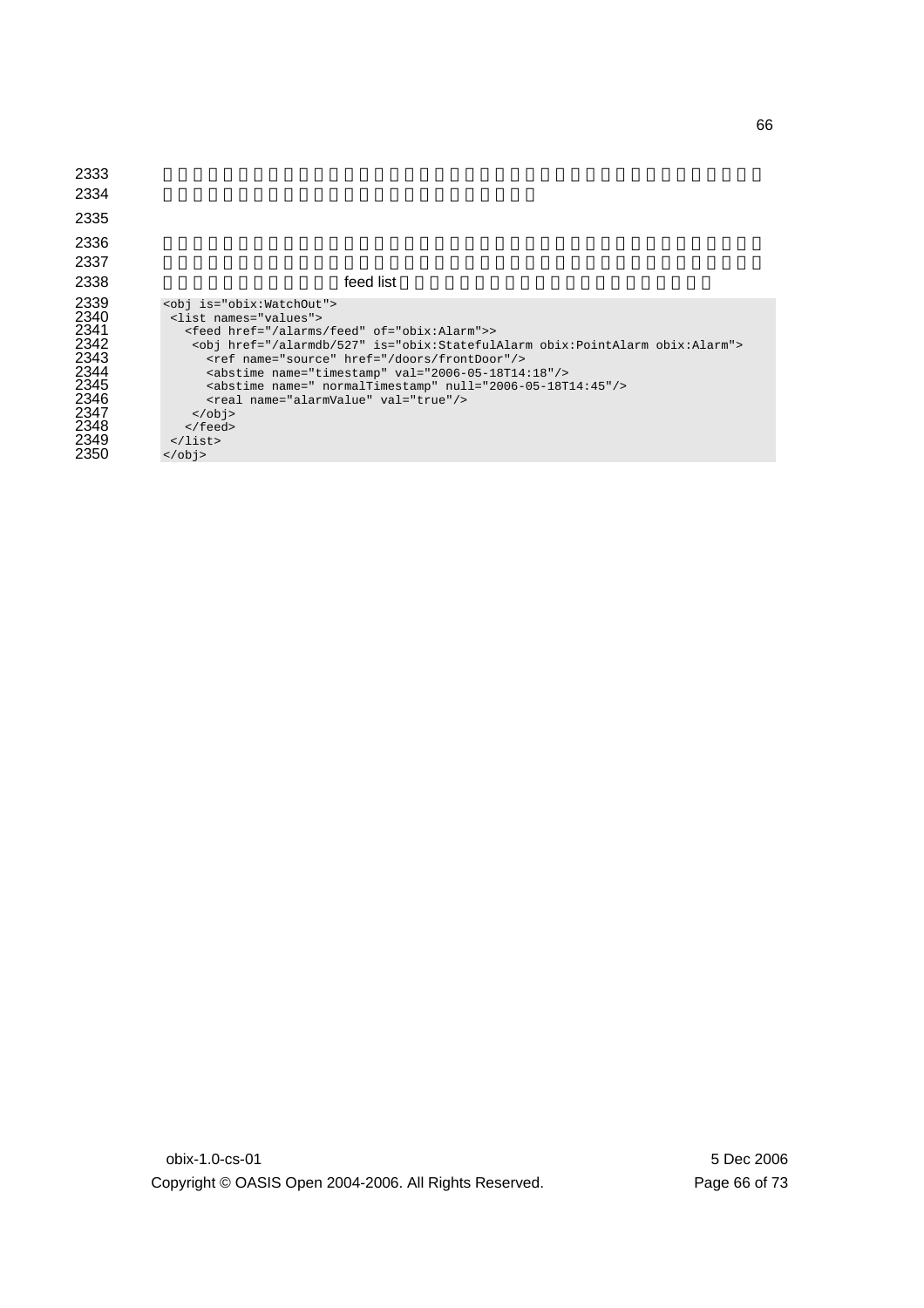feed list

```
<obj is="obix:WatchOut">
 <list names="values">
   <feed href="/alarms/feed" of="obix:Alarm">>
    <obj href="/alarmdb/527" is="obix:StatefulAlarm obix:PointAlarm obix:Alarm">
      <ref name="source" href="/doors/frontDoor"/>
      <abstime name="timestamp" val="2006-05-18T14:18"/>
      <abstime name=" normalTimestamp" null="2006-05-18T14:45"/>
      <real name="alarmValue" val="true"/>
    </obj>
   </feed>
 </list>
</obj>
```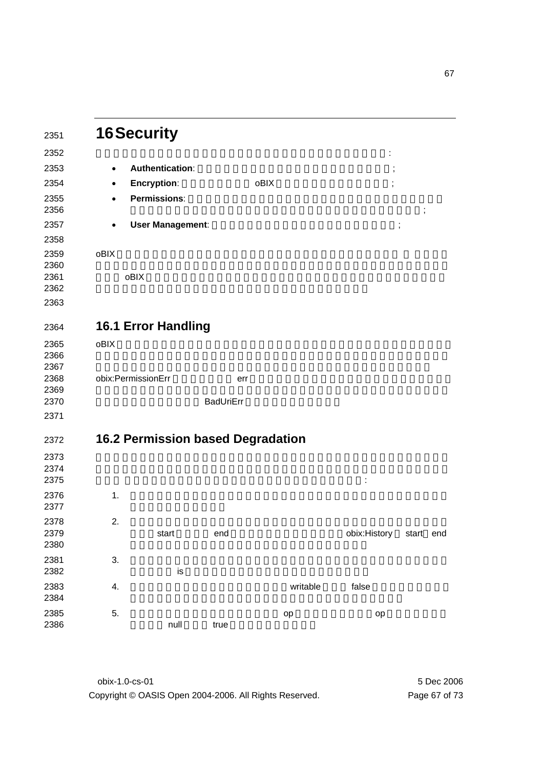# 16 Security

:

- **Authentication**: ;
- **Encryption**: oBIX ;
- **Permissions**: ;
- **User Management**: ;

oBIX oBIX

## 16.1 Error Handling

oBIX obix:PermissionErr err BadUriErr

## 16.2 Permission based Degradation

:

1.
2. start end obix:History start end
3. is
4. writable false
5. op op null true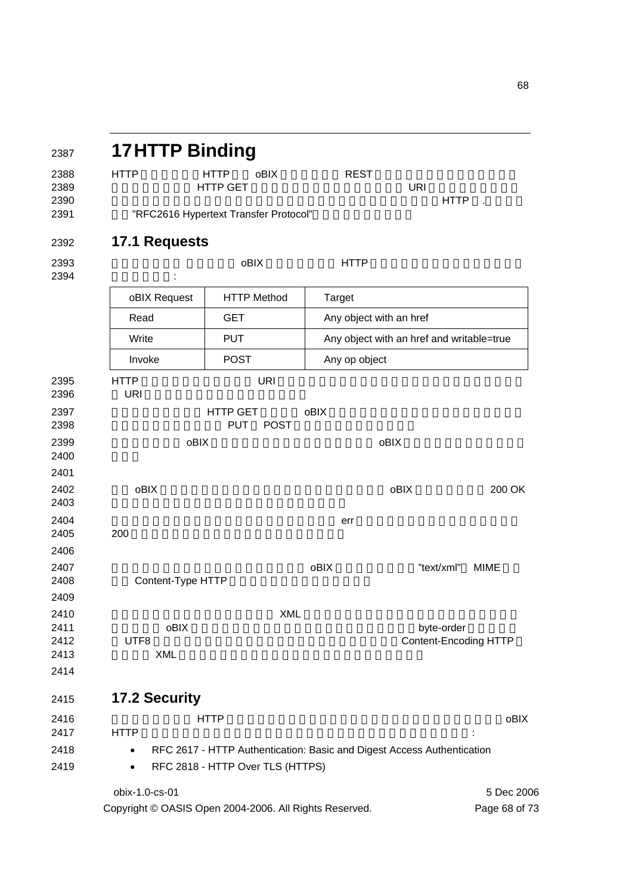# 17 HTTP Binding

HTTP HTTP oBIX REST HTTP GET URI HTTP . ”RFC2616 Hypertext Transfer Protocol”

## 17.1 Requests

oBIX HTTP :

| oBIX Request | HTTP Method | Target |
|---|---|---|
| Read | GET | Any object with an href |
| Write | PUT | Any object with an href and writable=true |
| Invoke | POST | Any op object |

HTTP URI URI

HTTP GET oBIX PUT POST

oBIX oBIX

oBIX oBIX 200 OK

err 200

oBIX ”text/xml” MIME Content-Type HTTP

XML oBIX byte-order UTF8 Content-Encoding HTTP XML

## 17.2 Security

HTTP oBIX HTTP :

- RFC 2617 - HTTP Authentication: Basic and Digest Access Authentication
- RFC 2818 - HTTP Over TLS (HTTPS)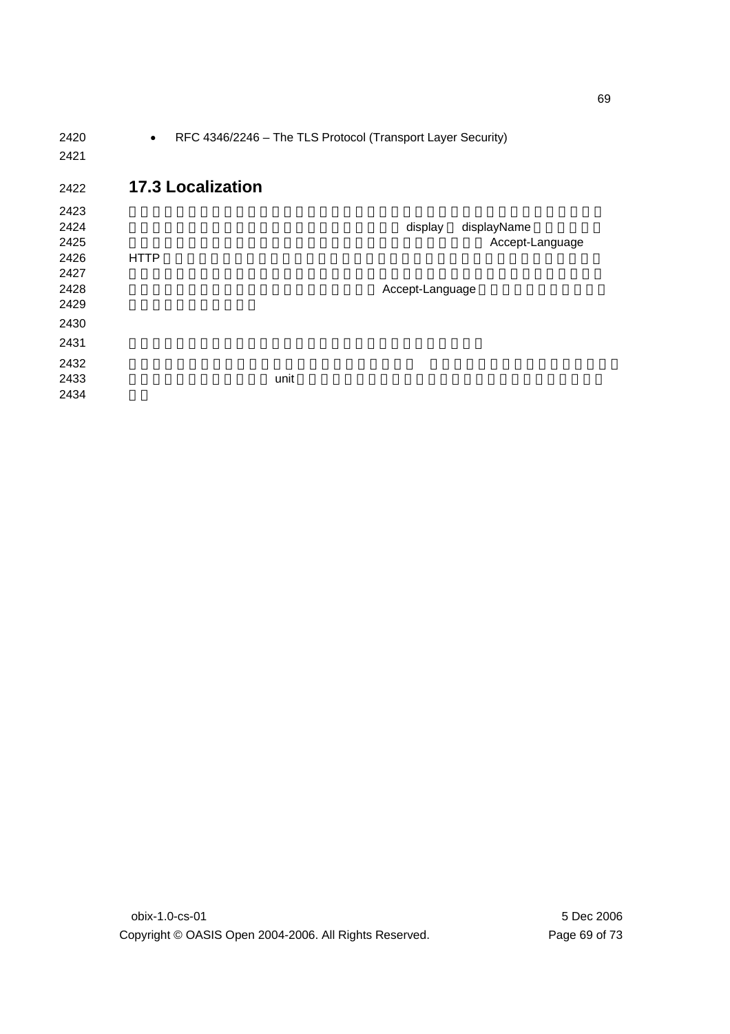- RFC 4346/2246 – The TLS Protocol (Transport Layer Security)

## 17.3 Localization

display displayName Accept-Language HTTP Accept-Language

unit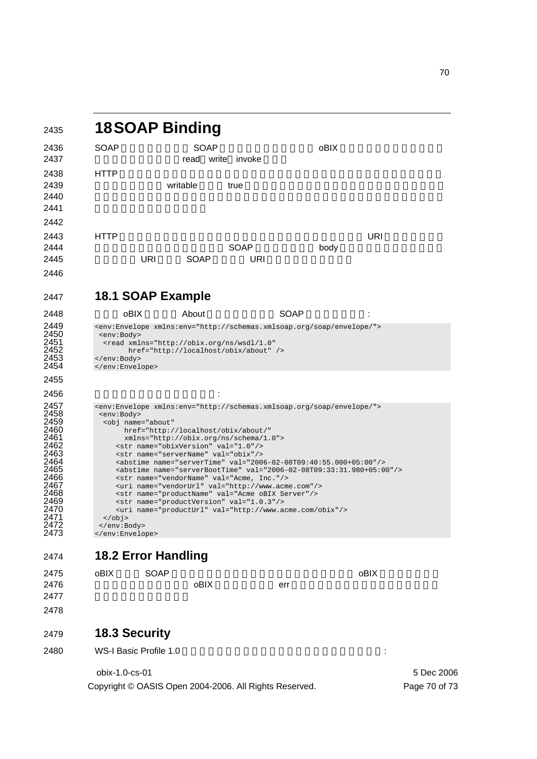# 18 SOAP Binding

SOAP SOAP oBIX read write invoke

HTTP writable true

HTTP URI SOAP body URI SOAP URI

## 18.1 SOAP Example

oBIX About SOAP :

```
<env:Envelope xmlns:env="http://schemas.xmlsoap.org/soap/envelope/">
 <env:Body>
  <read xmlns="http://obix.org/ns/wsdl/1.0"
        href="http://localhost/obix/about" />
</env:Body>
</env:Envelope>
```

:

```
<env:Envelope xmlns:env="http://schemas.xmlsoap.org/soap/envelope/">
 <env:Body>
  <obj name="about"
       href="http://localhost/obix/about/"
       xmlns="http://obix.org/ns/schema/1.0">
     <str name="obixVersion" val="1.0"/>
     <str name="serverName" val="obix"/>
     <abstime name="serverTime" val="2006-02-08T09:40:55.000+05:00"/>
     <abstime name="serverBootTime" val="2006-02-08T09:33:31.980+05:00"/>
     <str name="vendorName" val="Acme, Inc."/>
     <uri name="vendorUrl" val="http://www.acme.com"/>
     <str name="productName" val="Acme oBIX Server"/>
     <str name="productVersion" val="1.0.3"/>
     <uri name="productUrl" val="http://www.acme.com/obix"/>
  </obj>
 </env:Body>
</env:Envelope>
```

## 18.2 Error Handling

oBIX SOAP oBIX oBIX err

## 18.3 Security

WS-I Basic Profile 1.0 :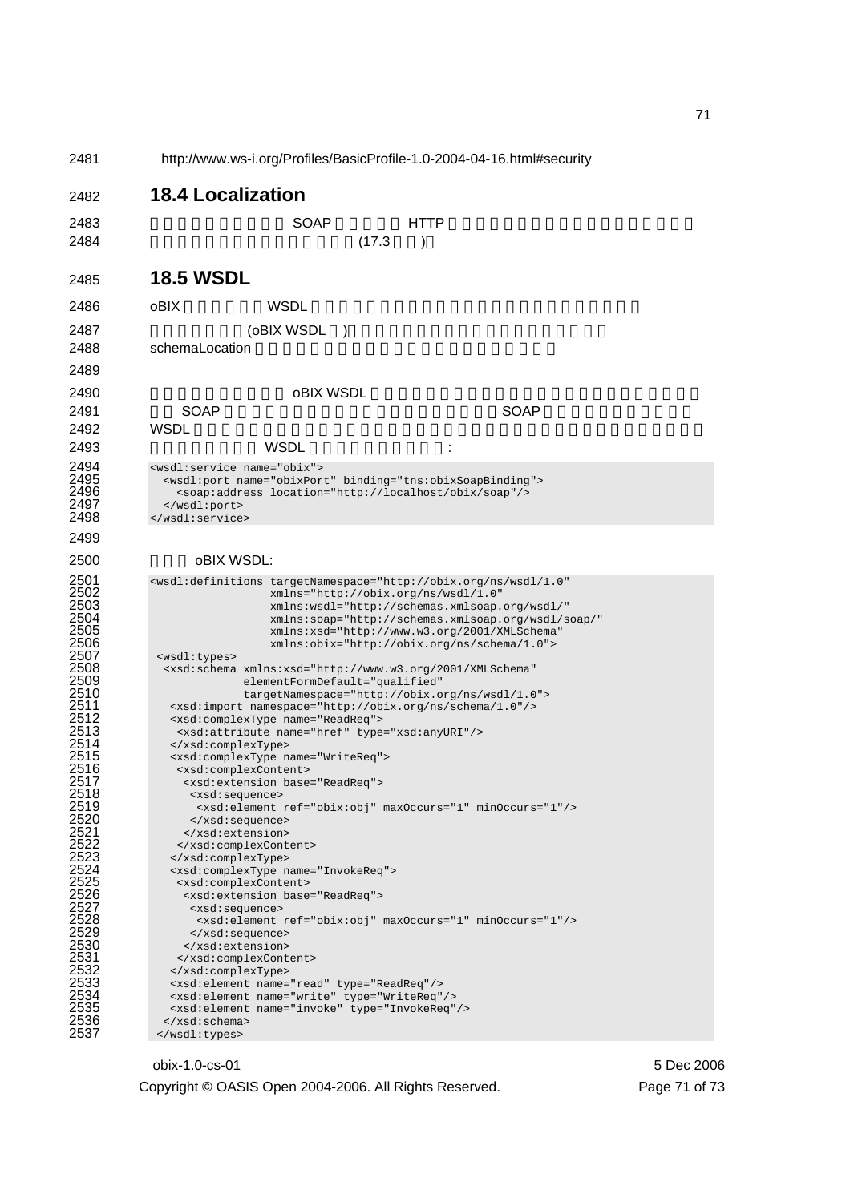http://www.ws-i.org/Profiles/BasicProfile-1.0-2004-04-16.html#security

## 18.4 Localization

SOAP HTTP

(17.3 )

## 18.5 WSDL

oBIX WSDL

(oBIX WSDL )

schemaLocation

oBIX WSDL

SOAP SOAP

WSDL

WSDL :

```
<wsdl:service name="obix">
  <wsdl:port name="obixPort" binding="tns:obixSoapBinding">
    <soap:address location="http://localhost/obix/soap"/>
  </wsdl:port>
</wsdl:service>
```

oBIX WSDL:

```
<wsdl:definitions targetNamespace="http://obix.org/ns/wsdl/1.0"
                  xmlns="http://obix.org/ns/wsdl/1.0"
                  xmlns:wsdl="http://schemas.xmlsoap.org/wsdl/"
                  xmlns:soap="http://schemas.xmlsoap.org/wsdl/soap/"
                  xmlns:xsd="http://www.w3.org/2001/XMLSchema"
                  xmlns:obix="http://obix.org/ns/schema/1.0">
 <wsdl:types>
  <xsd:schema xmlns:xsd="http://www.w3.org/2001/XMLSchema"
              elementFormDefault="qualified"
              targetNamespace="http://obix.org/ns/wsdl/1.0">
   <xsd:import namespace="http://obix.org/ns/schema/1.0"/>
   <xsd:complexType name="ReadReq">
    <xsd:attribute name="href" type="xsd:anyURI"/>
   </xsd:complexType>
   <xsd:complexType name="WriteReq">
    <xsd:complexContent>
     <xsd:extension base="ReadReq">
      <xsd:sequence>
       <xsd:element ref="obix:obj" maxOccurs="1" minOccurs="1"/>
      </xsd:sequence>
     </xsd:extension>
    </xsd:complexContent>
   </xsd:complexType>
   <xsd:complexType name="InvokeReq">
    <xsd:complexContent>
     <xsd:extension base="ReadReq">
      <xsd:sequence>
       <xsd:element ref="obix:obj" maxOccurs="1" minOccurs="1"/>
      </xsd:sequence>
     </xsd:extension>
    </xsd:complexContent>
   </xsd:complexType>
   <xsd:element name="read" type="ReadReq"/>
   <xsd:element name="write" type="WriteReq"/>
   <xsd:element name="invoke" type="InvokeReq"/>
  </xsd:schema>
 </wsdl:types>
```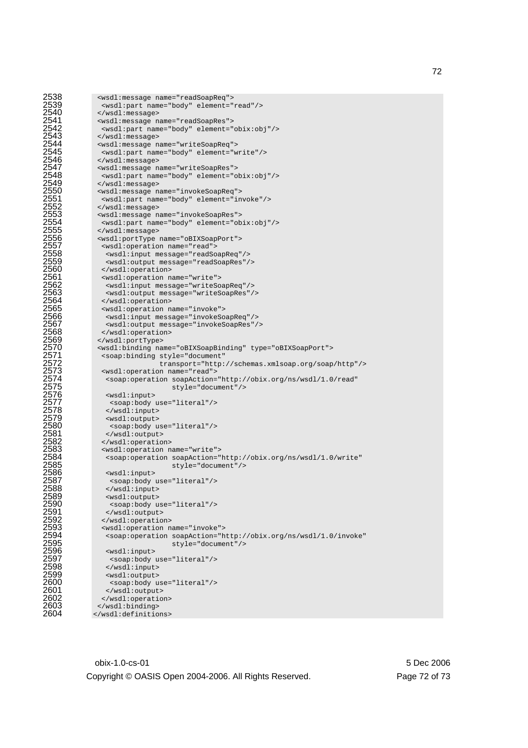```
<wsdl:message name="readSoapReq">
 <wsdl:part name="body" element="read"/>
</wsdl:message>
<wsdl:message name="readSoapRes">
 <wsdl:part name="body" element="obix:obj"/>
</wsdl:message>
<wsdl:message name="writeSoapReq">
 <wsdl:part name="body" element="write"/>
</wsdl:message>
<wsdl:message name="writeSoapRes">
 <wsdl:part name="body" element="obix:obj"/>
</wsdl:message>
<wsdl:message name="invokeSoapReq">
 <wsdl:part name="body" element="invoke"/>
</wsdl:message>
<wsdl:message name="invokeSoapRes">
 <wsdl:part name="body" element="obix:obj"/>
</wsdl:message>
<wsdl:portType name="oBIXSoapPort">
 <wsdl:operation name="read">
  <wsdl:input message="readSoapReq"/>
  <wsdl:output message="readSoapRes"/>
 </wsdl:operation>
 <wsdl:operation name="write">
  <wsdl:input message="writeSoapReq"/>
  <wsdl:output message="writeSoapRes"/>
 </wsdl:operation>
 <wsdl:operation name="invoke">
  <wsdl:input message="invokeSoapReq"/>
  <wsdl:output message="invokeSoapRes"/>
 </wsdl:operation>
</wsdl:portType>
<wsdl:binding name="oBIXSoapBinding" type="oBIXSoapPort">
 <soap:binding style="document"
               transport="http://schemas.xmlsoap.org/soap/http"/>
 <wsdl:operation name="read">
  <soap:operation soapAction="http://obix.org/ns/wsdl/1.0/read"
                  style="document"/>
  <wsdl:input>
   <soap:body use="literal"/>
  </wsdl:input>
  <wsdl:output>
   <soap:body use="literal"/>
  </wsdl:output>
 </wsdl:operation>
 <wsdl:operation name="write">
  <soap:operation soapAction="http://obix.org/ns/wsdl/1.0/write"
                  style="document"/>
  <wsdl:input>
   <soap:body use="literal"/>
  </wsdl:input>
  <wsdl:output>
   <soap:body use="literal"/>
  </wsdl:output>
 </wsdl:operation>
 <wsdl:operation name="invoke">
  <soap:operation soapAction="http://obix.org/ns/wsdl/1.0/invoke"
                  style="document"/>
  <wsdl:input>
   <soap:body use="literal"/>
  </wsdl:input>
  <wsdl:output>
   <soap:body use="literal"/>
  </wsdl:output>
 </wsdl:operation>
</wsdl:binding>
</wsdl:definitions>
```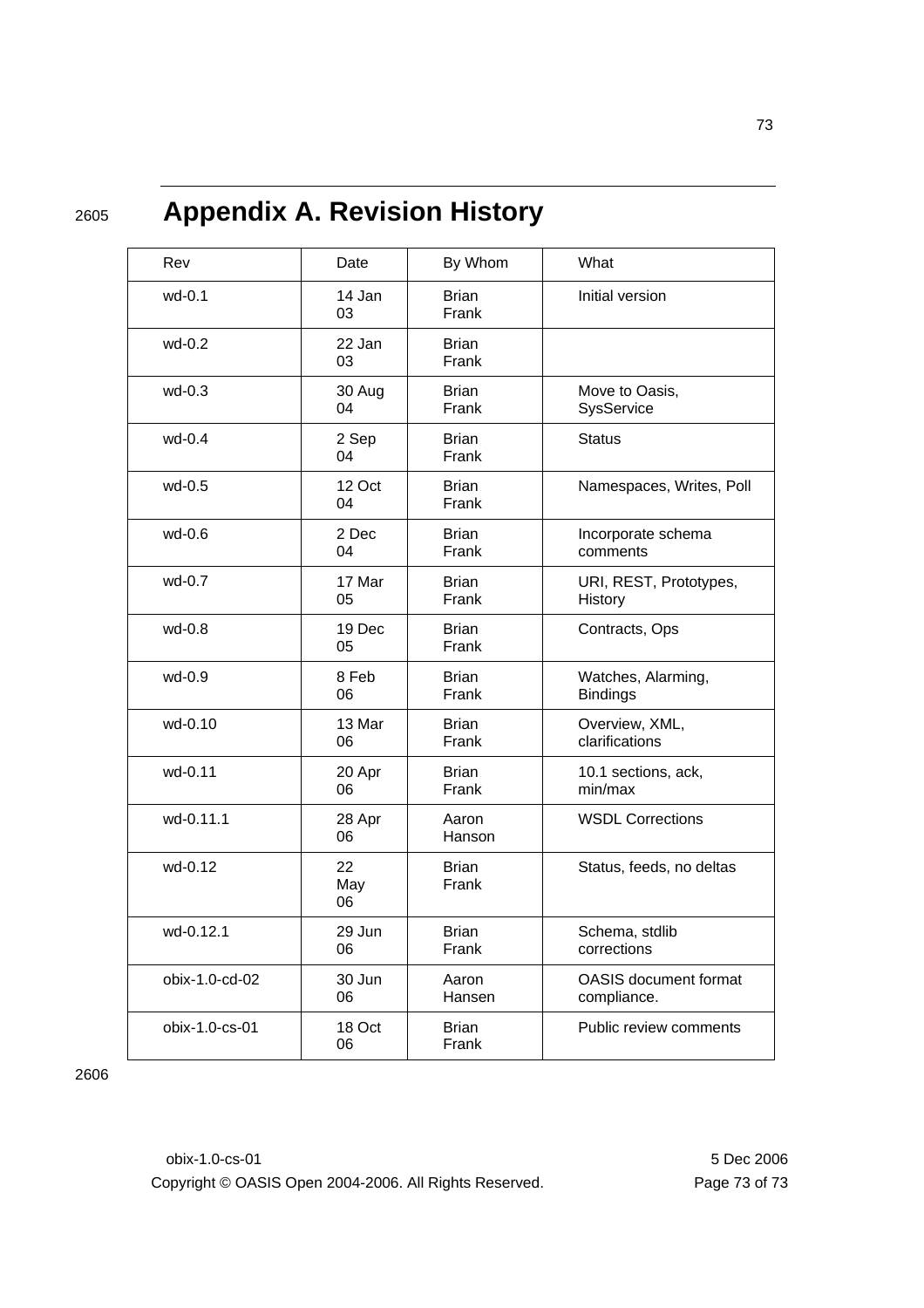# Appendix A. Revision History

| Rev | Date | By Whom | What |
|---|---|---|---|
| wd-0.1 | 14 Jan 03 | Brian Frank | Initial version |
| wd-0.2 | 22 Jan 03 | Brian Frank | |
| wd-0.3 | 30 Aug 04 | Brian Frank | Move to Oasis, SysService |
| wd-0.4 | 2 Sep 04 | Brian Frank | Status |
| wd-0.5 | 12 Oct 04 | Brian Frank | Namespaces, Writes, Poll |
| wd-0.6 | 2 Dec 04 | Brian Frank | Incorporate schema comments |
| wd-0.7 | 17 Mar 05 | Brian Frank | URI, REST, Prototypes, History |
| wd-0.8 | 19 Dec 05 | Brian Frank | Contracts, Ops |
| wd-0.9 | 8 Feb 06 | Brian Frank | Watches, Alarming, Bindings |
| wd-0.10 | 13 Mar 06 | Brian Frank | Overview, XML, clarifications |
| wd-0.11 | 20 Apr 06 | Brian Frank | 10.1 sections, ack, min/max |
| wd-0.11.1 | 28 Apr 06 | Aaron Hanson | WSDL Corrections |
| wd-0.12 | 22 May 06 | Brian Frank | Status, feeds, no deltas |
| wd-0.12.1 | 29 Jun 06 | Brian Frank | Schema, stdlib corrections |
| obix-1.0-cd-02 | 30 Jun 06 | Aaron Hansen | OASIS document format compliance. |
| obix-1.0-cs-01 | 18 Oct 06 | Brian Frank | Public review comments |